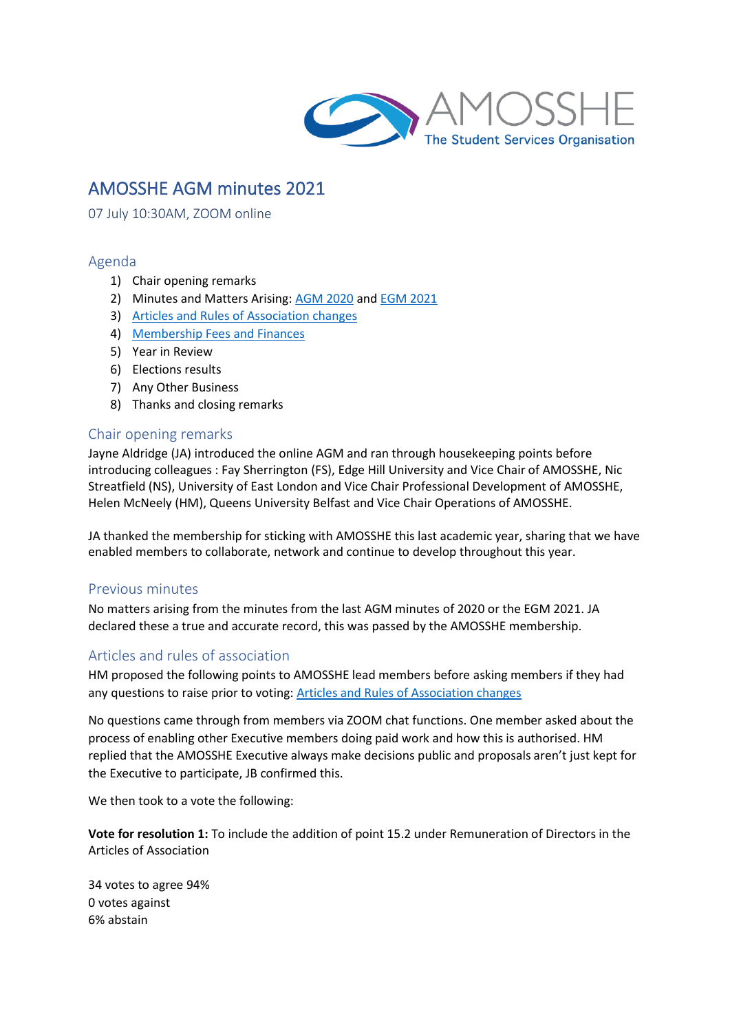# AMOSSHE AGM minutes 2021

07 July 10:30AM, ZOOM online

## Agenda

1) Chair opening remarks
2) Minutes and Matters Arising: AGM 2020 and EGM 2021
3) Articles and Rules of Association changes
4) Membership Fees and Finances
5) Year in Review
6) Elections results
7) Any Other Business
8) Thanks and closing remarks

## Chair opening remarks

Jayne Aldridge (JA) introduced the online AGM and ran through housekeeping points before introducing colleagues : Fay Sherrington (FS), Edge Hill University and Vice Chair of AMOSSHE, Nic Streatfield (NS), University of East London and Vice Chair Professional Development of AMOSSHE, Helen McNeely (HM), Queens University Belfast and Vice Chair Operations of AMOSSHE.

JA thanked the membership for sticking with AMOSSHE this last academic year, sharing that we have enabled members to collaborate, network and continue to develop throughout this year.

## Previous minutes

No matters arising from the minutes from the last AGM minutes of 2020 or the EGM 2021. JA declared these a true and accurate record, this was passed by the AMOSSHE membership.

## Articles and rules of association

HM proposed the following points to AMOSSHE lead members before asking members if they had any questions to raise prior to voting: Articles and Rules of Association changes

No questions came through from members via ZOOM chat functions. One member asked about the process of enabling other Executive members doing paid work and how this is authorised. HM replied that the AMOSSHE Executive always make decisions public and proposals aren't just kept for the Executive to participate, JB confirmed this.

We then took to a vote the following:

**Vote for resolution 1:** To include the addition of point 15.2 under Remuneration of Directors in the Articles of Association

34 votes to agree 94%
0 votes against
6% abstain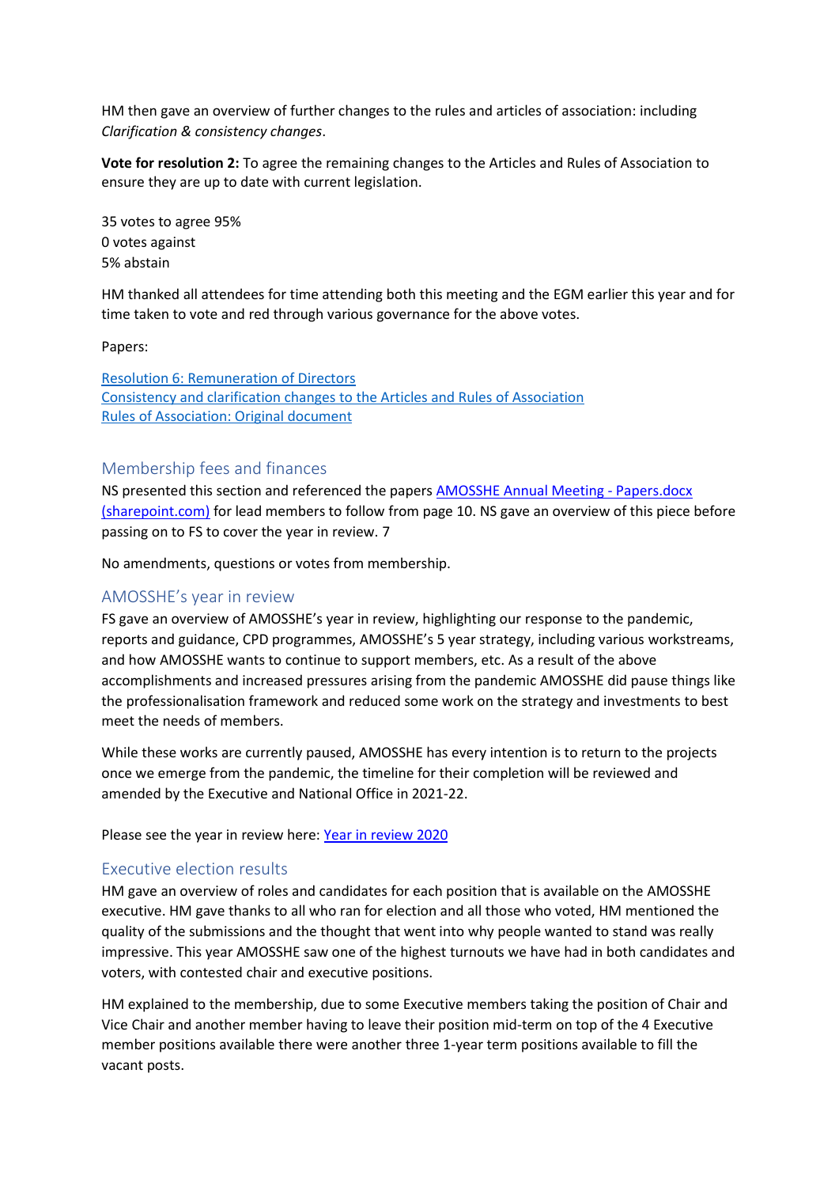HM then gave an overview of further changes to the rules and articles of association: including *Clarification & consistency changes*.

**Vote for resolution 2:** To agree the remaining changes to the Articles and Rules of Association to ensure they are up to date with current legislation.

35 votes to agree 95%
0 votes against
5% abstain

HM thanked all attendees for time attending both this meeting and the EGM earlier this year and for time taken to vote and red through various governance for the above votes.

Papers:

[Resolution 6: Remuneration of Directors]
[Consistency and clarification changes to the Articles and Rules of Association]
[Rules of Association: Original document]

## Membership fees and finances

NS presented this section and referenced the papers [AMOSSHE Annual Meeting - Papers.docx (sharepoint.com)] for lead members to follow from page 10. NS gave an overview of this piece before passing on to FS to cover the year in review. 7

No amendments, questions or votes from membership.

## AMOSSHE's year in review

FS gave an overview of AMOSSHE's year in review, highlighting our response to the pandemic, reports and guidance, CPD programmes, AMOSSHE's 5 year strategy, including various workstreams, and how AMOSSHE wants to continue to support members, etc. As a result of the above accomplishments and increased pressures arising from the pandemic AMOSSHE did pause things like the professionalisation framework and reduced some work on the strategy and investments to best meet the needs of members.

While these works are currently paused, AMOSSHE has every intention is to return to the projects once we emerge from the pandemic, the timeline for their completion will be reviewed and amended by the Executive and National Office in 2021-22.

Please see the year in review here: [Year in review 2020]

## Executive election results

HM gave an overview of roles and candidates for each position that is available on the AMOSSHE executive. HM gave thanks to all who ran for election and all those who voted, HM mentioned the quality of the submissions and the thought that went into why people wanted to stand was really impressive. This year AMOSSHE saw one of the highest turnouts we have had in both candidates and voters, with contested chair and executive positions.

HM explained to the membership, due to some Executive members taking the position of Chair and Vice Chair and another member having to leave their position mid-term on top of the 4 Executive member positions available there were another three 1-year term positions available to fill the vacant posts.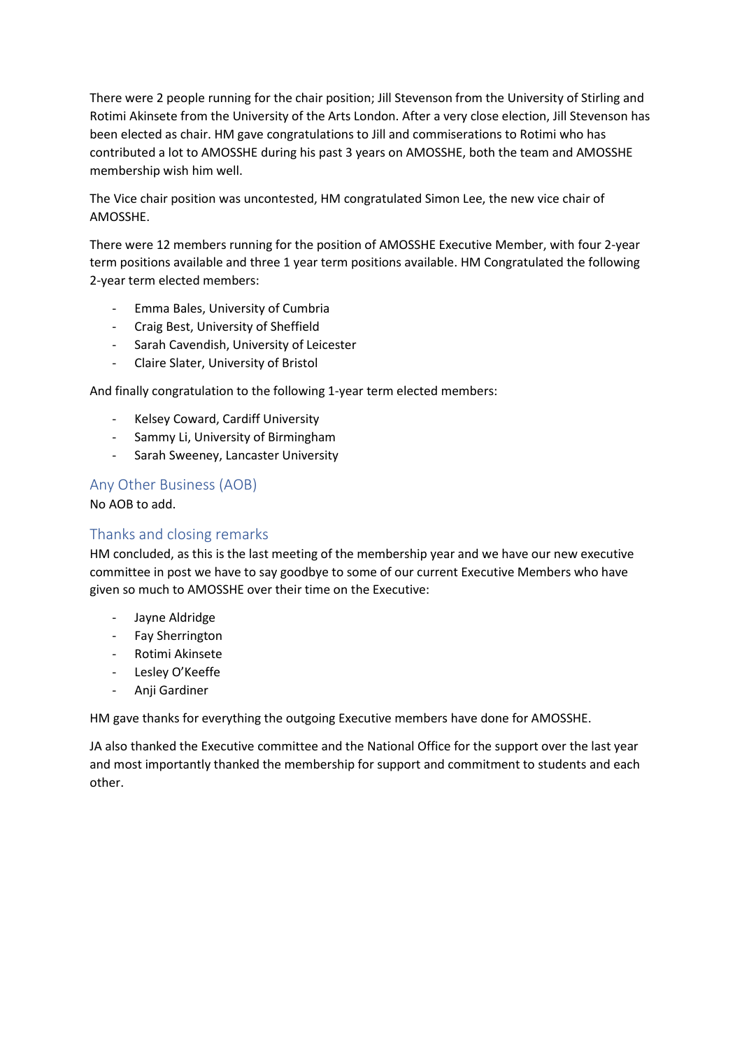There were 2 people running for the chair position; Jill Stevenson from the University of Stirling and Rotimi Akinsete from the University of the Arts London. After a very close election, Jill Stevenson has been elected as chair. HM gave congratulations to Jill and commiserations to Rotimi who has contributed a lot to AMOSSHE during his past 3 years on AMOSSHE, both the team and AMOSSHE membership wish him well.

The Vice chair position was uncontested, HM congratulated Simon Lee, the new vice chair of AMOSSHE.

There were 12 members running for the position of AMOSSHE Executive Member, with four 2-year term positions available and three 1 year term positions available. HM Congratulated the following 2-year term elected members:

- Emma Bales, University of Cumbria
- Craig Best, University of Sheffield
- Sarah Cavendish, University of Leicester
- Claire Slater, University of Bristol

And finally congratulation to the following 1-year term elected members:

- Kelsey Coward, Cardiff University
- Sammy Li, University of Birmingham
- Sarah Sweeney, Lancaster University

## Any Other Business (AOB)

No AOB to add.

## Thanks and closing remarks

HM concluded, as this is the last meeting of the membership year and we have our new executive committee in post we have to say goodbye to some of our current Executive Members who have given so much to AMOSSHE over their time on the Executive:

- Jayne Aldridge
- Fay Sherrington
- Rotimi Akinsete
- Lesley O'Keeffe
- Anji Gardiner

HM gave thanks for everything the outgoing Executive members have done for AMOSSHE.

JA also thanked the Executive committee and the National Office for the support over the last year and most importantly thanked the membership for support and commitment to students and each other.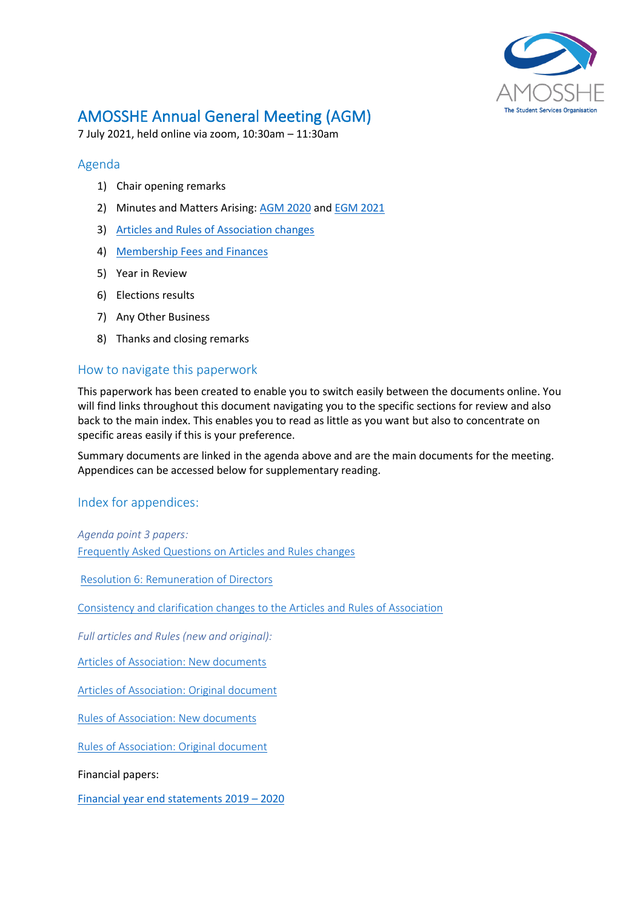# AMOSSHE Annual General Meeting (AGM)

7 July 2021, held online via zoom, 10:30am – 11:30am

## Agenda

1) Chair opening remarks
2) Minutes and Matters Arising: AGM 2020 and EGM 2021
3) Articles and Rules of Association changes
4) Membership Fees and Finances
5) Year in Review
6) Elections results
7) Any Other Business
8) Thanks and closing remarks

## How to navigate this paperwork

This paperwork has been created to enable you to switch easily between the documents online. You will find links throughout this document navigating you to the specific sections for review and also back to the main index. This enables you to read as little as you want but also to concentrate on specific areas easily if this is your preference.

Summary documents are linked in the agenda above and are the main documents for the meeting. Appendices can be accessed below for supplementary reading.

## Index for appendices:

*Agenda point 3 papers:*

Frequently Asked Questions on Articles and Rules changes

Resolution 6: Remuneration of Directors

Consistency and clarification changes to the Articles and Rules of Association

*Full articles and Rules (new and original):*

Articles of Association: New documents

Articles of Association: Original document

Rules of Association: New documents

Rules of Association: Original document

Financial papers:

Financial year end statements 2019 – 2020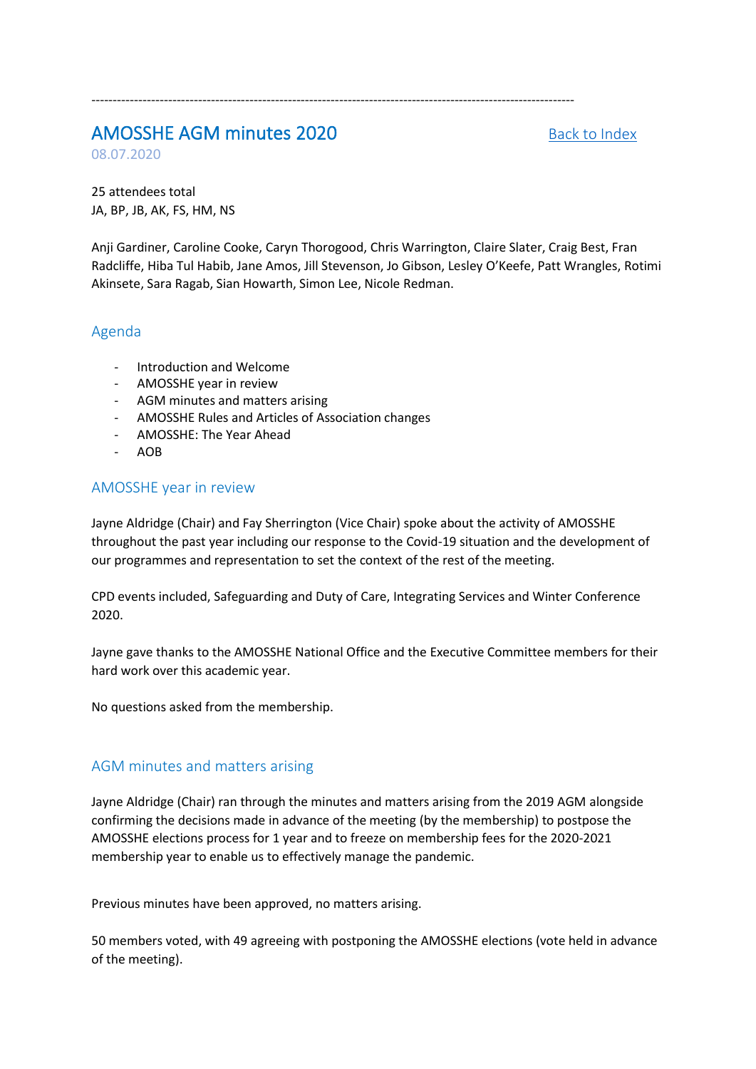---

## AMOSSHE AGM minutes 2020

[Back to Index]

08.07.2020

25 attendees total
JA, BP, JB, AK, FS, HM, NS

Anji Gardiner, Caroline Cooke, Caryn Thorogood, Chris Warrington, Claire Slater, Craig Best, Fran Radcliffe, Hiba Tul Habib, Jane Amos, Jill Stevenson, Jo Gibson, Lesley O'Keefe, Patt Wrangles, Rotimi Akinsete, Sara Ragab, Sian Howarth, Simon Lee, Nicole Redman.

### Agenda

- Introduction and Welcome
- AMOSSHE year in review
- AGM minutes and matters arising
- AMOSSHE Rules and Articles of Association changes
- AMOSSHE: The Year Ahead
- AOB

### AMOSSHE year in review

Jayne Aldridge (Chair) and Fay Sherrington (Vice Chair) spoke about the activity of AMOSSHE throughout the past year including our response to the Covid-19 situation and the development of our programmes and representation to set the context of the rest of the meeting.

CPD events included, Safeguarding and Duty of Care, Integrating Services and Winter Conference 2020.

Jayne gave thanks to the AMOSSHE National Office and the Executive Committee members for their hard work over this academic year.

No questions asked from the membership.

### AGM minutes and matters arising

Jayne Aldridge (Chair) ran through the minutes and matters arising from the 2019 AGM alongside confirming the decisions made in advance of the meeting (by the membership) to postpose the AMOSSHE elections process for 1 year and to freeze on membership fees for the 2020-2021 membership year to enable us to effectively manage the pandemic.

Previous minutes have been approved, no matters arising.

50 members voted, with 49 agreeing with postponing the AMOSSHE elections (vote held in advance of the meeting).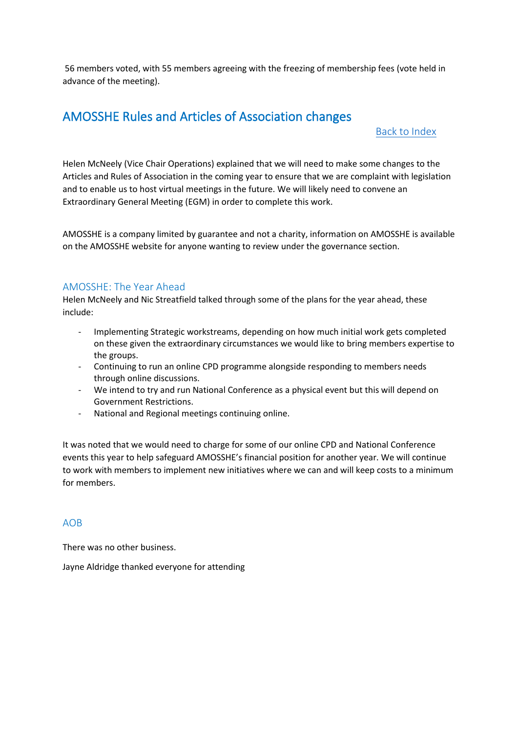56 members voted, with 55 members agreeing with the freezing of membership fees (vote held in advance of the meeting).

## AMOSSHE Rules and Articles of Association changes

Back to Index

Helen McNeely (Vice Chair Operations) explained that we will need to make some changes to the Articles and Rules of Association in the coming year to ensure that we are complaint with legislation and to enable us to host virtual meetings in the future. We will likely need to convene an Extraordinary General Meeting (EGM) in order to complete this work.

AMOSSHE is a company limited by guarantee and not a charity, information on AMOSSHE is available on the AMOSSHE website for anyone wanting to review under the governance section.

### AMOSSHE: The Year Ahead

Helen McNeely and Nic Streatfield talked through some of the plans for the year ahead, these include:

- Implementing Strategic workstreams, depending on how much initial work gets completed on these given the extraordinary circumstances we would like to bring members expertise to the groups.
- Continuing to run an online CPD programme alongside responding to members needs through online discussions.
- We intend to try and run National Conference as a physical event but this will depend on Government Restrictions.
- National and Regional meetings continuing online.

It was noted that we would need to charge for some of our online CPD and National Conference events this year to help safeguard AMOSSHE's financial position for another year. We will continue to work with members to implement new initiatives where we can and will keep costs to a minimum for members.

### AOB

There was no other business.

Jayne Aldridge thanked everyone for attending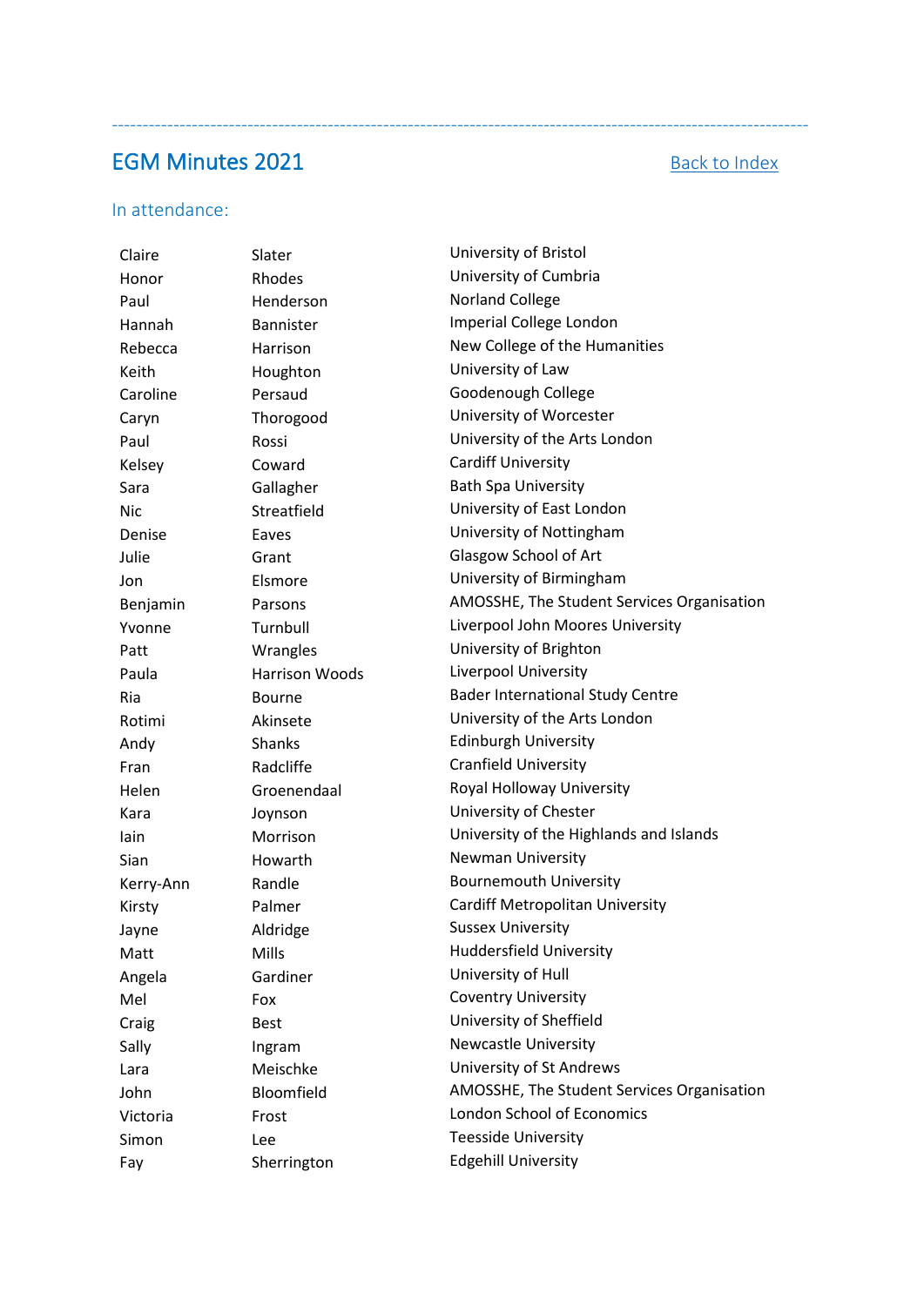---

## EGM Minutes 2021

[Back to Index]

### In attendance:

| | | |
|---|---|---|
| Claire | Slater | University of Bristol |
| Honor | Rhodes | University of Cumbria |
| Paul | Henderson | Norland College |
| Hannah | Bannister | Imperial College London |
| Rebecca | Harrison | New College of the Humanities |
| Keith | Houghton | University of Law |
| Caroline | Persaud | Goodenough College |
| Caryn | Thorogood | University of Worcester |
| Paul | Rossi | University of the Arts London |
| Kelsey | Coward | Cardiff University |
| Sara | Gallagher | Bath Spa University |
| Nic | Streatfield | University of East London |
| Denise | Eaves | University of Nottingham |
| Julie | Grant | Glasgow School of Art |
| Jon | Elsmore | University of Birmingham |
| Benjamin | Parsons | AMOSSHE, The Student Services Organisation |
| Yvonne | Turnbull | Liverpool John Moores University |
| Patt | Wrangles | University of Brighton |
| Paula | Harrison Woods | Liverpool University |
| Ria | Bourne | Bader International Study Centre |
| Rotimi | Akinsete | University of the Arts London |
| Andy | Shanks | Edinburgh University |
| Fran | Radcliffe | Cranfield University |
| Helen | Groenendaal | Royal Holloway University |
| Kara | Joynson | University of Chester |
| Iain | Morrison | University of the Highlands and Islands |
| Sian | Howarth | Newman University |
| Kerry-Ann | Randle | Bournemouth University |
| Kirsty | Palmer | Cardiff Metropolitan University |
| Jayne | Aldridge | Sussex University |
| Matt | Mills | Huddersfield University |
| Angela | Gardiner | University of Hull |
| Mel | Fox | Coventry University |
| Craig | Best | University of Sheffield |
| Sally | Ingram | Newcastle University |
| Lara | Meischke | University of St Andrews |
| John | Bloomfield | AMOSSHE, The Student Services Organisation |
| Victoria | Frost | London School of Economics |
| Simon | Lee | Teesside University |
| Fay | Sherrington | Edgehill University |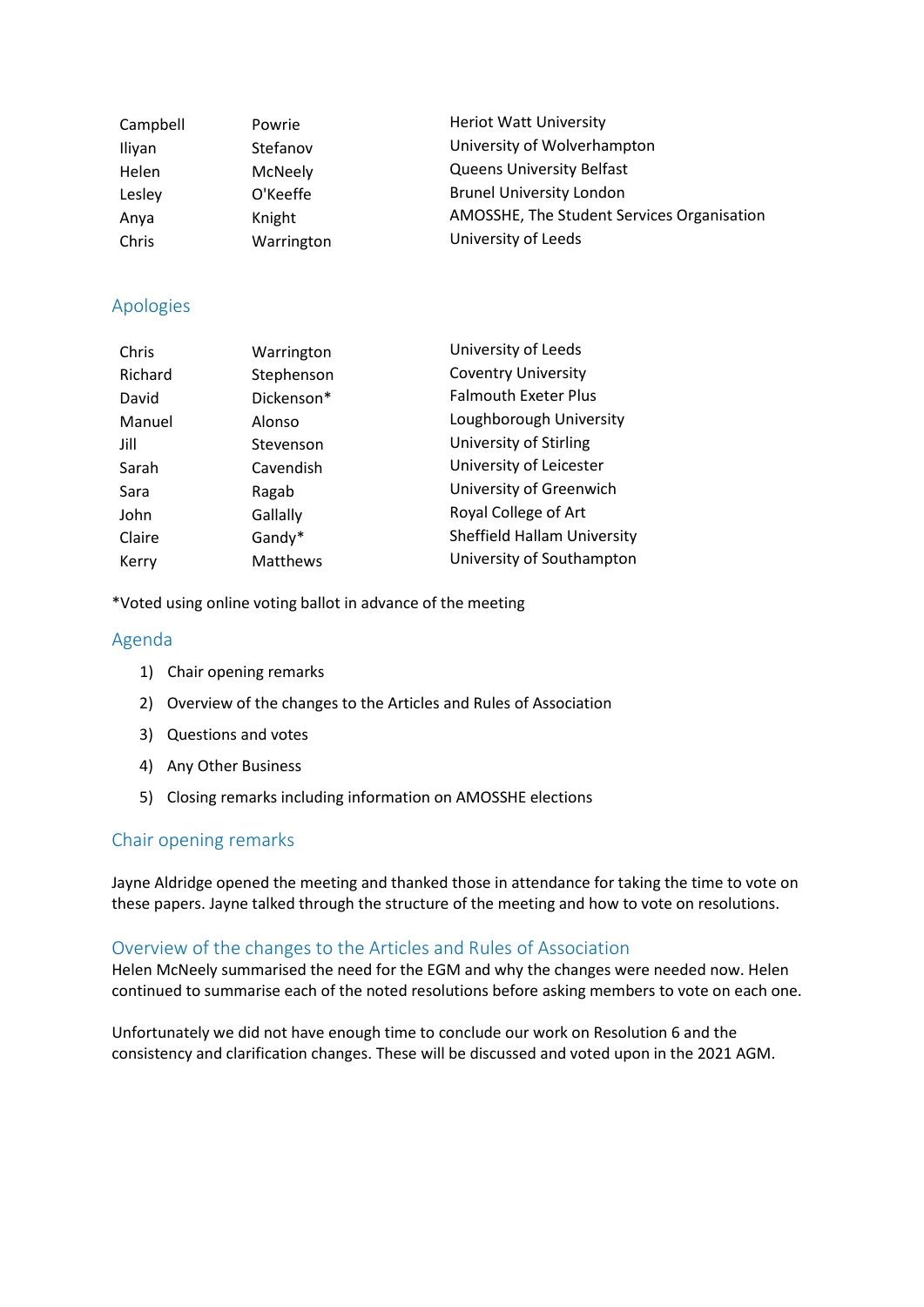| | | |
|---|---|---|
| Campbell | Powrie | Heriot Watt University |
| Iliyan | Stefanov | University of Wolverhampton |
| Helen | McNeely | Queens University Belfast |
| Lesley | O'Keeffe | Brunel University London |
| Anya | Knight | AMOSSHE, The Student Services Organisation |
| Chris | Warrington | University of Leeds |

## Apologies

| | | |
|---|---|---|
| Chris | Warrington | University of Leeds |
| Richard | Stephenson | Coventry University |
| David | Dickenson* | Falmouth Exeter Plus |
| Manuel | Alonso | Loughborough University |
| Jill | Stevenson | University of Stirling |
| Sarah | Cavendish | University of Leicester |
| Sara | Ragab | University of Greenwich |
| John | Gallally | Royal College of Art |
| Claire | Gandy* | Sheffield Hallam University |
| Kerry | Matthews | University of Southampton |

*Voted using online voting ballot in advance of the meeting

## Agenda

1) Chair opening remarks
2) Overview of the changes to the Articles and Rules of Association
3) Questions and votes
4) Any Other Business
5) Closing remarks including information on AMOSSHE elections

## Chair opening remarks

Jayne Aldridge opened the meeting and thanked those in attendance for taking the time to vote on these papers. Jayne talked through the structure of the meeting and how to vote on resolutions.

## Overview of the changes to the Articles and Rules of Association

Helen McNeely summarised the need for the EGM and why the changes were needed now. Helen continued to summarise each of the noted resolutions before asking members to vote on each one.

Unfortunately we did not have enough time to conclude our work on Resolution 6 and the consistency and clarification changes. These will be discussed and voted upon in the 2021 AGM.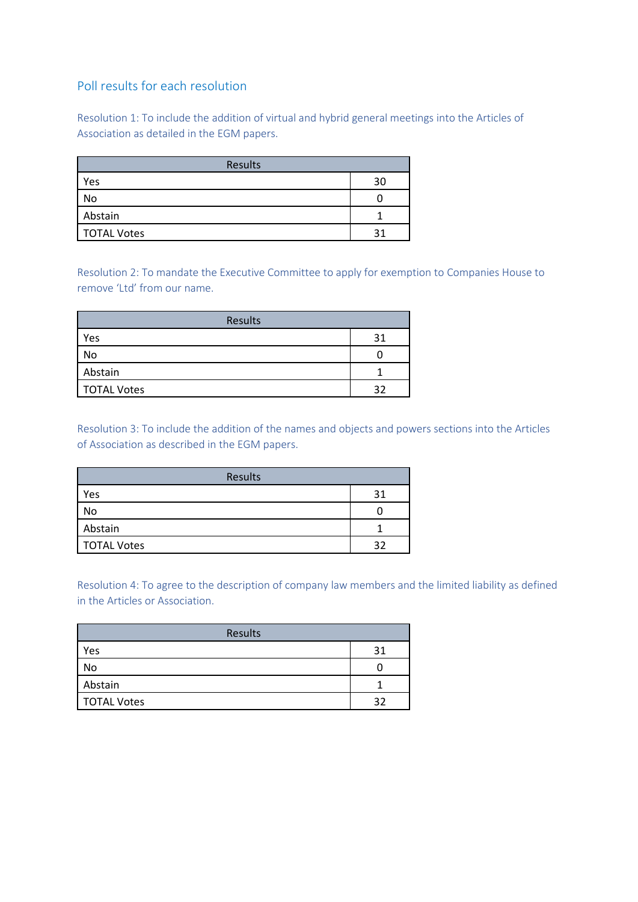## Poll results for each resolution

Resolution 1: To include the addition of virtual and hybrid general meetings into the Articles of Association as detailed in the EGM papers.

| Results | |
|---|---|
| Yes | 30 |
| No | 0 |
| Abstain | 1 |
| TOTAL Votes | 31 |

Resolution 2: To mandate the Executive Committee to apply for exemption to Companies House to remove 'Ltd' from our name.

| Results | |
|---|---|
| Yes | 31 |
| No | 0 |
| Abstain | 1 |
| TOTAL Votes | 32 |

Resolution 3: To include the addition of the names and objects and powers sections into the Articles of Association as described in the EGM papers.

| Results | |
|---|---|
| Yes | 31 |
| No | 0 |
| Abstain | 1 |
| TOTAL Votes | 32 |

Resolution 4: To agree to the description of company law members and the limited liability as defined in the Articles or Association.

| Results | |
|---|---|
| Yes | 31 |
| No | 0 |
| Abstain | 1 |
| TOTAL Votes | 32 |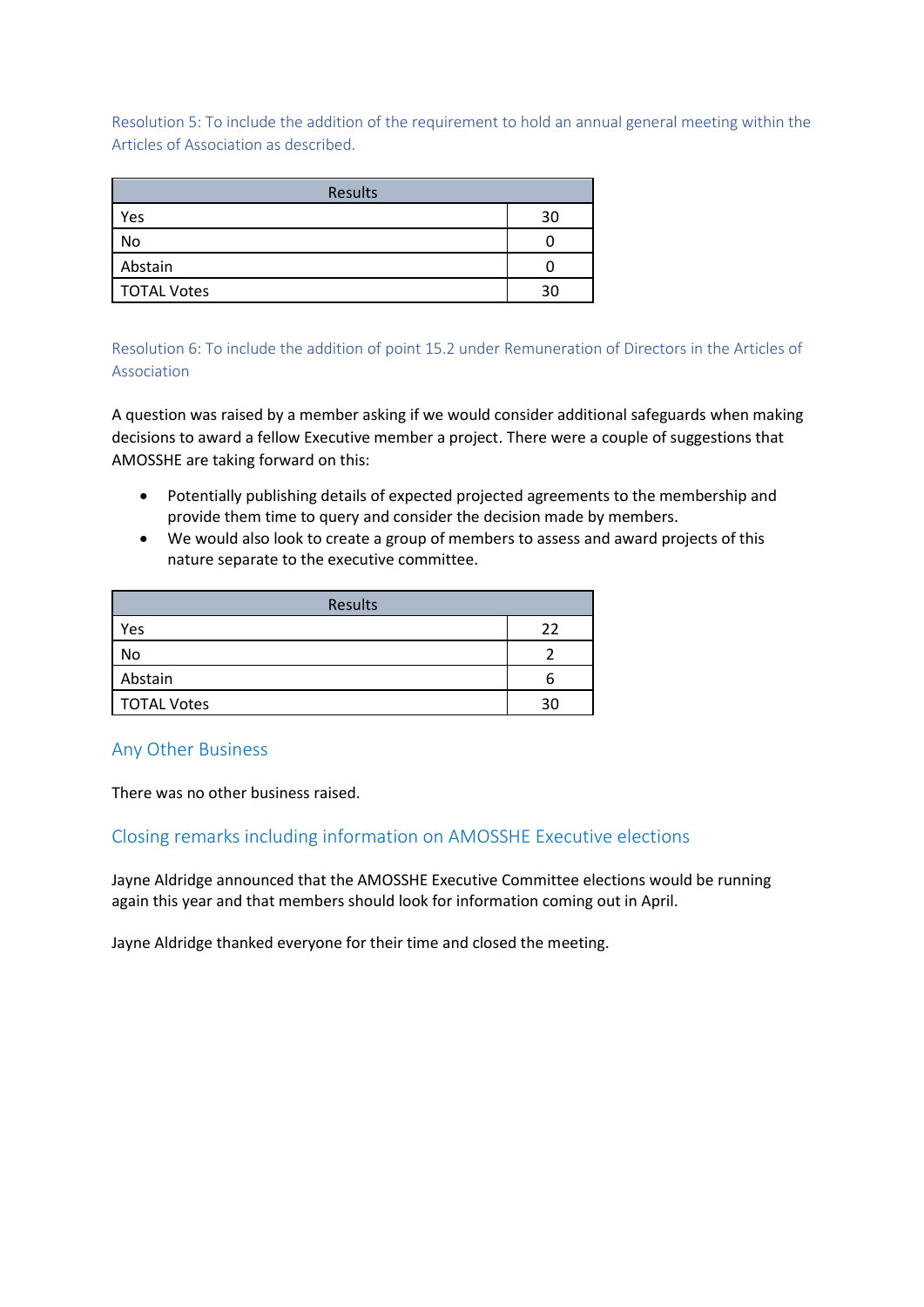### Resolution 5: To include the addition of the requirement to hold an annual general meeting within the Articles of Association as described.

| Results | |
|---|---|
| Yes | 30 |
| No | 0 |
| Abstain | 0 |
| TOTAL Votes | 30 |

### Resolution 6: To include the addition of point 15.2 under Remuneration of Directors in the Articles of Association

A question was raised by a member asking if we would consider additional safeguards when making decisions to award a fellow Executive member a project. There were a couple of suggestions that AMOSSHE are taking forward on this:

- Potentially publishing details of expected projected agreements to the membership and provide them time to query and consider the decision made by members.
- We would also look to create a group of members to assess and award projects of this nature separate to the executive committee.

| Results | |
|---|---|
| Yes | 22 |
| No | 2 |
| Abstain | 6 |
| TOTAL Votes | 30 |

## Any Other Business

There was no other business raised.

## Closing remarks including information on AMOSSHE Executive elections

Jayne Aldridge announced that the AMOSSHE Executive Committee elections would be running again this year and that members should look for information coming out in April.

Jayne Aldridge thanked everyone for their time and closed the meeting.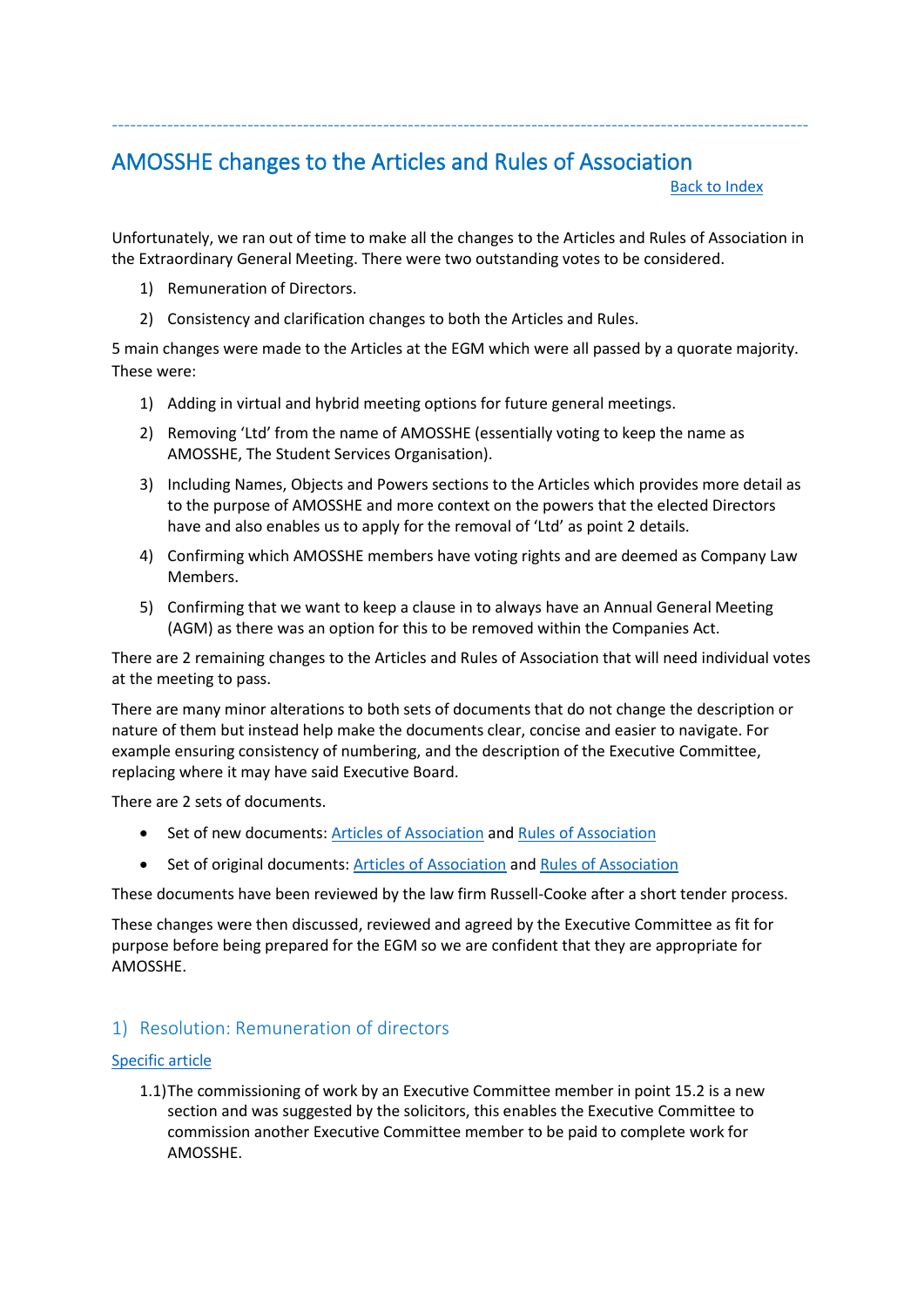## AMOSSHE changes to the Articles and Rules of Association

Back to Index

Unfortunately, we ran out of time to make all the changes to the Articles and Rules of Association in the Extraordinary General Meeting. There were two outstanding votes to be considered.

1) Remuneration of Directors.
2) Consistency and clarification changes to both the Articles and Rules.

5 main changes were made to the Articles at the EGM which were all passed by a quorate majority. These were:

1) Adding in virtual and hybrid meeting options for future general meetings.
2) Removing 'Ltd' from the name of AMOSSHE (essentially voting to keep the name as AMOSSHE, The Student Services Organisation).
3) Including Names, Objects and Powers sections to the Articles which provides more detail as to the purpose of AMOSSHE and more context on the powers that the elected Directors have and also enables us to apply for the removal of 'Ltd' as point 2 details.
4) Confirming which AMOSSHE members have voting rights and are deemed as Company Law Members.
5) Confirming that we want to keep a clause in to always have an Annual General Meeting (AGM) as there was an option for this to be removed within the Companies Act.

There are 2 remaining changes to the Articles and Rules of Association that will need individual votes at the meeting to pass.

There are many minor alterations to both sets of documents that do not change the description or nature of them but instead help make the documents clear, concise and easier to navigate. For example ensuring consistency of numbering, and the description of the Executive Committee, replacing where it may have said Executive Board.

There are 2 sets of documents.

- Set of new documents: Articles of Association and Rules of Association
- Set of original documents: Articles of Association and Rules of Association

These documents have been reviewed by the law firm Russell-Cooke after a short tender process.

These changes were then discussed, reviewed and agreed by the Executive Committee as fit for purpose before being prepared for the EGM so we are confident that they are appropriate for AMOSSHE.

### 1) Resolution: Remuneration of directors

Specific article

1.1) The commissioning of work by an Executive Committee member in point 15.2 is a new section and was suggested by the solicitors, this enables the Executive Committee to commission another Executive Committee member to be paid to complete work for AMOSSHE.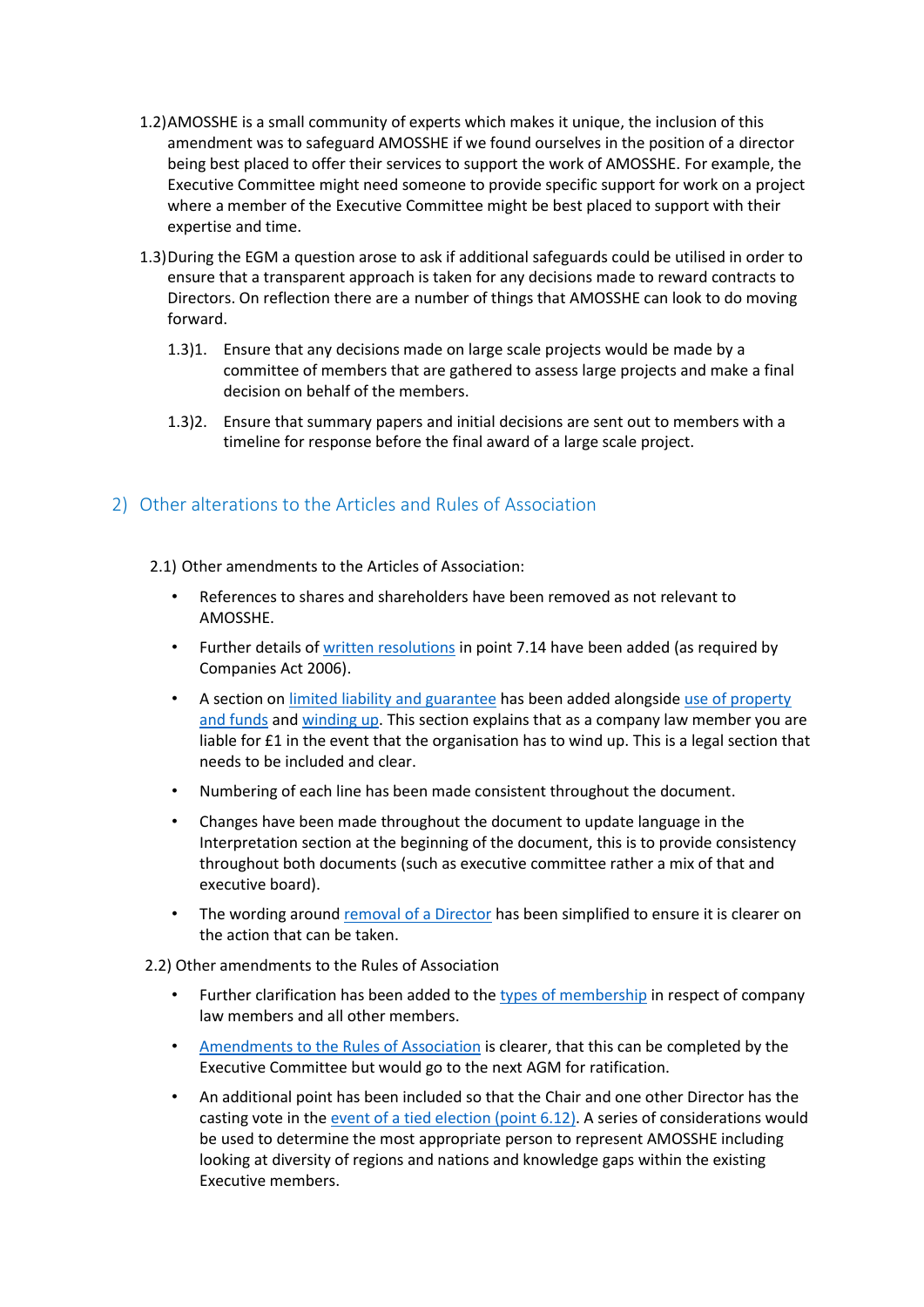1.2) AMOSSHE is a small community of experts which makes it unique, the inclusion of this amendment was to safeguard AMOSSHE if we found ourselves in the position of a director being best placed to offer their services to support the work of AMOSSHE. For example, the Executive Committee might need someone to provide specific support for work on a project where a member of the Executive Committee might be best placed to support with their expertise and time.

1.3) During the EGM a question arose to ask if additional safeguards could be utilised in order to ensure that a transparent approach is taken for any decisions made to reward contracts to Directors. On reflection there are a number of things that AMOSSHE can look to do moving forward.

1.3)1. Ensure that any decisions made on large scale projects would be made by a committee of members that are gathered to assess large projects and make a final decision on behalf of the members.

1.3)2. Ensure that summary papers and initial decisions are sent out to members with a timeline for response before the final award of a large scale project.

## 2) Other alterations to the Articles and Rules of Association

2.1) Other amendments to the Articles of Association:

- References to shares and shareholders have been removed as not relevant to AMOSSHE.
- Further details of written resolutions in point 7.14 have been added (as required by Companies Act 2006).
- A section on limited liability and guarantee has been added alongside use of property and funds and winding up. This section explains that as a company law member you are liable for £1 in the event that the organisation has to wind up. This is a legal section that needs to be included and clear.
- Numbering of each line has been made consistent throughout the document.
- Changes have been made throughout the document to update language in the Interpretation section at the beginning of the document, this is to provide consistency throughout both documents (such as executive committee rather a mix of that and executive board).
- The wording around removal of a Director has been simplified to ensure it is clearer on the action that can be taken.

2.2) Other amendments to the Rules of Association

- Further clarification has been added to the types of membership in respect of company law members and all other members.
- Amendments to the Rules of Association is clearer, that this can be completed by the Executive Committee but would go to the next AGM for ratification.
- An additional point has been included so that the Chair and one other Director has the casting vote in the event of a tied election (point 6.12). A series of considerations would be used to determine the most appropriate person to represent AMOSSHE including looking at diversity of regions and nations and knowledge gaps within the existing Executive members.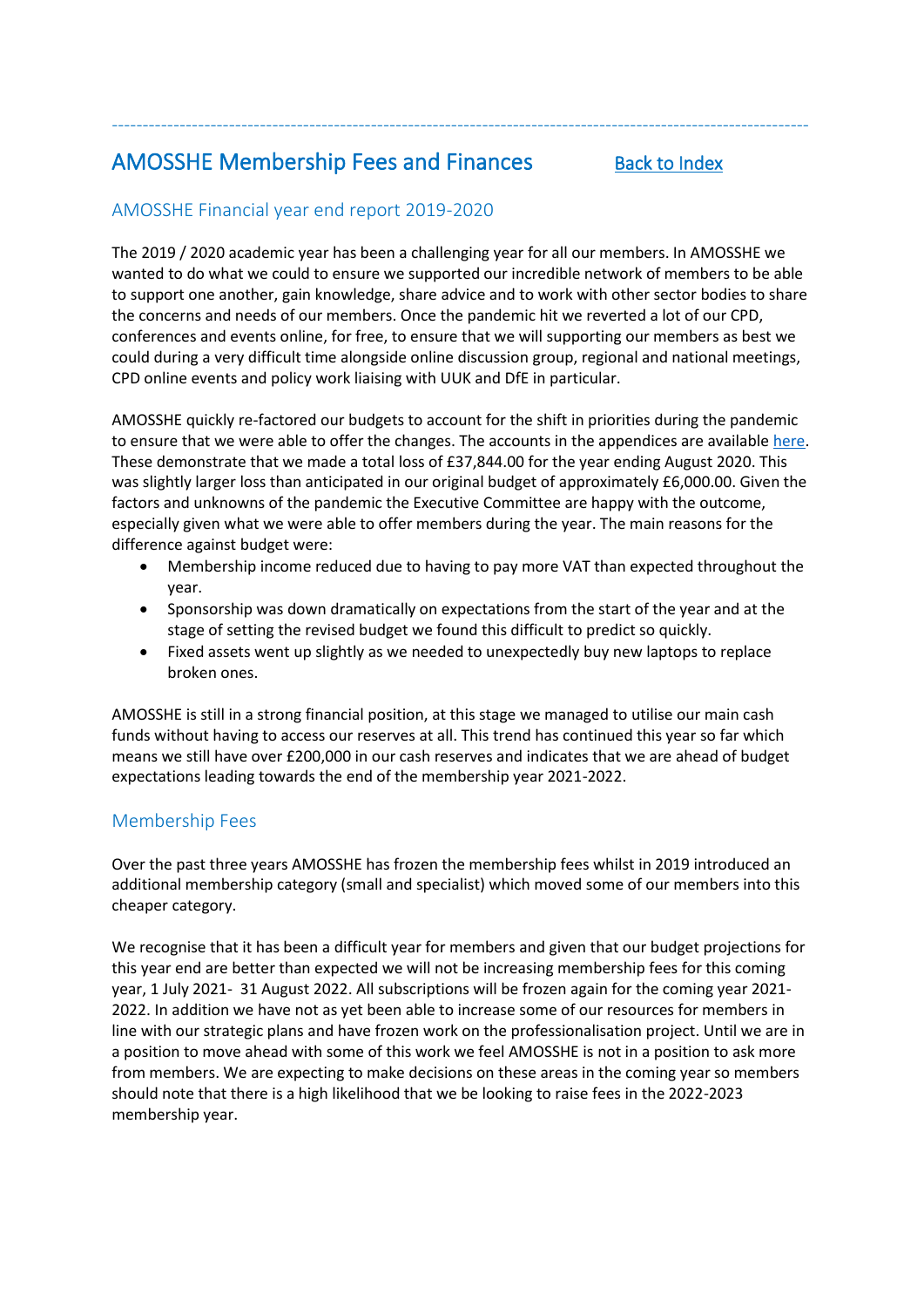## AMOSSHE Membership Fees and Finances

[Back to Index]

### AMOSSHE Financial year end report 2019-2020

The 2019 / 2020 academic year has been a challenging year for all our members. In AMOSSHE we wanted to do what we could to ensure we supported our incredible network of members to be able to support one another, gain knowledge, share advice and to work with other sector bodies to share the concerns and needs of our members. Once the pandemic hit we reverted a lot of our CPD, conferences and events online, for free, to ensure that we will supporting our members as best we could during a very difficult time alongside online discussion group, regional and national meetings, CPD online events and policy work liaising with UUK and DfE in particular.

AMOSSHE quickly re-factored our budgets to account for the shift in priorities during the pandemic to ensure that we were able to offer the changes. The accounts in the appendices are available here. These demonstrate that we made a total loss of £37,844.00 for the year ending August 2020. This was slightly larger loss than anticipated in our original budget of approximately £6,000.00. Given the factors and unknowns of the pandemic the Executive Committee are happy with the outcome, especially given what we were able to offer members during the year. The main reasons for the difference against budget were:

- Membership income reduced due to having to pay more VAT than expected throughout the year.
- Sponsorship was down dramatically on expectations from the start of the year and at the stage of setting the revised budget we found this difficult to predict so quickly.
- Fixed assets went up slightly as we needed to unexpectedly buy new laptops to replace broken ones.

AMOSSHE is still in a strong financial position, at this stage we managed to utilise our main cash funds without having to access our reserves at all. This trend has continued this year so far which means we still have over £200,000 in our cash reserves and indicates that we are ahead of budget expectations leading towards the end of the membership year 2021-2022.

### Membership Fees

Over the past three years AMOSSHE has frozen the membership fees whilst in 2019 introduced an additional membership category (small and specialist) which moved some of our members into this cheaper category.

We recognise that it has been a difficult year for members and given that our budget projections for this year end are better than expected we will not be increasing membership fees for this coming year, 1 July 2021- 31 August 2022. All subscriptions will be frozen again for the coming year 2021-2022. In addition we have not as yet been able to increase some of our resources for members in line with our strategic plans and have frozen work on the professionalisation project. Until we are in a position to move ahead with some of this work we feel AMOSSHE is not in a position to ask more from members. We are expecting to make decisions on these areas in the coming year so members should note that there is a high likelihood that we be looking to raise fees in the 2022-2023 membership year.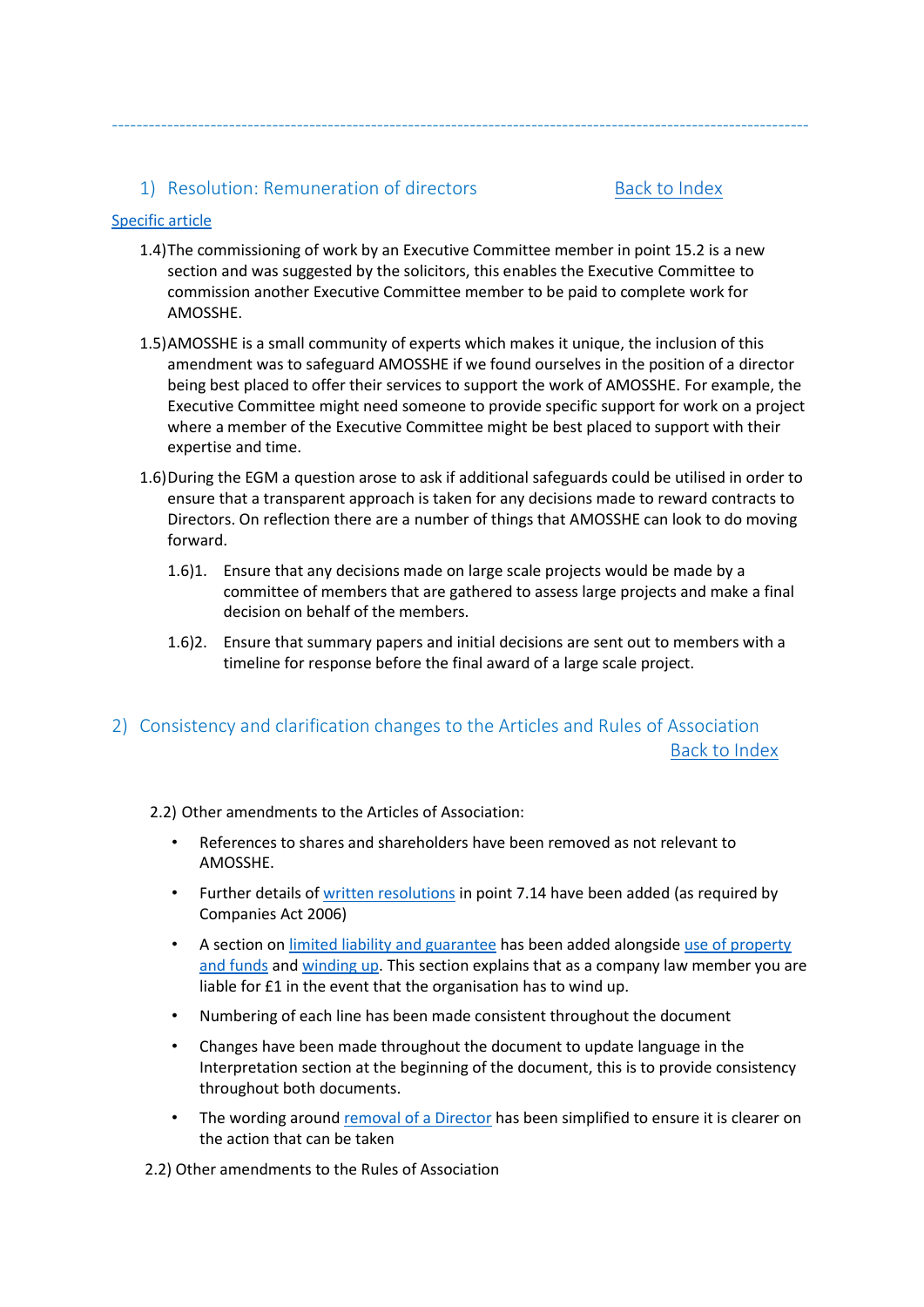---

## 1) Resolution: Remuneration of directors

Back to Index

Specific article

1.4) The commissioning of work by an Executive Committee member in point 15.2 is a new section and was suggested by the solicitors, this enables the Executive Committee to commission another Executive Committee member to be paid to complete work for AMOSSHE.

1.5) AMOSSHE is a small community of experts which makes it unique, the inclusion of this amendment was to safeguard AMOSSHE if we found ourselves in the position of a director being best placed to offer their services to support the work of AMOSSHE. For example, the Executive Committee might need someone to provide specific support for work on a project where a member of the Executive Committee might be best placed to support with their expertise and time.

1.6) During the EGM a question arose to ask if additional safeguards could be utilised in order to ensure that a transparent approach is taken for any decisions made to reward contracts to Directors. On reflection there are a number of things that AMOSSHE can look to do moving forward.

1.6)1. Ensure that any decisions made on large scale projects would be made by a committee of members that are gathered to assess large projects and make a final decision on behalf of the members.

1.6)2. Ensure that summary papers and initial decisions are sent out to members with a timeline for response before the final award of a large scale project.

## 2) Consistency and clarification changes to the Articles and Rules of Association

Back to Index

2.2) Other amendments to the Articles of Association:

- References to shares and shareholders have been removed as not relevant to AMOSSHE.
- Further details of written resolutions in point 7.14 have been added (as required by Companies Act 2006)
- A section on limited liability and guarantee has been added alongside use of property and funds and winding up. This section explains that as a company law member you are liable for £1 in the event that the organisation has to wind up.
- Numbering of each line has been made consistent throughout the document
- Changes have been made throughout the document to update language in the Interpretation section at the beginning of the document, this is to provide consistency throughout both documents.
- The wording around removal of a Director has been simplified to ensure it is clearer on the action that can be taken

2.2) Other amendments to the Rules of Association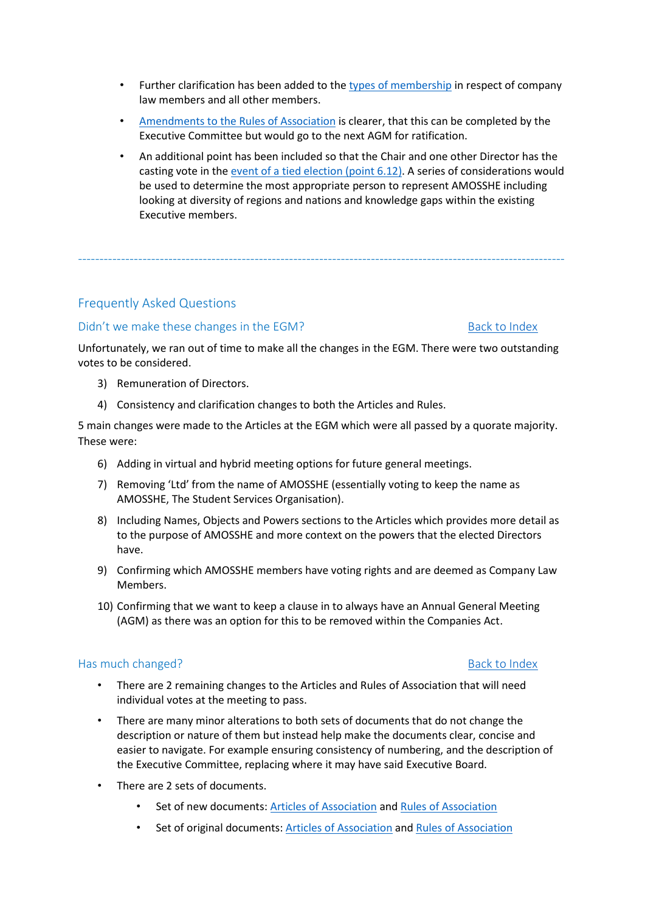- Further clarification has been added to the types of membership in respect of company law members and all other members.
- Amendments to the Rules of Association is clearer, that this can be completed by the Executive Committee but would go to the next AGM for ratification.
- An additional point has been included so that the Chair and one other Director has the casting vote in the event of a tied election (point 6.12). A series of considerations would be used to determine the most appropriate person to represent AMOSSHE including looking at diversity of regions and nations and knowledge gaps within the existing Executive members.

---

## Frequently Asked Questions

### Didn't we make these changes in the EGM?

Back to Index

Unfortunately, we ran out of time to make all the changes in the EGM. There were two outstanding votes to be considered.

3) Remuneration of Directors.
4) Consistency and clarification changes to both the Articles and Rules.

5 main changes were made to the Articles at the EGM which were all passed by a quorate majority. These were:

6) Adding in virtual and hybrid meeting options for future general meetings.
7) Removing 'Ltd' from the name of AMOSSHE (essentially voting to keep the name as AMOSSHE, The Student Services Organisation).
8) Including Names, Objects and Powers sections to the Articles which provides more detail as to the purpose of AMOSSHE and more context on the powers that the elected Directors have.
9) Confirming which AMOSSHE members have voting rights and are deemed as Company Law Members.
10) Confirming that we want to keep a clause in to always have an Annual General Meeting (AGM) as there was an option for this to be removed within the Companies Act.

### Has much changed?

Back to Index

- There are 2 remaining changes to the Articles and Rules of Association that will need individual votes at the meeting to pass.
- There are many minor alterations to both sets of documents that do not change the description or nature of them but instead help make the documents clear, concise and easier to navigate. For example ensuring consistency of numbering, and the description of the Executive Committee, replacing where it may have said Executive Board.
- There are 2 sets of documents.
  - Set of new documents: Articles of Association and Rules of Association
  - Set of original documents: Articles of Association and Rules of Association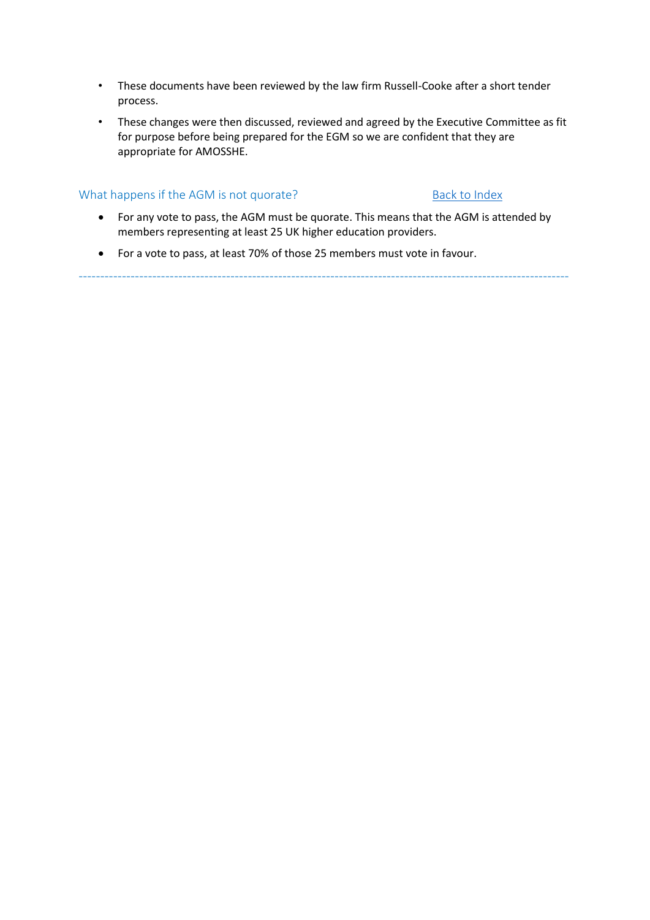- These documents have been reviewed by the law firm Russell-Cooke after a short tender process.
- These changes were then discussed, reviewed and agreed by the Executive Committee as fit for purpose before being prepared for the EGM so we are confident that they are appropriate for AMOSSHE.

### What happens if the AGM is not quorate? [Back to Index]

- For any vote to pass, the AGM must be quorate. This means that the AGM is attended by members representing at least 25 UK higher education providers.
- For a vote to pass, at least 70% of those 25 members must vote in favour.

---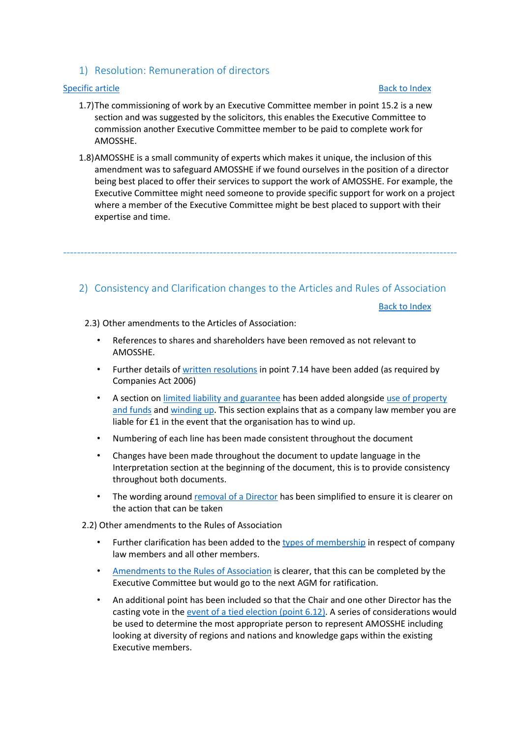## 1) Resolution: Remuneration of directors

[Specific article](#) [Back to Index](#)

1.7) The commissioning of work by an Executive Committee member in point 15.2 is a new section and was suggested by the solicitors, this enables the Executive Committee to commission another Executive Committee member to be paid to complete work for AMOSSHE.

1.8) AMOSSHE is a small community of experts which makes it unique, the inclusion of this amendment was to safeguard AMOSSHE if we found ourselves in the position of a director being best placed to offer their services to support the work of AMOSSHE. For example, the Executive Committee might need someone to provide specific support for work on a project where a member of the Executive Committee might be best placed to support with their expertise and time.

---

## 2) Consistency and Clarification changes to the Articles and Rules of Association

[Back to Index](#)

2.3) Other amendments to the Articles of Association:

- References to shares and shareholders have been removed as not relevant to AMOSSHE.
- Further details of [written resolutions](#) in point 7.14 have been added (as required by Companies Act 2006)
- A section on [limited liability and guarantee](#) has been added alongside [use of property and funds](#) and [winding up](#). This section explains that as a company law member you are liable for £1 in the event that the organisation has to wind up.
- Numbering of each line has been made consistent throughout the document
- Changes have been made throughout the document to update language in the Interpretation section at the beginning of the document, this is to provide consistency throughout both documents.
- The wording around [removal of a Director](#) has been simplified to ensure it is clearer on the action that can be taken

2.2) Other amendments to the Rules of Association

- Further clarification has been added to the [types of membership](#) in respect of company law members and all other members.
- [Amendments to the Rules of Association](#) is clearer, that this can be completed by the Executive Committee but would go to the next AGM for ratification.
- An additional point has been included so that the Chair and one other Director has the casting vote in the [event of a tied election (point 6.12)](#). A series of considerations would be used to determine the most appropriate person to represent AMOSSHE including looking at diversity of regions and nations and knowledge gaps within the existing Executive members.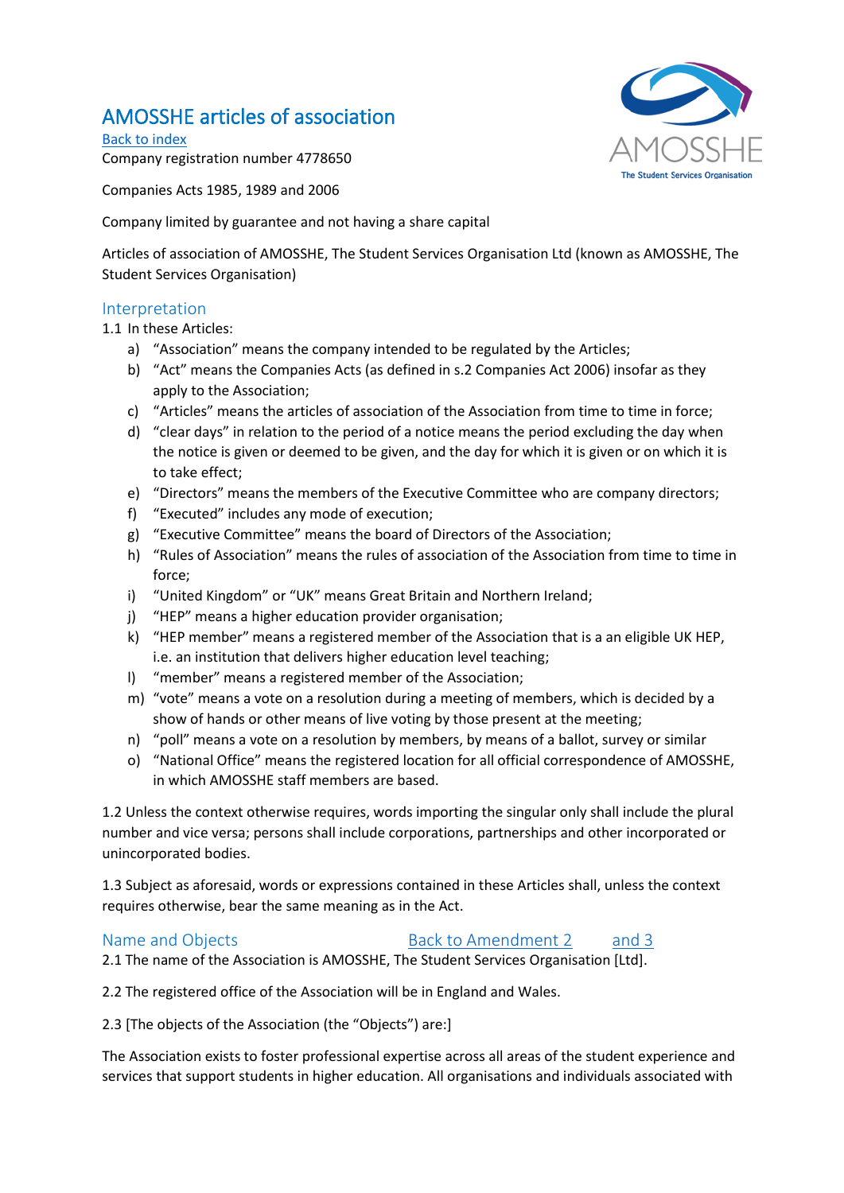# AMOSSHE articles of association

Back to index

Company registration number 4778650

Companies Acts 1985, 1989 and 2006

Company limited by guarantee and not having a share capital

Articles of association of AMOSSHE, The Student Services Organisation Ltd (known as AMOSSHE, The Student Services Organisation)

## Interpretation

1.1 In these Articles:

a) "Association" means the company intended to be regulated by the Articles;
b) "Act" means the Companies Acts (as defined in s.2 Companies Act 2006) insofar as they apply to the Association;
c) "Articles" means the articles of association of the Association from time to time in force;
d) "clear days" in relation to the period of a notice means the period excluding the day when the notice is given or deemed to be given, and the day for which it is given or on which it is to take effect;
e) "Directors" means the members of the Executive Committee who are company directors;
f) "Executed" includes any mode of execution;
g) "Executive Committee" means the board of Directors of the Association;
h) "Rules of Association" means the rules of association of the Association from time to time in force;
i) "United Kingdom" or "UK" means Great Britain and Northern Ireland;
j) "HEP" means a higher education provider organisation;
k) "HEP member" means a registered member of the Association that is a an eligible UK HEP, i.e. an institution that delivers higher education level teaching;
l) "member" means a registered member of the Association;
m) "vote" means a vote on a resolution during a meeting of members, which is decided by a show of hands or other means of live voting by those present at the meeting;
n) "poll" means a vote on a resolution by members, by means of a ballot, survey or similar
o) "National Office" means the registered location for all official correspondence of AMOSSHE, in which AMOSSHE staff members are based.

1.2 Unless the context otherwise requires, words importing the singular only shall include the plural number and vice versa; persons shall include corporations, partnerships and other incorporated or unincorporated bodies.

1.3 Subject as aforesaid, words or expressions contained in these Articles shall, unless the context requires otherwise, bear the same meaning as in the Act.

## Name and Objects

Back to Amendment 2 and 3

2.1 The name of the Association is AMOSSHE, The Student Services Organisation [Ltd].

2.2 The registered office of the Association will be in England and Wales.

2.3 [The objects of the Association (the "Objects") are:]

The Association exists to foster professional expertise across all areas of the student experience and services that support students in higher education. All organisations and individuals associated with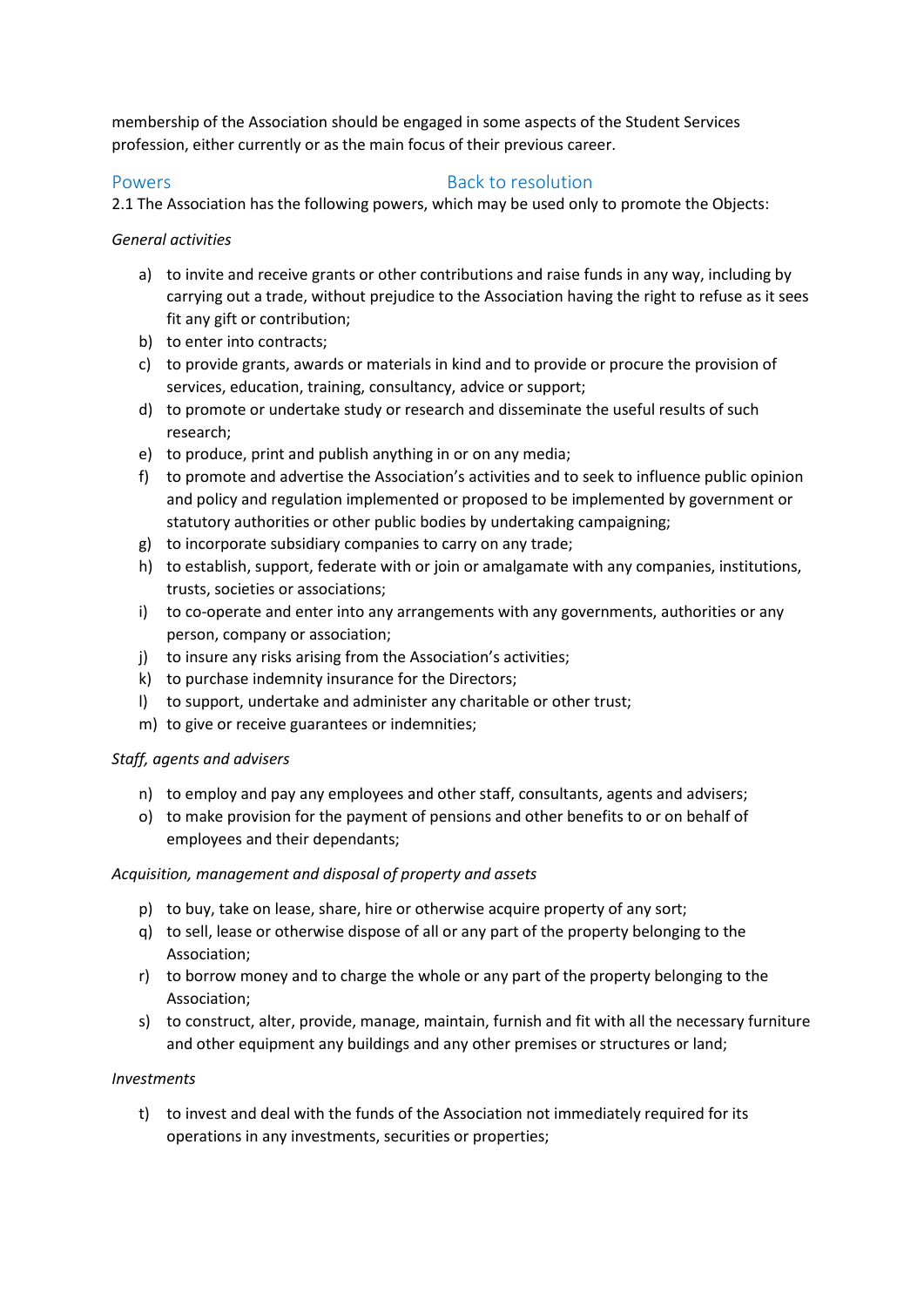membership of the Association should be engaged in some aspects of the Student Services profession, either currently or as the main focus of their previous career.

## Powers

Back to resolution

2.1 The Association has the following powers, which may be used only to promote the Objects:

*General activities*

- a) to invite and receive grants or other contributions and raise funds in any way, including by carrying out a trade, without prejudice to the Association having the right to refuse as it sees fit any gift or contribution;
- b) to enter into contracts;
- c) to provide grants, awards or materials in kind and to provide or procure the provision of services, education, training, consultancy, advice or support;
- d) to promote or undertake study or research and disseminate the useful results of such research;
- e) to produce, print and publish anything in or on any media;
- f) to promote and advertise the Association's activities and to seek to influence public opinion and policy and regulation implemented or proposed to be implemented by government or statutory authorities or other public bodies by undertaking campaigning;
- g) to incorporate subsidiary companies to carry on any trade;
- h) to establish, support, federate with or join or amalgamate with any companies, institutions, trusts, societies or associations;
- i) to co-operate and enter into any arrangements with any governments, authorities or any person, company or association;
- j) to insure any risks arising from the Association's activities;
- k) to purchase indemnity insurance for the Directors;
- l) to support, undertake and administer any charitable or other trust;
- m) to give or receive guarantees or indemnities;

*Staff, agents and advisers*

- n) to employ and pay any employees and other staff, consultants, agents and advisers;
- o) to make provision for the payment of pensions and other benefits to or on behalf of employees and their dependants;

*Acquisition, management and disposal of property and assets*

- p) to buy, take on lease, share, hire or otherwise acquire property of any sort;
- q) to sell, lease or otherwise dispose of all or any part of the property belonging to the Association;
- r) to borrow money and to charge the whole or any part of the property belonging to the Association;
- s) to construct, alter, provide, manage, maintain, furnish and fit with all the necessary furniture and other equipment any buildings and any other premises or structures or land;

*Investments*

- t) to invest and deal with the funds of the Association not immediately required for its operations in any investments, securities or properties;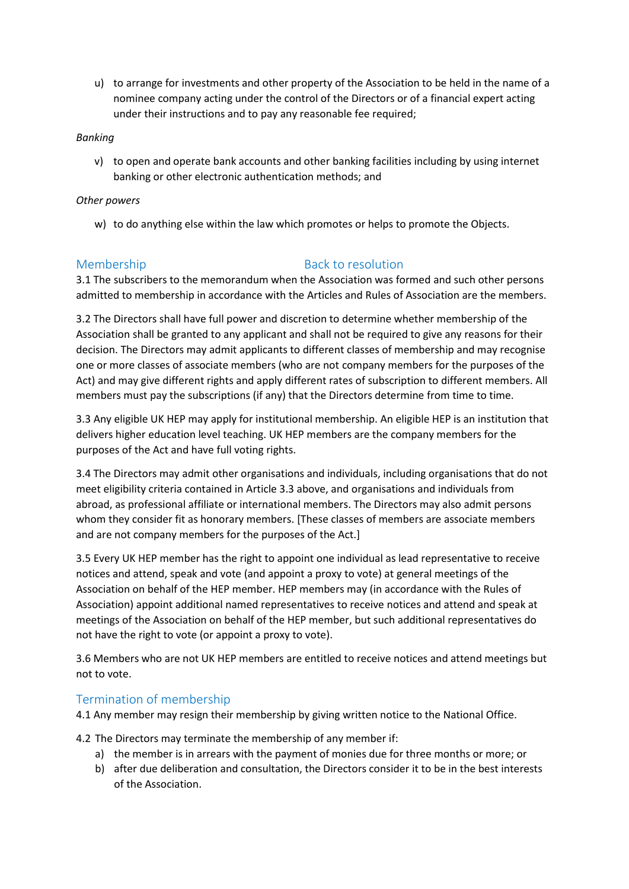u) to arrange for investments and other property of the Association to be held in the name of a nominee company acting under the control of the Directors or of a financial expert acting under their instructions and to pay any reasonable fee required;

*Banking*

v) to open and operate bank accounts and other banking facilities including by using internet banking or other electronic authentication methods; and

*Other powers*

w) to do anything else within the law which promotes or helps to promote the Objects.

## Membership                                    Back to resolution

3.1 The subscribers to the memorandum when the Association was formed and such other persons admitted to membership in accordance with the Articles and Rules of Association are the members.

3.2 The Directors shall have full power and discretion to determine whether membership of the Association shall be granted to any applicant and shall not be required to give any reasons for their decision. The Directors may admit applicants to different classes of membership and may recognise one or more classes of associate members (who are not company members for the purposes of the Act) and may give different rights and apply different rates of subscription to different members. All members must pay the subscriptions (if any) that the Directors determine from time to time.

3.3 Any eligible UK HEP may apply for institutional membership. An eligible HEP is an institution that delivers higher education level teaching. UK HEP members are the company members for the purposes of the Act and have full voting rights.

3.4 The Directors may admit other organisations and individuals, including organisations that do not meet eligibility criteria contained in Article 3.3 above, and organisations and individuals from abroad, as professional affiliate or international members. The Directors may also admit persons whom they consider fit as honorary members. [These classes of members are associate members and are not company members for the purposes of the Act.]

3.5 Every UK HEP member has the right to appoint one individual as lead representative to receive notices and attend, speak and vote (and appoint a proxy to vote) at general meetings of the Association on behalf of the HEP member. HEP members may (in accordance with the Rules of Association) appoint additional named representatives to receive notices and attend and speak at meetings of the Association on behalf of the HEP member, but such additional representatives do not have the right to vote (or appoint a proxy to vote).

3.6 Members who are not UK HEP members are entitled to receive notices and attend meetings but not to vote.

## Termination of membership

4.1 Any member may resign their membership by giving written notice to the National Office.

4.2 The Directors may terminate the membership of any member if:

a) the member is in arrears with the payment of monies due for three months or more; or
b) after due deliberation and consultation, the Directors consider it to be in the best interests of the Association.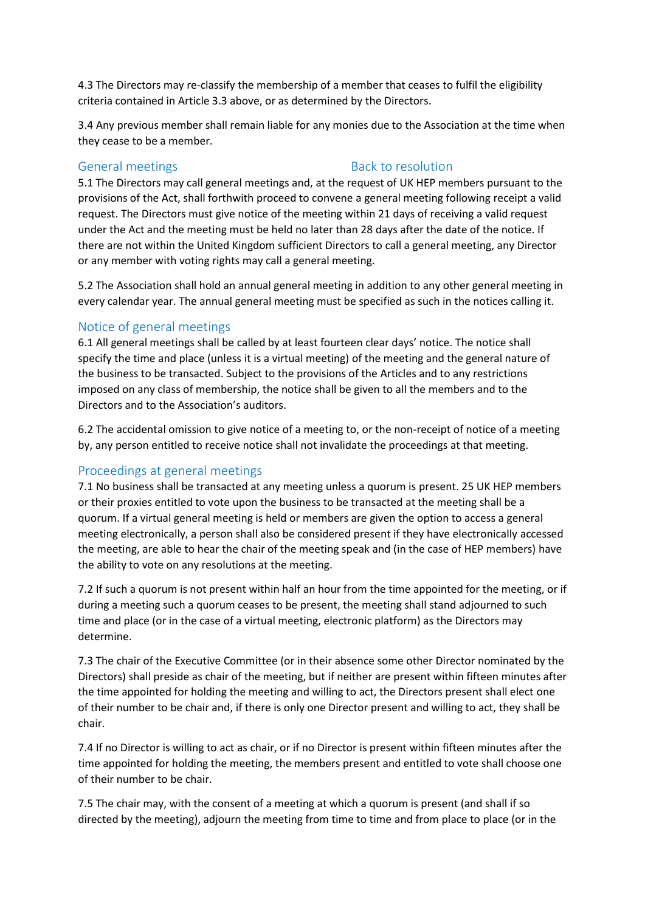4.3 The Directors may re-classify the membership of a member that ceases to fulfil the eligibility criteria contained in Article 3.3 above, or as determined by the Directors.

3.4 Any previous member shall remain liable for any monies due to the Association at the time when they cease to be a member.

## General meetings Back to resolution

5.1 The Directors may call general meetings and, at the request of UK HEP members pursuant to the provisions of the Act, shall forthwith proceed to convene a general meeting following receipt a valid request. The Directors must give notice of the meeting within 21 days of receiving a valid request under the Act and the meeting must be held no later than 28 days after the date of the notice. If there are not within the United Kingdom sufficient Directors to call a general meeting, any Director or any member with voting rights may call a general meeting.

5.2 The Association shall hold an annual general meeting in addition to any other general meeting in every calendar year. The annual general meeting must be specified as such in the notices calling it.

## Notice of general meetings

6.1 All general meetings shall be called by at least fourteen clear days' notice. The notice shall specify the time and place (unless it is a virtual meeting) of the meeting and the general nature of the business to be transacted. Subject to the provisions of the Articles and to any restrictions imposed on any class of membership, the notice shall be given to all the members and to the Directors and to the Association's auditors.

6.2 The accidental omission to give notice of a meeting to, or the non-receipt of notice of a meeting by, any person entitled to receive notice shall not invalidate the proceedings at that meeting.

## Proceedings at general meetings

7.1 No business shall be transacted at any meeting unless a quorum is present. 25 UK HEP members or their proxies entitled to vote upon the business to be transacted at the meeting shall be a quorum. If a virtual general meeting is held or members are given the option to access a general meeting electronically, a person shall also be considered present if they have electronically accessed the meeting, are able to hear the chair of the meeting speak and (in the case of HEP members) have the ability to vote on any resolutions at the meeting.

7.2 If such a quorum is not present within half an hour from the time appointed for the meeting, or if during a meeting such a quorum ceases to be present, the meeting shall stand adjourned to such time and place (or in the case of a virtual meeting, electronic platform) as the Directors may determine.

7.3 The chair of the Executive Committee (or in their absence some other Director nominated by the Directors) shall preside as chair of the meeting, but if neither are present within fifteen minutes after the time appointed for holding the meeting and willing to act, the Directors present shall elect one of their number to be chair and, if there is only one Director present and willing to act, they shall be chair.

7.4 If no Director is willing to act as chair, or if no Director is present within fifteen minutes after the time appointed for holding the meeting, the members present and entitled to vote shall choose one of their number to be chair.

7.5 The chair may, with the consent of a meeting at which a quorum is present (and shall if so directed by the meeting), adjourn the meeting from time to time and from place to place (or in the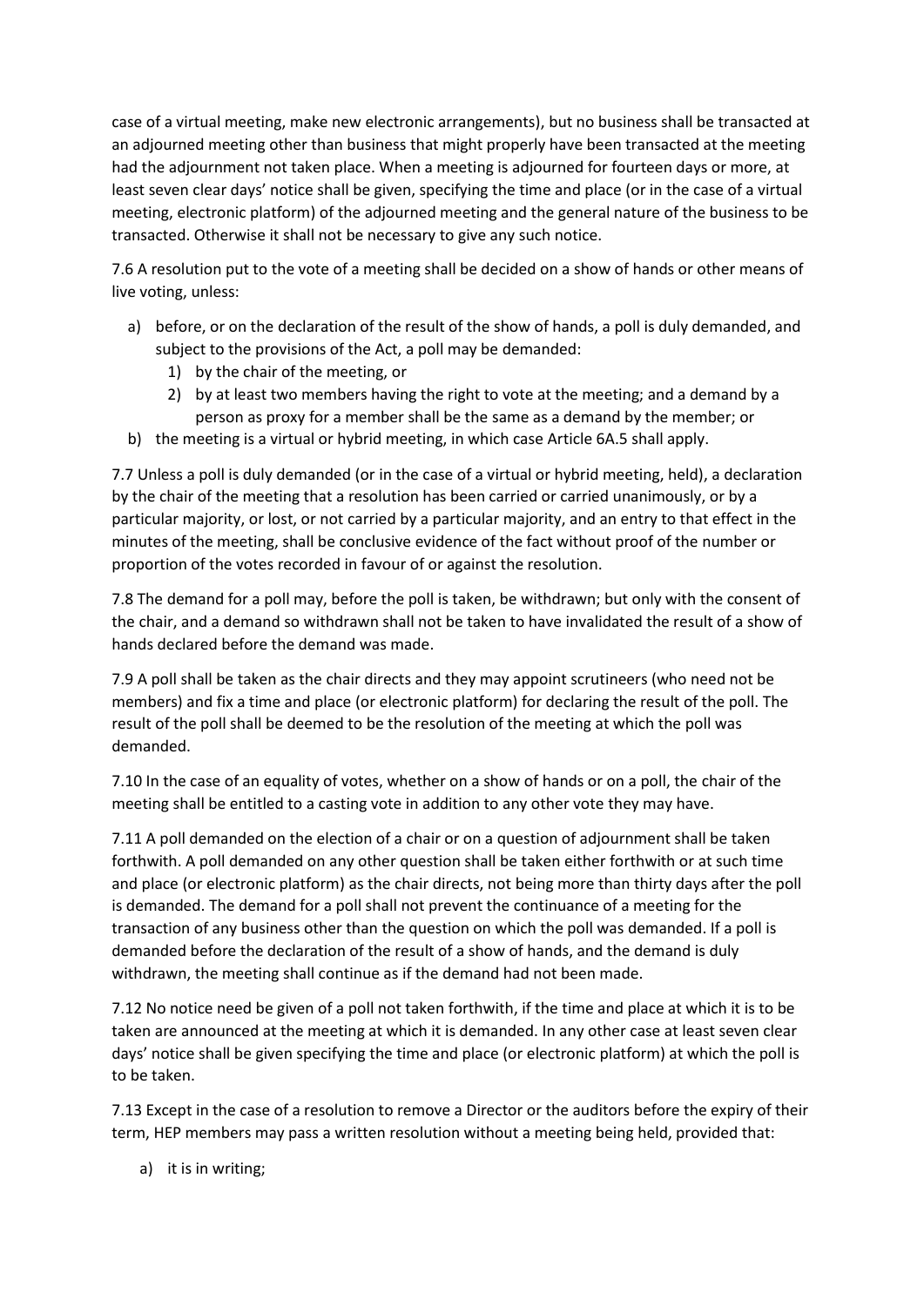case of a virtual meeting, make new electronic arrangements), but no business shall be transacted at an adjourned meeting other than business that might properly have been transacted at the meeting had the adjournment not taken place. When a meeting is adjourned for fourteen days or more, at least seven clear days' notice shall be given, specifying the time and place (or in the case of a virtual meeting, electronic platform) of the adjourned meeting and the general nature of the business to be transacted. Otherwise it shall not be necessary to give any such notice.

7.6 A resolution put to the vote of a meeting shall be decided on a show of hands or other means of live voting, unless:

a) before, or on the declaration of the result of the show of hands, a poll is duly demanded, and subject to the provisions of the Act, a poll may be demanded:
    1) by the chair of the meeting, or
    2) by at least two members having the right to vote at the meeting; and a demand by a person as proxy for a member shall be the same as a demand by the member; or
b) the meeting is a virtual or hybrid meeting, in which case Article 6A.5 shall apply.

7.7 Unless a poll is duly demanded (or in the case of a virtual or hybrid meeting, held), a declaration by the chair of the meeting that a resolution has been carried or carried unanimously, or by a particular majority, or lost, or not carried by a particular majority, and an entry to that effect in the minutes of the meeting, shall be conclusive evidence of the fact without proof of the number or proportion of the votes recorded in favour of or against the resolution.

7.8 The demand for a poll may, before the poll is taken, be withdrawn; but only with the consent of the chair, and a demand so withdrawn shall not be taken to have invalidated the result of a show of hands declared before the demand was made.

7.9 A poll shall be taken as the chair directs and they may appoint scrutineers (who need not be members) and fix a time and place (or electronic platform) for declaring the result of the poll. The result of the poll shall be deemed to be the resolution of the meeting at which the poll was demanded.

7.10 In the case of an equality of votes, whether on a show of hands or on a poll, the chair of the meeting shall be entitled to a casting vote in addition to any other vote they may have.

7.11 A poll demanded on the election of a chair or on a question of adjournment shall be taken forthwith. A poll demanded on any other question shall be taken either forthwith or at such time and place (or electronic platform) as the chair directs, not being more than thirty days after the poll is demanded. The demand for a poll shall not prevent the continuance of a meeting for the transaction of any business other than the question on which the poll was demanded. If a poll is demanded before the declaration of the result of a show of hands, and the demand is duly withdrawn, the meeting shall continue as if the demand had not been made.

7.12 No notice need be given of a poll not taken forthwith, if the time and place at which it is to be taken are announced at the meeting at which it is demanded. In any other case at least seven clear days' notice shall be given specifying the time and place (or electronic platform) at which the poll is to be taken.

7.13 Except in the case of a resolution to remove a Director or the auditors before the expiry of their term, HEP members may pass a written resolution without a meeting being held, provided that:

a) it is in writing;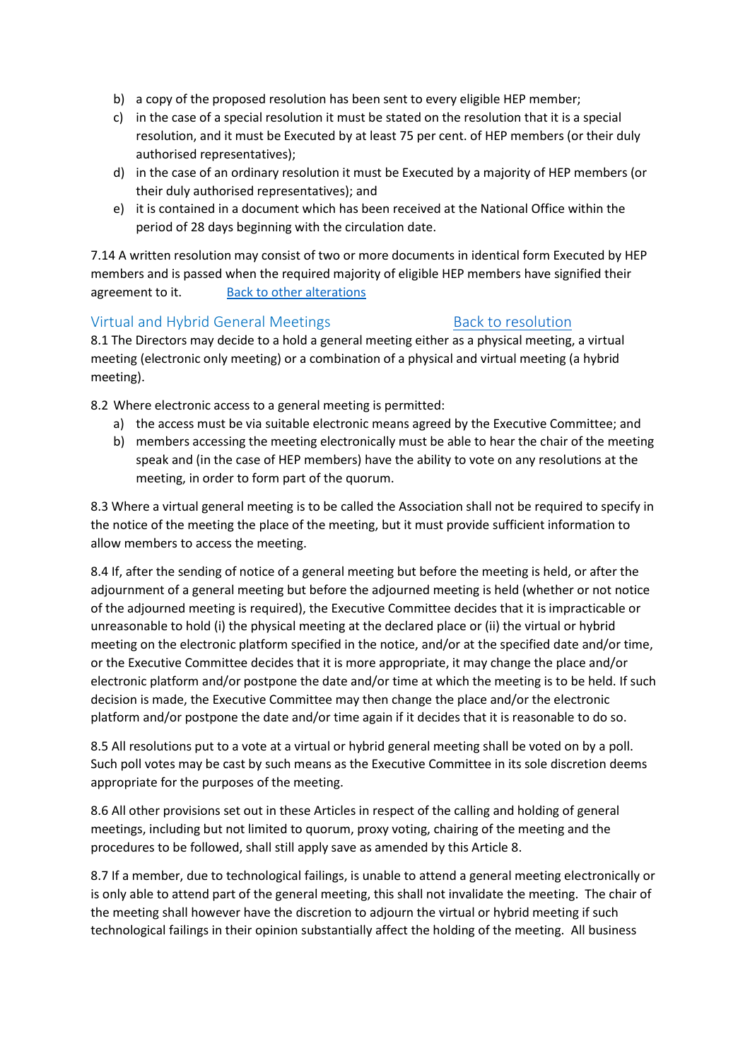b) a copy of the proposed resolution has been sent to every eligible HEP member;
c) in the case of a special resolution it must be stated on the resolution that it is a special resolution, and it must be Executed by at least 75 per cent. of HEP members (or their duly authorised representatives);
d) in the case of an ordinary resolution it must be Executed by a majority of HEP members (or their duly authorised representatives); and
e) it is contained in a document which has been received at the National Office within the period of 28 days beginning with the circulation date.

7.14 A written resolution may consist of two or more documents in identical form Executed by HEP members and is passed when the required majority of eligible HEP members have signified their agreement to it. Back to other alterations

## Virtual and Hybrid General Meetings Back to resolution

8.1 The Directors may decide to a hold a general meeting either as a physical meeting, a virtual meeting (electronic only meeting) or a combination of a physical and virtual meeting (a hybrid meeting).

8.2 Where electronic access to a general meeting is permitted:

a) the access must be via suitable electronic means agreed by the Executive Committee; and
b) members accessing the meeting electronically must be able to hear the chair of the meeting speak and (in the case of HEP members) have the ability to vote on any resolutions at the meeting, in order to form part of the quorum.

8.3 Where a virtual general meeting is to be called the Association shall not be required to specify in the notice of the meeting the place of the meeting, but it must provide sufficient information to allow members to access the meeting.

8.4 If, after the sending of notice of a general meeting but before the meeting is held, or after the adjournment of a general meeting but before the adjourned meeting is held (whether or not notice of the adjourned meeting is required), the Executive Committee decides that it is impracticable or unreasonable to hold (i) the physical meeting at the declared place or (ii) the virtual or hybrid meeting on the electronic platform specified in the notice, and/or at the specified date and/or time, or the Executive Committee decides that it is more appropriate, it may change the place and/or electronic platform and/or postpone the date and/or time at which the meeting is to be held. If such decision is made, the Executive Committee may then change the place and/or the electronic platform and/or postpone the date and/or time again if it decides that it is reasonable to do so.

8.5 All resolutions put to a vote at a virtual or hybrid general meeting shall be voted on by a poll. Such poll votes may be cast by such means as the Executive Committee in its sole discretion deems appropriate for the purposes of the meeting.

8.6 All other provisions set out in these Articles in respect of the calling and holding of general meetings, including but not limited to quorum, proxy voting, chairing of the meeting and the procedures to be followed, shall still apply save as amended by this Article 8.

8.7 If a member, due to technological failings, is unable to attend a general meeting electronically or is only able to attend part of the general meeting, this shall not invalidate the meeting. The chair of the meeting shall however have the discretion to adjourn the virtual or hybrid meeting if such technological failings in their opinion substantially affect the holding of the meeting. All business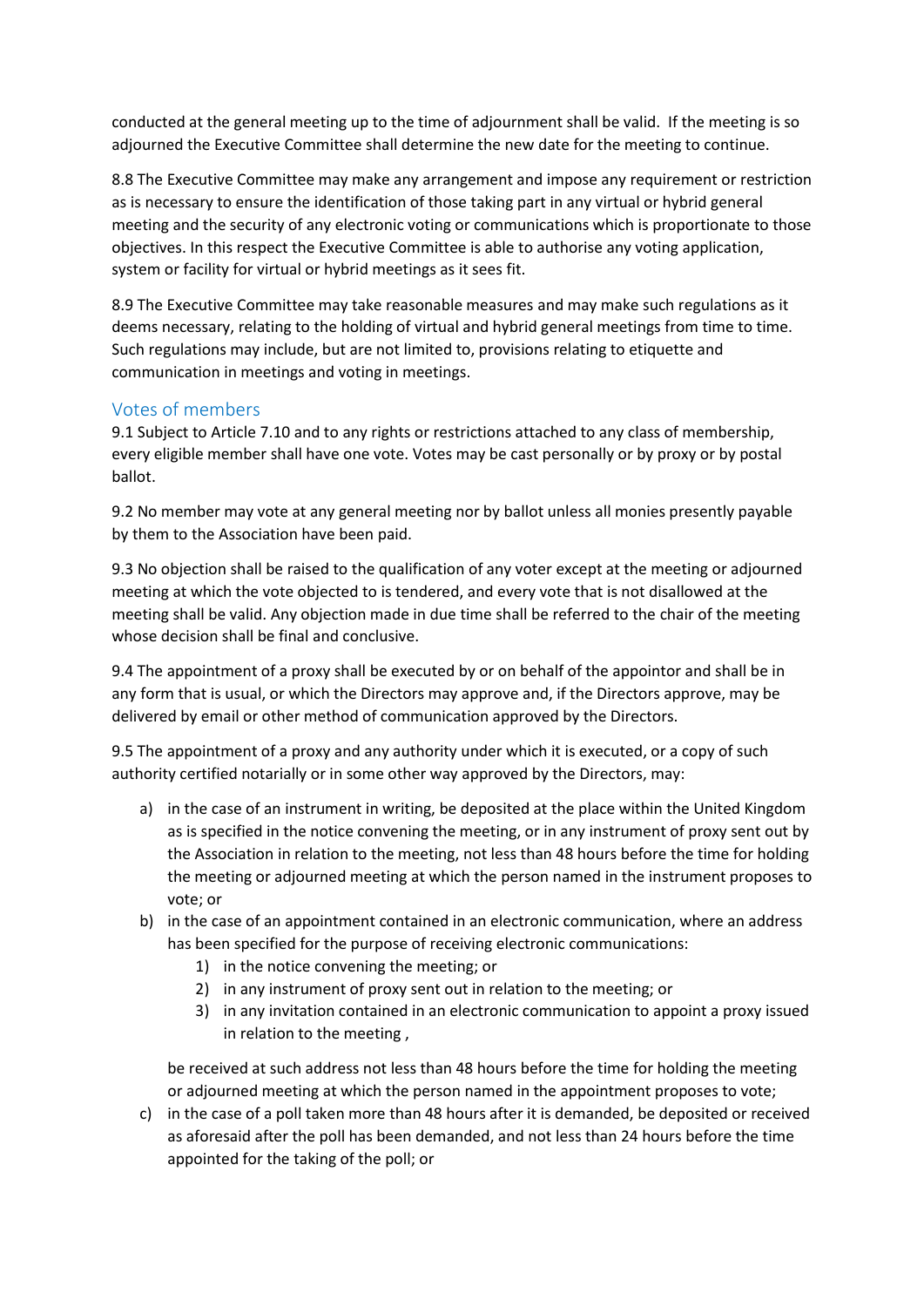conducted at the general meeting up to the time of adjournment shall be valid. If the meeting is so adjourned the Executive Committee shall determine the new date for the meeting to continue.

8.8 The Executive Committee may make any arrangement and impose any requirement or restriction as is necessary to ensure the identification of those taking part in any virtual or hybrid general meeting and the security of any electronic voting or communications which is proportionate to those objectives. In this respect the Executive Committee is able to authorise any voting application, system or facility for virtual or hybrid meetings as it sees fit.

8.9 The Executive Committee may take reasonable measures and may make such regulations as it deems necessary, relating to the holding of virtual and hybrid general meetings from time to time. Such regulations may include, but are not limited to, provisions relating to etiquette and communication in meetings and voting in meetings.

## Votes of members

9.1 Subject to Article 7.10 and to any rights or restrictions attached to any class of membership, every eligible member shall have one vote. Votes may be cast personally or by proxy or by postal ballot.

9.2 No member may vote at any general meeting nor by ballot unless all monies presently payable by them to the Association have been paid.

9.3 No objection shall be raised to the qualification of any voter except at the meeting or adjourned meeting at which the vote objected to is tendered, and every vote that is not disallowed at the meeting shall be valid. Any objection made in due time shall be referred to the chair of the meeting whose decision shall be final and conclusive.

9.4 The appointment of a proxy shall be executed by or on behalf of the appointor and shall be in any form that is usual, or which the Directors may approve and, if the Directors approve, may be delivered by email or other method of communication approved by the Directors.

9.5 The appointment of a proxy and any authority under which it is executed, or a copy of such authority certified notarially or in some other way approved by the Directors, may:

a) in the case of an instrument in writing, be deposited at the place within the United Kingdom as is specified in the notice convening the meeting, or in any instrument of proxy sent out by the Association in relation to the meeting, not less than 48 hours before the time for holding the meeting or adjourned meeting at which the person named in the instrument proposes to vote; or
b) in the case of an appointment contained in an electronic communication, where an address has been specified for the purpose of receiving electronic communications:
    1) in the notice convening the meeting; or
    2) in any instrument of proxy sent out in relation to the meeting; or
    3) in any invitation contained in an electronic communication to appoint a proxy issued in relation to the meeting ,

    be received at such address not less than 48 hours before the time for holding the meeting or adjourned meeting at which the person named in the appointment proposes to vote;
c) in the case of a poll taken more than 48 hours after it is demanded, be deposited or received as aforesaid after the poll has been demanded, and not less than 24 hours before the time appointed for the taking of the poll; or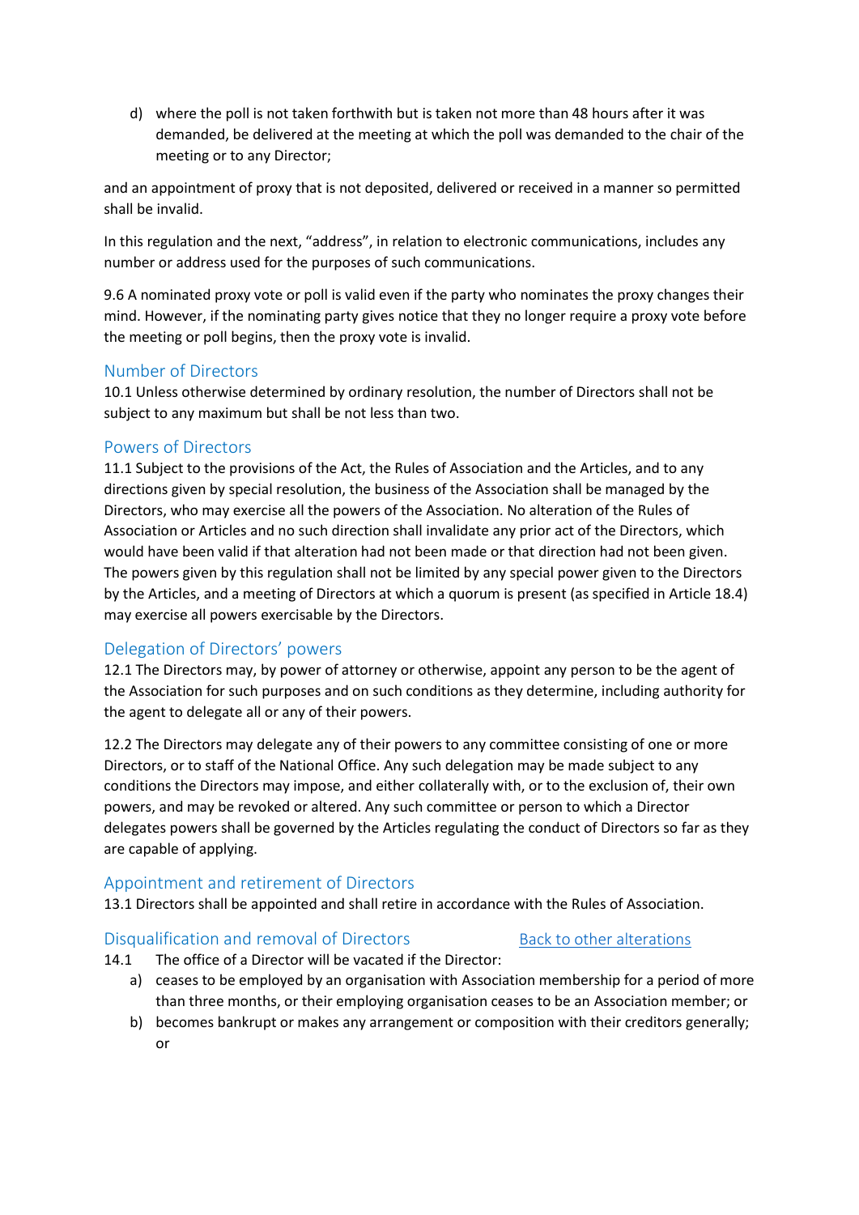d) where the poll is not taken forthwith but is taken not more than 48 hours after it was demanded, be delivered at the meeting at which the poll was demanded to the chair of the meeting or to any Director;

and an appointment of proxy that is not deposited, delivered or received in a manner so permitted shall be invalid.

In this regulation and the next, “address”, in relation to electronic communications, includes any number or address used for the purposes of such communications.

9.6 A nominated proxy vote or poll is valid even if the party who nominates the proxy changes their mind. However, if the nominating party gives notice that they no longer require a proxy vote before the meeting or poll begins, then the proxy vote is invalid.

## Number of Directors

10.1 Unless otherwise determined by ordinary resolution, the number of Directors shall not be subject to any maximum but shall be not less than two.

## Powers of Directors

11.1 Subject to the provisions of the Act, the Rules of Association and the Articles, and to any directions given by special resolution, the business of the Association shall be managed by the Directors, who may exercise all the powers of the Association. No alteration of the Rules of Association or Articles and no such direction shall invalidate any prior act of the Directors, which would have been valid if that alteration had not been made or that direction had not been given. The powers given by this regulation shall not be limited by any special power given to the Directors by the Articles, and a meeting of Directors at which a quorum is present (as specified in Article 18.4) may exercise all powers exercisable by the Directors.

## Delegation of Directors’ powers

12.1 The Directors may, by power of attorney or otherwise, appoint any person to be the agent of the Association for such purposes and on such conditions as they determine, including authority for the agent to delegate all or any of their powers.

12.2 The Directors may delegate any of their powers to any committee consisting of one or more Directors, or to staff of the National Office. Any such delegation may be made subject to any conditions the Directors may impose, and either collaterally with, or to the exclusion of, their own powers, and may be revoked or altered. Any such committee or person to which a Director delegates powers shall be governed by the Articles regulating the conduct of Directors so far as they are capable of applying.

## Appointment and retirement of Directors

13.1 Directors shall be appointed and shall retire in accordance with the Rules of Association.

## Disqualification and removal of Directors

Back to other alterations

14.1 The office of a Director will be vacated if the Director:

a) ceases to be employed by an organisation with Association membership for a period of more than three months, or their employing organisation ceases to be an Association member; or
b) becomes bankrupt or makes any arrangement or composition with their creditors generally; or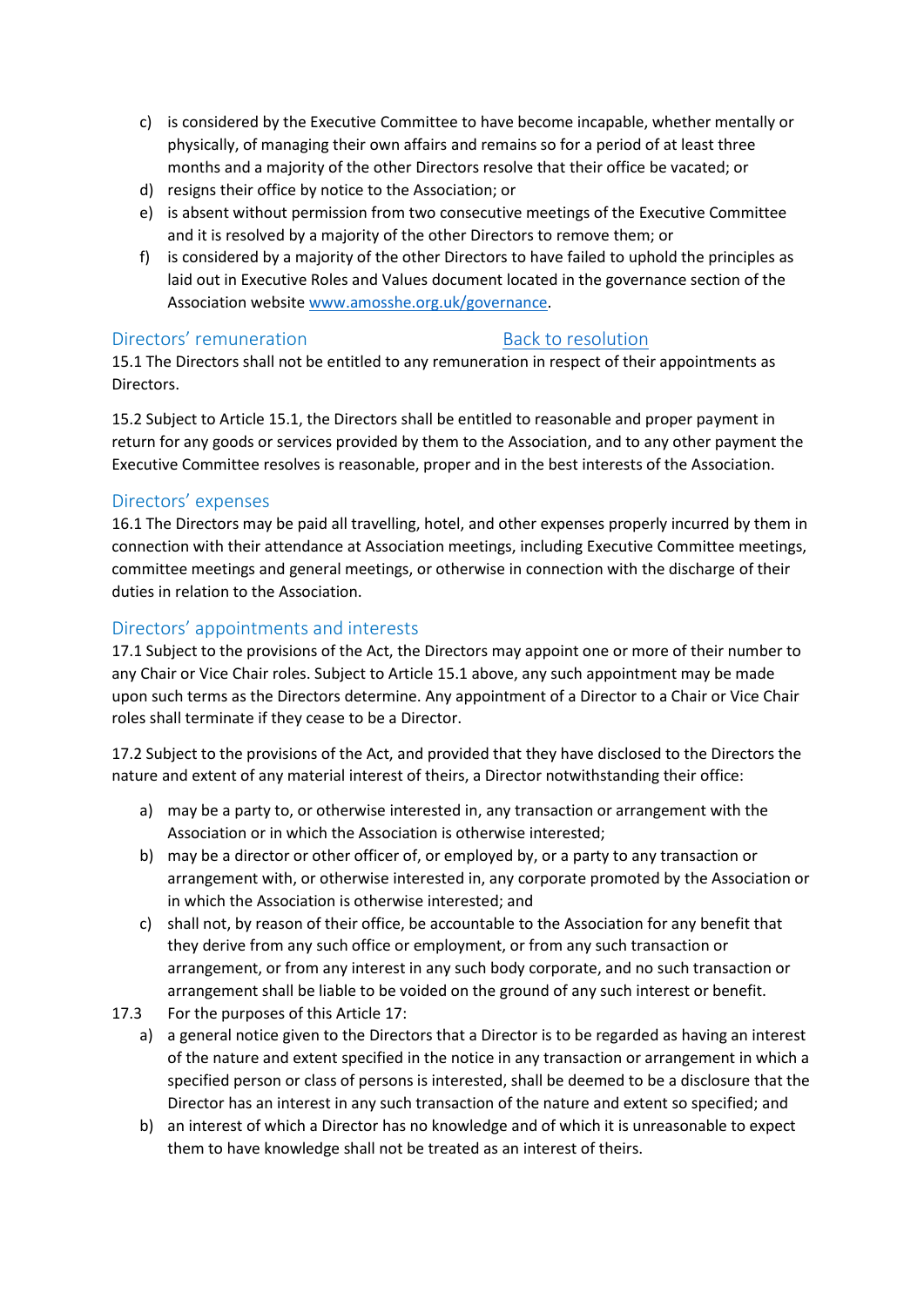c) is considered by the Executive Committee to have become incapable, whether mentally or physically, of managing their own affairs and remains so for a period of at least three months and a majority of the other Directors resolve that their office be vacated; or
d) resigns their office by notice to the Association; or
e) is absent without permission from two consecutive meetings of the Executive Committee and it is resolved by a majority of the other Directors to remove them; or
f) is considered by a majority of the other Directors to have failed to uphold the principles as laid out in Executive Roles and Values document located in the governance section of the Association website [www.amosshe.org.uk/governance](www.amosshe.org.uk/governance).

## Directors' remuneration

[Back to resolution]

15.1 The Directors shall not be entitled to any remuneration in respect of their appointments as Directors.

15.2 Subject to Article 15.1, the Directors shall be entitled to reasonable and proper payment in return for any goods or services provided by them to the Association, and to any other payment the Executive Committee resolves is reasonable, proper and in the best interests of the Association.

## Directors' expenses

16.1 The Directors may be paid all travelling, hotel, and other expenses properly incurred by them in connection with their attendance at Association meetings, including Executive Committee meetings, committee meetings and general meetings, or otherwise in connection with the discharge of their duties in relation to the Association.

## Directors' appointments and interests

17.1 Subject to the provisions of the Act, the Directors may appoint one or more of their number to any Chair or Vice Chair roles. Subject to Article 15.1 above, any such appointment may be made upon such terms as the Directors determine. Any appointment of a Director to a Chair or Vice Chair roles shall terminate if they cease to be a Director.

17.2 Subject to the provisions of the Act, and provided that they have disclosed to the Directors the nature and extent of any material interest of theirs, a Director notwithstanding their office:

a) may be a party to, or otherwise interested in, any transaction or arrangement with the Association or in which the Association is otherwise interested;
b) may be a director or other officer of, or employed by, or a party to any transaction or arrangement with, or otherwise interested in, any corporate promoted by the Association or in which the Association is otherwise interested; and
c) shall not, by reason of their office, be accountable to the Association for any benefit that they derive from any such office or employment, or from any such transaction or arrangement, or from any interest in any such body corporate, and no such transaction or arrangement shall be liable to be voided on the ground of any such interest or benefit.

17.3 For the purposes of this Article 17:

a) a general notice given to the Directors that a Director is to be regarded as having an interest of the nature and extent specified in the notice in any transaction or arrangement in which a specified person or class of persons is interested, shall be deemed to be a disclosure that the Director has an interest in any such transaction of the nature and extent so specified; and
b) an interest of which a Director has no knowledge and of which it is unreasonable to expect them to have knowledge shall not be treated as an interest of theirs.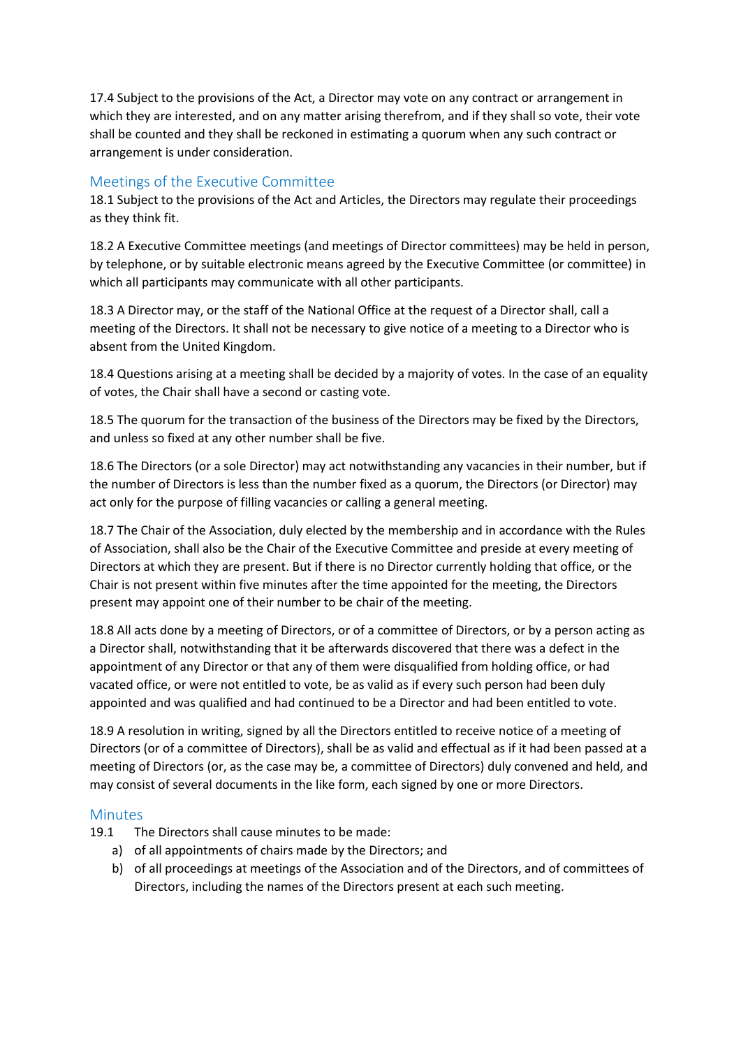17.4 Subject to the provisions of the Act, a Director may vote on any contract or arrangement in which they are interested, and on any matter arising therefrom, and if they shall so vote, their vote shall be counted and they shall be reckoned in estimating a quorum when any such contract or arrangement is under consideration.

## Meetings of the Executive Committee

18.1 Subject to the provisions of the Act and Articles, the Directors may regulate their proceedings as they think fit.

18.2 A Executive Committee meetings (and meetings of Director committees) may be held in person, by telephone, or by suitable electronic means agreed by the Executive Committee (or committee) in which all participants may communicate with all other participants.

18.3 A Director may, or the staff of the National Office at the request of a Director shall, call a meeting of the Directors. It shall not be necessary to give notice of a meeting to a Director who is absent from the United Kingdom.

18.4 Questions arising at a meeting shall be decided by a majority of votes. In the case of an equality of votes, the Chair shall have a second or casting vote.

18.5 The quorum for the transaction of the business of the Directors may be fixed by the Directors, and unless so fixed at any other number shall be five.

18.6 The Directors (or a sole Director) may act notwithstanding any vacancies in their number, but if the number of Directors is less than the number fixed as a quorum, the Directors (or Director) may act only for the purpose of filling vacancies or calling a general meeting.

18.7 The Chair of the Association, duly elected by the membership and in accordance with the Rules of Association, shall also be the Chair of the Executive Committee and preside at every meeting of Directors at which they are present. But if there is no Director currently holding that office, or the Chair is not present within five minutes after the time appointed for the meeting, the Directors present may appoint one of their number to be chair of the meeting.

18.8 All acts done by a meeting of Directors, or of a committee of Directors, or by a person acting as a Director shall, notwithstanding that it be afterwards discovered that there was a defect in the appointment of any Director or that any of them were disqualified from holding office, or had vacated office, or were not entitled to vote, be as valid as if every such person had been duly appointed and was qualified and had continued to be a Director and had been entitled to vote.

18.9 A resolution in writing, signed by all the Directors entitled to receive notice of a meeting of Directors (or of a committee of Directors), shall be as valid and effectual as if it had been passed at a meeting of Directors (or, as the case may be, a committee of Directors) duly convened and held, and may consist of several documents in the like form, each signed by one or more Directors.

## Minutes

19.1 The Directors shall cause minutes to be made:

a) of all appointments of chairs made by the Directors; and
b) of all proceedings at meetings of the Association and of the Directors, and of committees of Directors, including the names of the Directors present at each such meeting.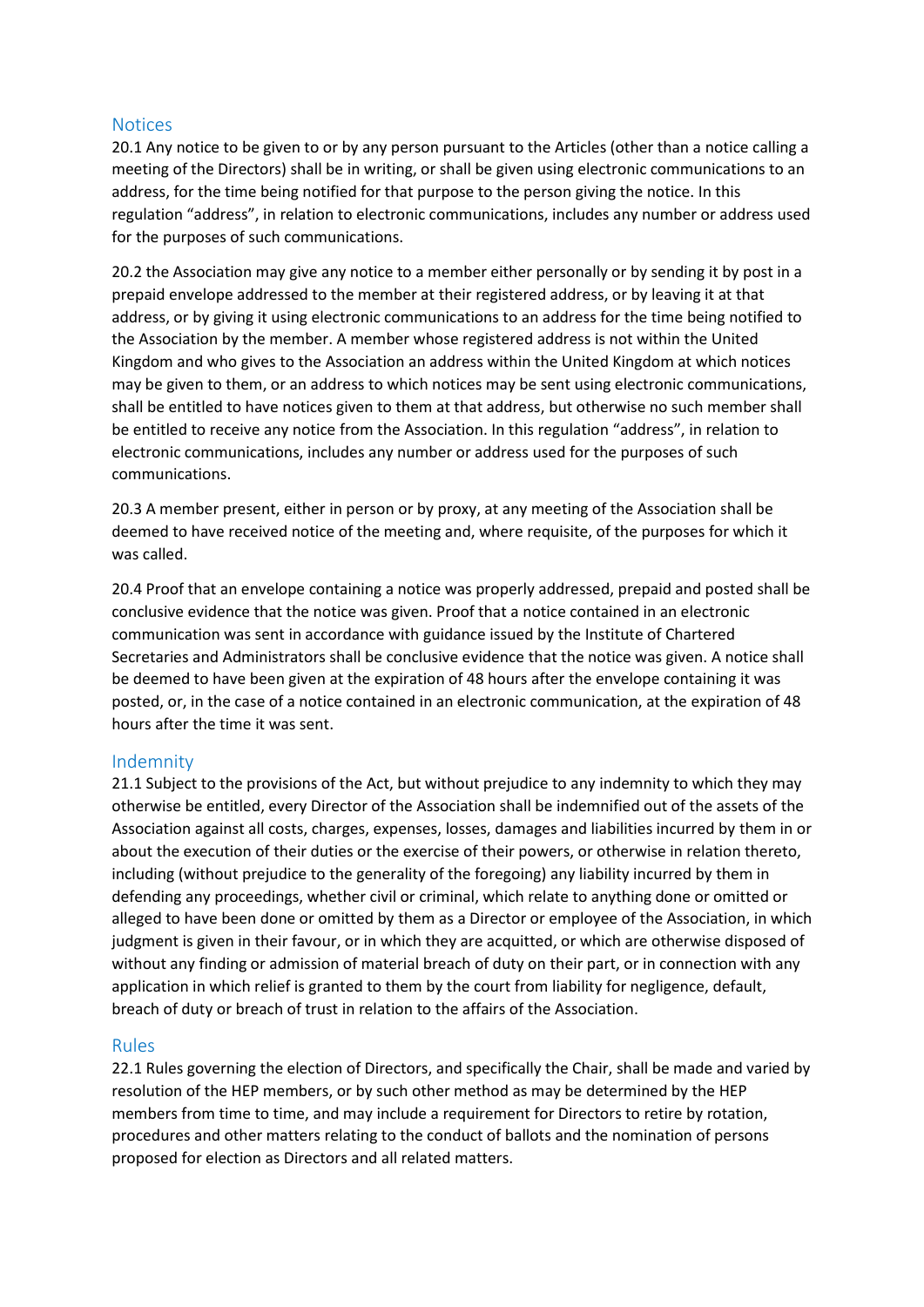## Notices

20.1 Any notice to be given to or by any person pursuant to the Articles (other than a notice calling a meeting of the Directors) shall be in writing, or shall be given using electronic communications to an address, for the time being notified for that purpose to the person giving the notice. In this regulation "address", in relation to electronic communications, includes any number or address used for the purposes of such communications.

20.2 the Association may give any notice to a member either personally or by sending it by post in a prepaid envelope addressed to the member at their registered address, or by leaving it at that address, or by giving it using electronic communications to an address for the time being notified to the Association by the member. A member whose registered address is not within the United Kingdom and who gives to the Association an address within the United Kingdom at which notices may be given to them, or an address to which notices may be sent using electronic communications, shall be entitled to have notices given to them at that address, but otherwise no such member shall be entitled to receive any notice from the Association. In this regulation "address", in relation to electronic communications, includes any number or address used for the purposes of such communications.

20.3 A member present, either in person or by proxy, at any meeting of the Association shall be deemed to have received notice of the meeting and, where requisite, of the purposes for which it was called.

20.4 Proof that an envelope containing a notice was properly addressed, prepaid and posted shall be conclusive evidence that the notice was given. Proof that a notice contained in an electronic communication was sent in accordance with guidance issued by the Institute of Chartered Secretaries and Administrators shall be conclusive evidence that the notice was given. A notice shall be deemed to have been given at the expiration of 48 hours after the envelope containing it was posted, or, in the case of a notice contained in an electronic communication, at the expiration of 48 hours after the time it was sent.

## Indemnity

21.1 Subject to the provisions of the Act, but without prejudice to any indemnity to which they may otherwise be entitled, every Director of the Association shall be indemnified out of the assets of the Association against all costs, charges, expenses, losses, damages and liabilities incurred by them in or about the execution of their duties or the exercise of their powers, or otherwise in relation thereto, including (without prejudice to the generality of the foregoing) any liability incurred by them in defending any proceedings, whether civil or criminal, which relate to anything done or omitted or alleged to have been done or omitted by them as a Director or employee of the Association, in which judgment is given in their favour, or in which they are acquitted, or which are otherwise disposed of without any finding or admission of material breach of duty on their part, or in connection with any application in which relief is granted to them by the court from liability for negligence, default, breach of duty or breach of trust in relation to the affairs of the Association.

## Rules

22.1 Rules governing the election of Directors, and specifically the Chair, shall be made and varied by resolution of the HEP members, or by such other method as may be determined by the HEP members from time to time, and may include a requirement for Directors to retire by rotation, procedures and other matters relating to the conduct of ballots and the nomination of persons proposed for election as Directors and all related matters.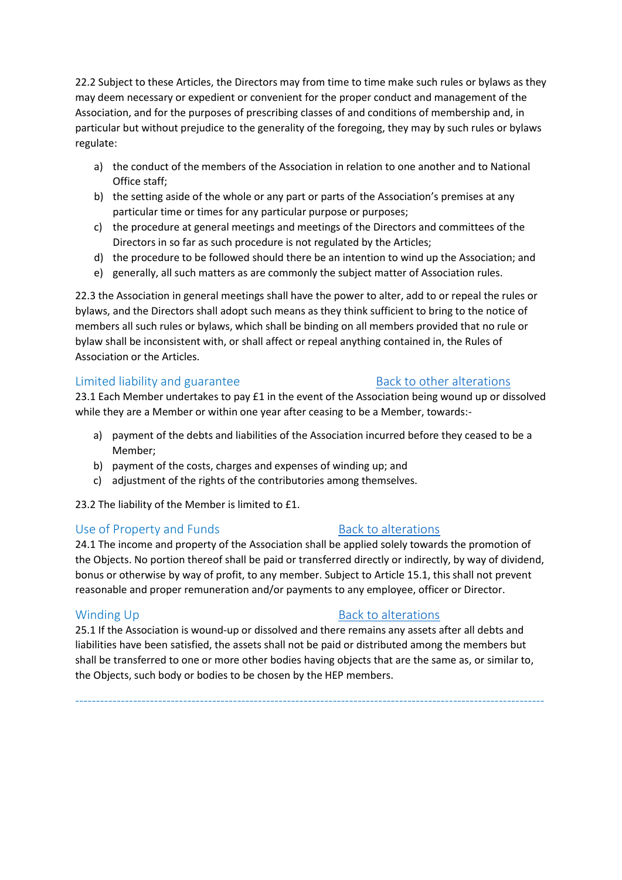22.2 Subject to these Articles, the Directors may from time to time make such rules or bylaws as they may deem necessary or expedient or convenient for the proper conduct and management of the Association, and for the purposes of prescribing classes of and conditions of membership and, in particular but without prejudice to the generality of the foregoing, they may by such rules or bylaws regulate:

a) the conduct of the members of the Association in relation to one another and to National Office staff;
b) the setting aside of the whole or any part or parts of the Association's premises at any particular time or times for any particular purpose or purposes;
c) the procedure at general meetings and meetings of the Directors and committees of the Directors in so far as such procedure is not regulated by the Articles;
d) the procedure to be followed should there be an intention to wind up the Association; and
e) generally, all such matters as are commonly the subject matter of Association rules.

22.3 the Association in general meetings shall have the power to alter, add to or repeal the rules or bylaws, and the Directors shall adopt such means as they think sufficient to bring to the notice of members all such rules or bylaws, which shall be binding on all members provided that no rule or bylaw shall be inconsistent with, or shall affect or repeal anything contained in, the Rules of Association or the Articles.

## Limited liability and guarantee

[Back to other alterations]

23.1 Each Member undertakes to pay £1 in the event of the Association being wound up or dissolved while they are a Member or within one year after ceasing to be a Member, towards:-

a) payment of the debts and liabilities of the Association incurred before they ceased to be a Member;
b) payment of the costs, charges and expenses of winding up; and
c) adjustment of the rights of the contributories among themselves.

23.2 The liability of the Member is limited to £1.

## Use of Property and Funds

[Back to alterations]

24.1 The income and property of the Association shall be applied solely towards the promotion of the Objects. No portion thereof shall be paid or transferred directly or indirectly, by way of dividend, bonus or otherwise by way of profit, to any member. Subject to Article 15.1, this shall not prevent reasonable and proper remuneration and/or payments to any employee, officer or Director.

## Winding Up

[Back to alterations]

25.1 If the Association is wound-up or dissolved and there remains any assets after all debts and liabilities have been satisfied, the assets shall not be paid or distributed among the members but shall be transferred to one or more other bodies having objects that are the same as, or similar to, the Objects, such body or bodies to be chosen by the HEP members.

---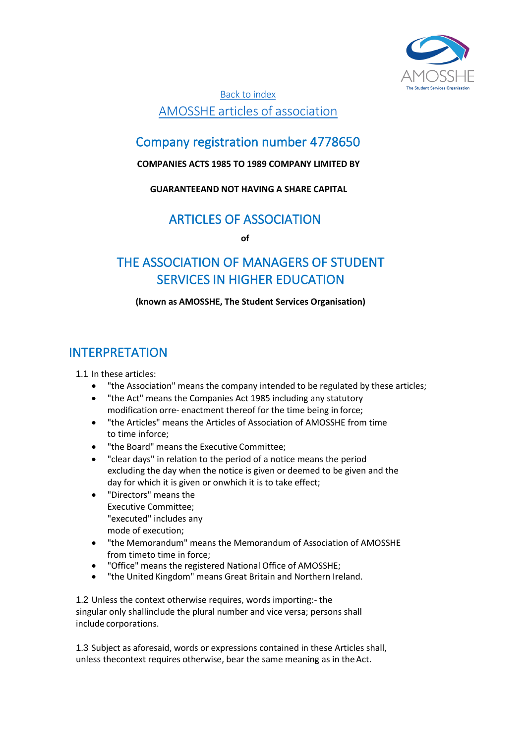Back to index

# AMOSSHE articles of association

## Company registration number 4778650

**COMPANIES ACTS 1985 TO 1989 COMPANY LIMITED BY**

**GUARANTEEAND NOT HAVING A SHARE CAPITAL**

## ARTICLES OF ASSOCIATION

**of**

## THE ASSOCIATION OF MANAGERS OF STUDENT SERVICES IN HIGHER EDUCATION

**(known as AMOSSHE, The Student Services Organisation)**

## INTERPRETATION

1.1 In these articles:

- "the Association" means the company intended to be regulated by these articles;
- "the Act" means the Companies Act 1985 including any statutory modification orre- enactment thereof for the time being in force;
- "the Articles" means the Articles of Association of AMOSSHE from time to time inforce;
- "the Board" means the Executive Committee;
- "clear days" in relation to the period of a notice means the period excluding the day when the notice is given or deemed to be given and the day for which it is given or onwhich it is to take effect;
- "Directors" means the Executive Committee;
  "executed" includes any mode of execution;
- "the Memorandum" means the Memorandum of Association of AMOSSHE from timeto time in force;
- "Office" means the registered National Office of AMOSSHE;
- "the United Kingdom" means Great Britain and Northern Ireland.

1.2 Unless the context otherwise requires, words importing:- the singular only shallinclude the plural number and vice versa; persons shall include corporations.

1.3 Subject as aforesaid, words or expressions contained in these Articles shall, unless thecontext requires otherwise, bear the same meaning as in the Act.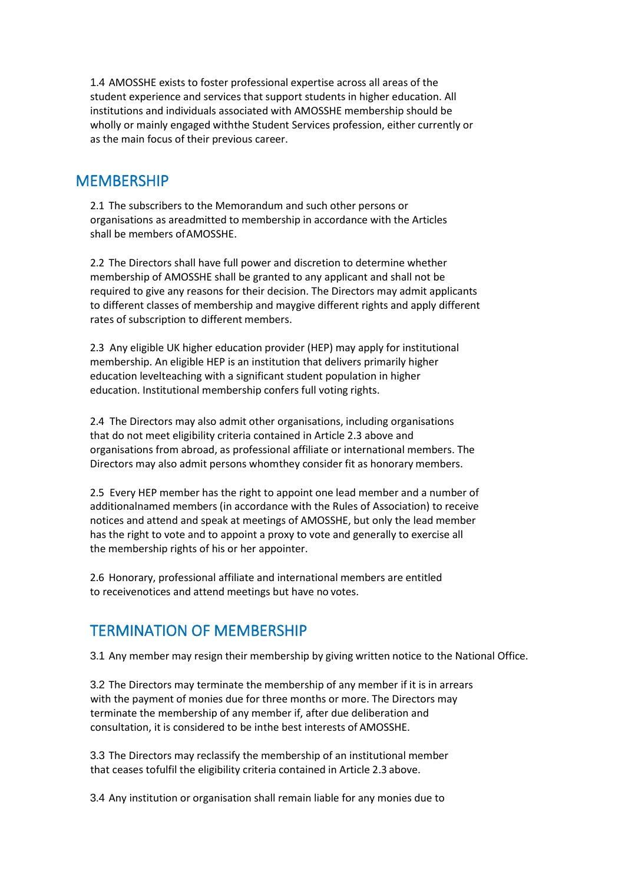1.4 AMOSSHE exists to foster professional expertise across all areas of the student experience and services that support students in higher education. All institutions and individuals associated with AMOSSHE membership should be wholly or mainly engaged withthe Student Services profession, either currently or as the main focus of their previous career.

## MEMBERSHIP

2.1 The subscribers to the Memorandum and such other persons or organisations as areadmitted to membership in accordance with the Articles shall be members ofAMOSSHE.

2.2 The Directors shall have full power and discretion to determine whether membership of AMOSSHE shall be granted to any applicant and shall not be required to give any reasons for their decision. The Directors may admit applicants to different classes of membership and maygive different rights and apply different rates of subscription to different members.

2.3 Any eligible UK higher education provider (HEP) may apply for institutional membership. An eligible HEP is an institution that delivers primarily higher education levelteaching with a significant student population in higher education. Institutional membership confers full voting rights.

2.4 The Directors may also admit other organisations, including organisations that do not meet eligibility criteria contained in Article 2.3 above and organisations from abroad, as professional affiliate or international members. The Directors may also admit persons whomthey consider fit as honorary members.

2.5 Every HEP member has the right to appoint one lead member and a number of additionalnamed members (in accordance with the Rules of Association) to receive notices and attend and speak at meetings of AMOSSHE, but only the lead member has the right to vote and to appoint a proxy to vote and generally to exercise all the membership rights of his or her appointer.

2.6 Honorary, professional affiliate and international members are entitled to receivenotices and attend meetings but have no votes.

## TERMINATION OF MEMBERSHIP

3.1 Any member may resign their membership by giving written notice to the National Office.

3.2 The Directors may terminate the membership of any member if it is in arrears with the payment of monies due for three months or more. The Directors may terminate the membership of any member if, after due deliberation and consultation, it is considered to be inthe best interests of AMOSSHE.

3.3 The Directors may reclassify the membership of an institutional member that ceases tofulfil the eligibility criteria contained in Article 2.3 above.

3.4 Any institution or organisation shall remain liable for any monies due to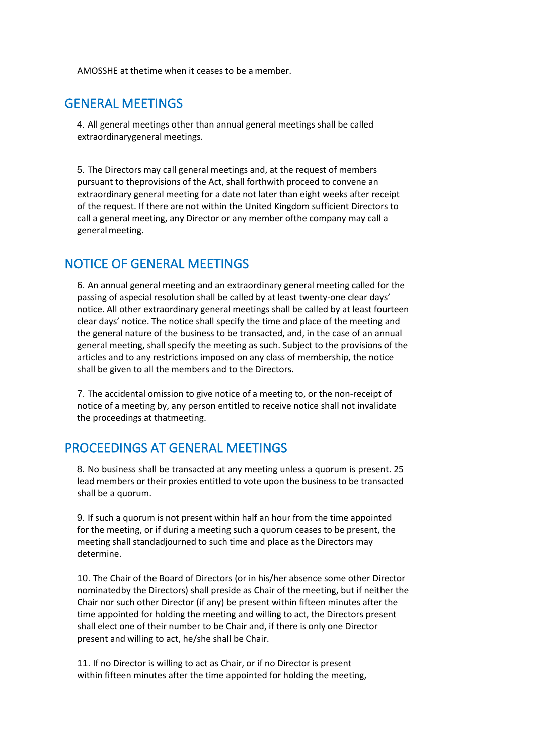AMOSSHE at thetime when it ceases to be a member.

## GENERAL MEETINGS

4. All general meetings other than annual general meetings shall be called extraordinarygeneral meetings.

5. The Directors may call general meetings and, at the request of members pursuant to theprovisions of the Act, shall forthwith proceed to convene an extraordinary general meeting for a date not later than eight weeks after receipt of the request. If there are not within the United Kingdom sufficient Directors to call a general meeting, any Director or any member ofthe company may call a general meeting.

## NOTICE OF GENERAL MEETINGS

6. An annual general meeting and an extraordinary general meeting called for the passing of aspecial resolution shall be called by at least twenty-one clear days' notice. All other extraordinary general meetings shall be called by at least fourteen clear days' notice. The notice shall specify the time and place of the meeting and the general nature of the business to be transacted, and, in the case of an annual general meeting, shall specify the meeting as such. Subject to the provisions of the articles and to any restrictions imposed on any class of membership, the notice shall be given to all the members and to the Directors.

7. The accidental omission to give notice of a meeting to, or the non-receipt of notice of a meeting by, any person entitled to receive notice shall not invalidate the proceedings at thatmeeting.

## PROCEEDINGS AT GENERAL MEETINGS

8. No business shall be transacted at any meeting unless a quorum is present. 25 lead members or their proxies entitled to vote upon the business to be transacted shall be a quorum.

9. If such a quorum is not present within half an hour from the time appointed for the meeting, or if during a meeting such a quorum ceases to be present, the meeting shall standadjourned to such time and place as the Directors may determine.

10. The Chair of the Board of Directors (or in his/her absence some other Director nominatedby the Directors) shall preside as Chair of the meeting, but if neither the Chair nor such other Director (if any) be present within fifteen minutes after the time appointed for holding the meeting and willing to act, the Directors present shall elect one of their number to be Chair and, if there is only one Director present and willing to act, he/she shall be Chair.

11. If no Director is willing to act as Chair, or if no Director is present within fifteen minutes after the time appointed for holding the meeting,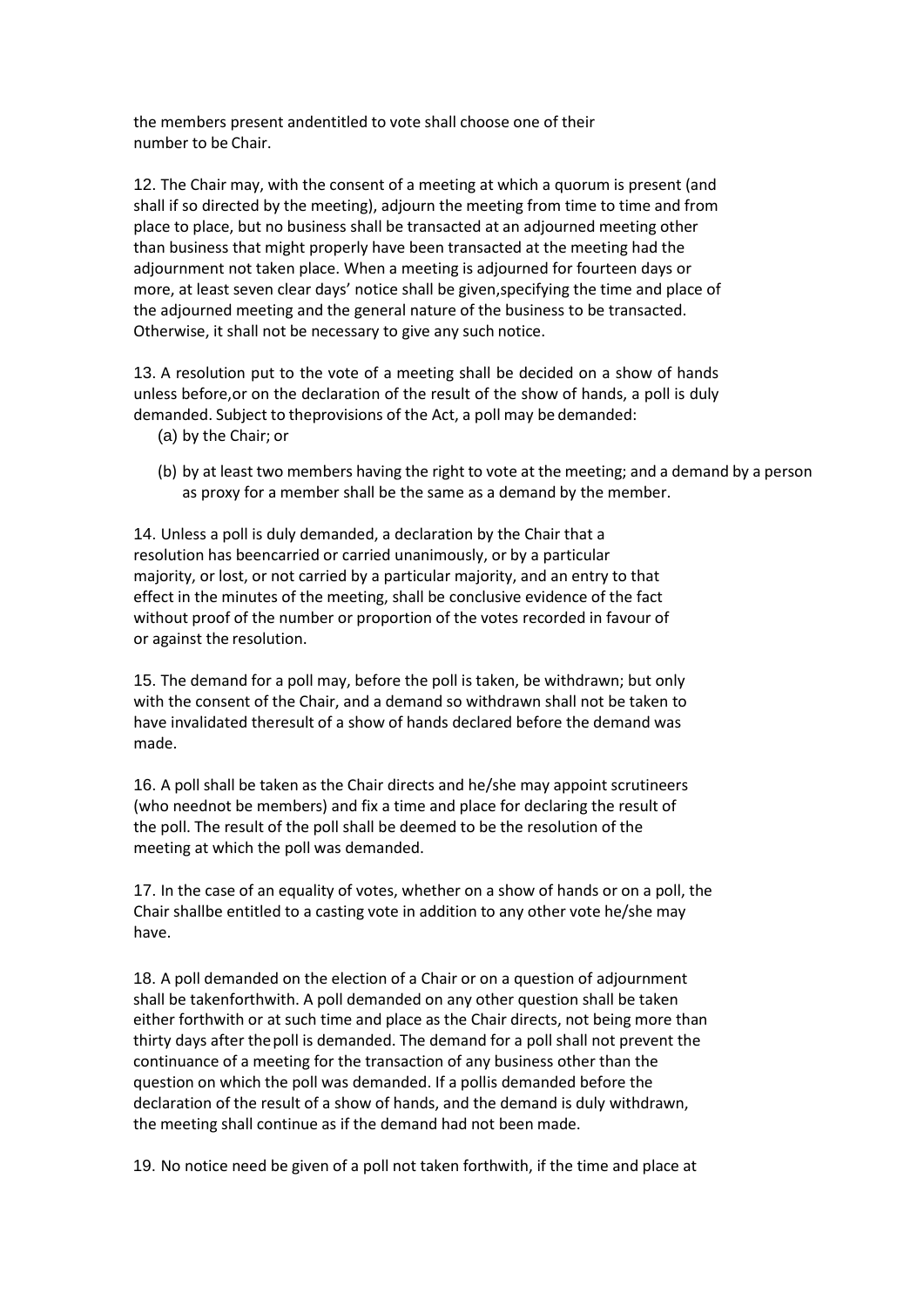the members present andentitled to vote shall choose one of their number to be Chair.

12. The Chair may, with the consent of a meeting at which a quorum is present (and shall if so directed by the meeting), adjourn the meeting from time to time and from place to place, but no business shall be transacted at an adjourned meeting other than business that might properly have been transacted at the meeting had the adjournment not taken place. When a meeting is adjourned for fourteen days or more, at least seven clear days' notice shall be given,specifying the time and place of the adjourned meeting and the general nature of the business to be transacted. Otherwise, it shall not be necessary to give any such notice.

13. A resolution put to the vote of a meeting shall be decided on a show of hands unless before,or on the declaration of the result of the show of hands, a poll is duly demanded. Subject to theprovisions of the Act, a poll may be demanded:

(a) by the Chair; or

(b) by at least two members having the right to vote at the meeting; and a demand by a person as proxy for a member shall be the same as a demand by the member.

14. Unless a poll is duly demanded, a declaration by the Chair that a resolution has beencarried or carried unanimously, or by a particular majority, or lost, or not carried by a particular majority, and an entry to that effect in the minutes of the meeting, shall be conclusive evidence of the fact without proof of the number or proportion of the votes recorded in favour of or against the resolution.

15. The demand for a poll may, before the poll is taken, be withdrawn; but only with the consent of the Chair, and a demand so withdrawn shall not be taken to have invalidated theresult of a show of hands declared before the demand was made.

16. A poll shall be taken as the Chair directs and he/she may appoint scrutineers (who neednot be members) and fix a time and place for declaring the result of the poll. The result of the poll shall be deemed to be the resolution of the meeting at which the poll was demanded.

17. In the case of an equality of votes, whether on a show of hands or on a poll, the Chair shallbe entitled to a casting vote in addition to any other vote he/she may have.

18. A poll demanded on the election of a Chair or on a question of adjournment shall be takenforthwith. A poll demanded on any other question shall be taken either forthwith or at such time and place as the Chair directs, not being more than thirty days after thepoll is demanded. The demand for a poll shall not prevent the continuance of a meeting for the transaction of any business other than the question on which the poll was demanded. If a pollis demanded before the declaration of the result of a show of hands, and the demand is duly withdrawn, the meeting shall continue as if the demand had not been made.

19. No notice need be given of a poll not taken forthwith, if the time and place at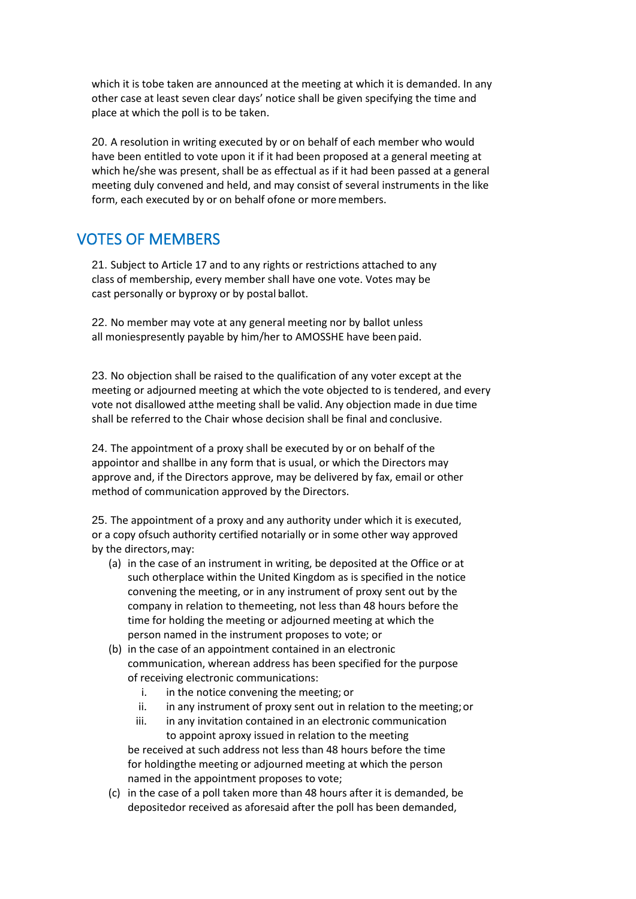which it is tobe taken are announced at the meeting at which it is demanded. In any other case at least seven clear days' notice shall be given specifying the time and place at which the poll is to be taken.

20. A resolution in writing executed by or on behalf of each member who would have been entitled to vote upon it if it had been proposed at a general meeting at which he/she was present, shall be as effectual as if it had been passed at a general meeting duly convened and held, and may consist of several instruments in the like form, each executed by or on behalf ofone or more members.

## VOTES OF MEMBERS

21. Subject to Article 17 and to any rights or restrictions attached to any class of membership, every member shall have one vote. Votes may be cast personally or byproxy or by postal ballot.

22. No member may vote at any general meeting nor by ballot unless all moniespresently payable by him/her to AMOSSHE have been paid.

23. No objection shall be raised to the qualification of any voter except at the meeting or adjourned meeting at which the vote objected to is tendered, and every vote not disallowed atthe meeting shall be valid. Any objection made in due time shall be referred to the Chair whose decision shall be final and conclusive.

24. The appointment of a proxy shall be executed by or on behalf of the appointor and shallbe in any form that is usual, or which the Directors may approve and, if the Directors approve, may be delivered by fax, email or other method of communication approved by the Directors.

25. The appointment of a proxy and any authority under which it is executed, or a copy ofsuch authority certified notarially or in some other way approved by the directors, may:

(a) in the case of an instrument in writing, be deposited at the Office or at such otherplace within the United Kingdom as is specified in the notice convening the meeting, or in any instrument of proxy sent out by the company in relation to themeeting, not less than 48 hours before the time for holding the meeting or adjourned meeting at which the person named in the instrument proposes to vote; or

(b) in the case of an appointment contained in an electronic communication, wherean address has been specified for the purpose of receiving electronic communications:

   i. in the notice convening the meeting; or
   ii. in any instrument of proxy sent out in relation to the meeting; or
   iii. in any invitation contained in an electronic communication to appoint aproxy issued in relation to the meeting

   be received at such address not less than 48 hours before the time for holdingthe meeting or adjourned meeting at which the person named in the appointment proposes to vote;

(c) in the case of a poll taken more than 48 hours after it is demanded, be depositedor received as aforesaid after the poll has been demanded,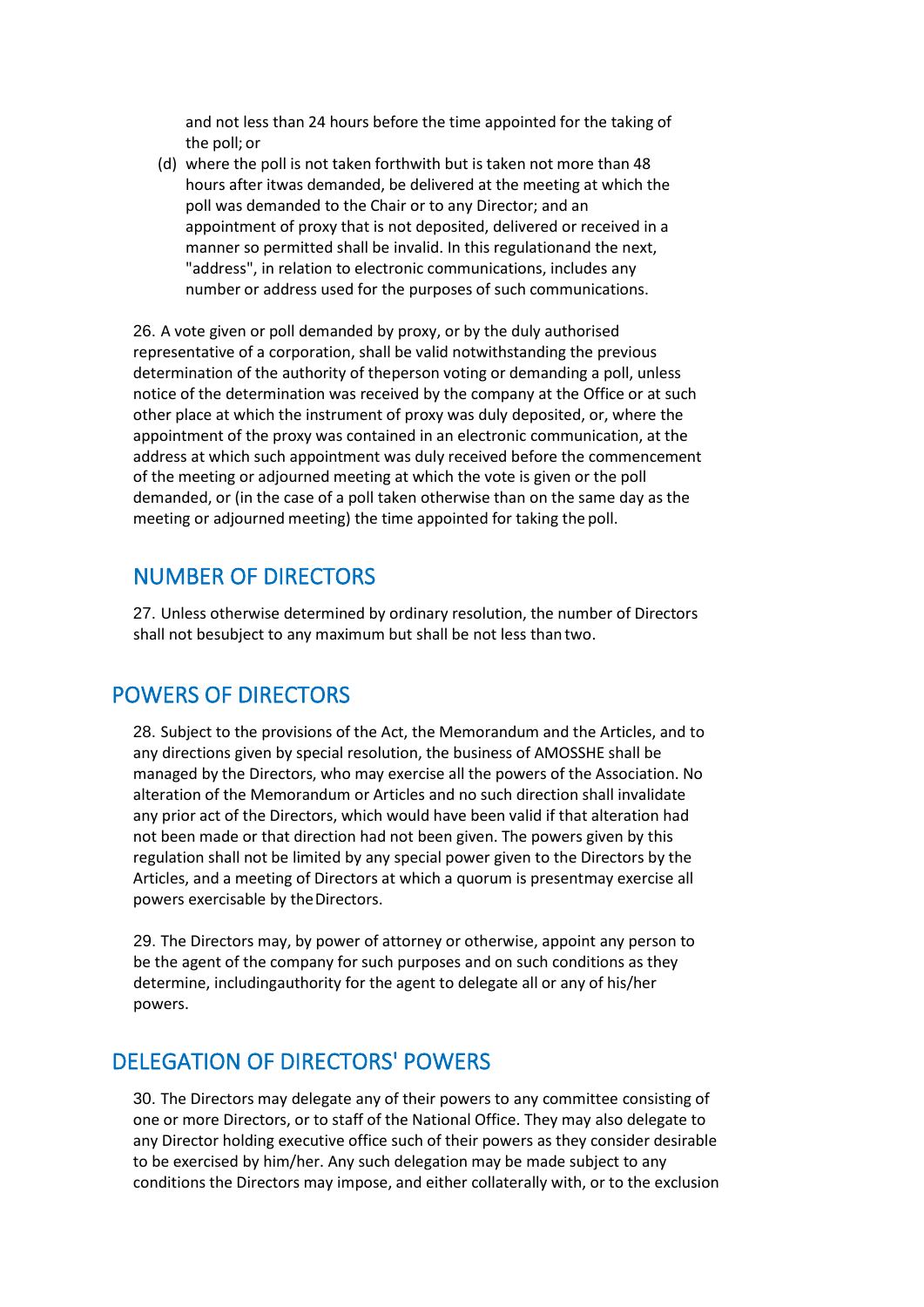and not less than 24 hours before the time appointed for the taking of the poll; or

(d) where the poll is not taken forthwith but is taken not more than 48 hours after itwas demanded, be delivered at the meeting at which the poll was demanded to the Chair or to any Director; and an appointment of proxy that is not deposited, delivered or received in a manner so permitted shall be invalid. In this regulationand the next, "address", in relation to electronic communications, includes any number or address used for the purposes of such communications.

26. A vote given or poll demanded by proxy, or by the duly authorised representative of a corporation, shall be valid notwithstanding the previous determination of the authority of theperson voting or demanding a poll, unless notice of the determination was received by the company at the Office or at such other place at which the instrument of proxy was duly deposited, or, where the appointment of the proxy was contained in an electronic communication, at the address at which such appointment was duly received before the commencement of the meeting or adjourned meeting at which the vote is given or the poll demanded, or (in the case of a poll taken otherwise than on the same day as the meeting or adjourned meeting) the time appointed for taking the poll.

## NUMBER OF DIRECTORS

27. Unless otherwise determined by ordinary resolution, the number of Directors shall not besubject to any maximum but shall be not less than two.

## POWERS OF DIRECTORS

28. Subject to the provisions of the Act, the Memorandum and the Articles, and to any directions given by special resolution, the business of AMOSSHE shall be managed by the Directors, who may exercise all the powers of the Association. No alteration of the Memorandum or Articles and no such direction shall invalidate any prior act of the Directors, which would have been valid if that alteration had not been made or that direction had not been given. The powers given by this regulation shall not be limited by any special power given to the Directors by the Articles, and a meeting of Directors at which a quorum is presentmay exercise all powers exercisable by the Directors.

29. The Directors may, by power of attorney or otherwise, appoint any person to be the agent of the company for such purposes and on such conditions as they determine, includingauthority for the agent to delegate all or any of his/her powers.

## DELEGATION OF DIRECTORS' POWERS

30. The Directors may delegate any of their powers to any committee consisting of one or more Directors, or to staff of the National Office. They may also delegate to any Director holding executive office such of their powers as they consider desirable to be exercised by him/her. Any such delegation may be made subject to any conditions the Directors may impose, and either collaterally with, or to the exclusion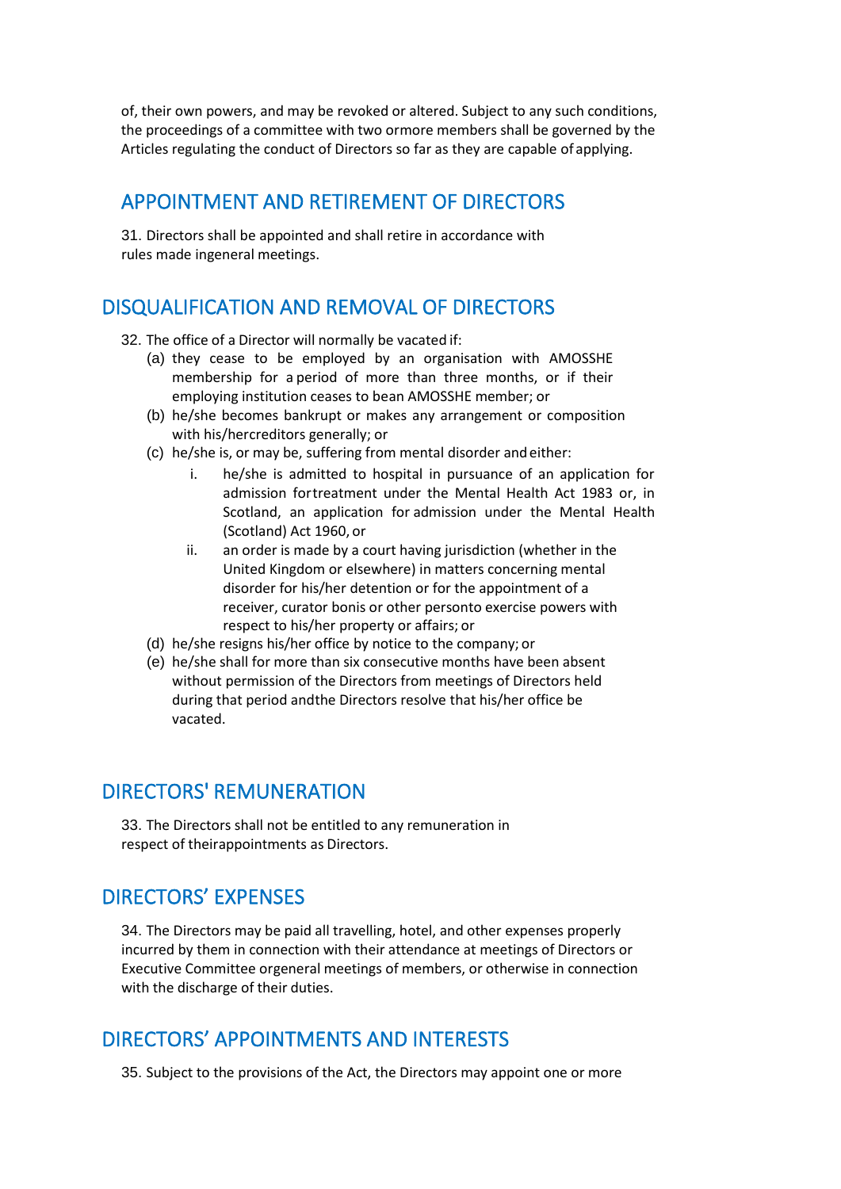of, their own powers, and may be revoked or altered. Subject to any such conditions, the proceedings of a committee with two ormore members shall be governed by the Articles regulating the conduct of Directors so far as they are capable of applying.

## APPOINTMENT AND RETIREMENT OF DIRECTORS

31. Directors shall be appointed and shall retire in accordance with rules made ingeneral meetings.

## DISQUALIFICATION AND REMOVAL OF DIRECTORS

32. The office of a Director will normally be vacated if:
    (a) they cease to be employed by an organisation with AMOSSHE membership for a period of more than three months, or if their employing institution ceases to bean AMOSSHE member; or
    (b) he/she becomes bankrupt or makes any arrangement or composition with his/hercreditors generally; or
    (c) he/she is, or may be, suffering from mental disorder and either:
        i. he/she is admitted to hospital in pursuance of an application for admission fortreatment under the Mental Health Act 1983 or, in Scotland, an application for admission under the Mental Health (Scotland) Act 1960, or
        ii. an order is made by a court having jurisdiction (whether in the United Kingdom or elsewhere) in matters concerning mental disorder for his/her detention or for the appointment of a receiver, curator bonis or other personto exercise powers with respect to his/her property or affairs; or
    (d) he/she resigns his/her office by notice to the company; or
    (e) he/she shall for more than six consecutive months have been absent without permission of the Directors from meetings of Directors held during that period andthe Directors resolve that his/her office be vacated.

## DIRECTORS' REMUNERATION

33. The Directors shall not be entitled to any remuneration in respect of theirappointments as Directors.

## DIRECTORS' EXPENSES

34. The Directors may be paid all travelling, hotel, and other expenses properly incurred by them in connection with their attendance at meetings of Directors or Executive Committee orgeneral meetings of members, or otherwise in connection with the discharge of their duties.

## DIRECTORS' APPOINTMENTS AND INTERESTS

35. Subject to the provisions of the Act, the Directors may appoint one or more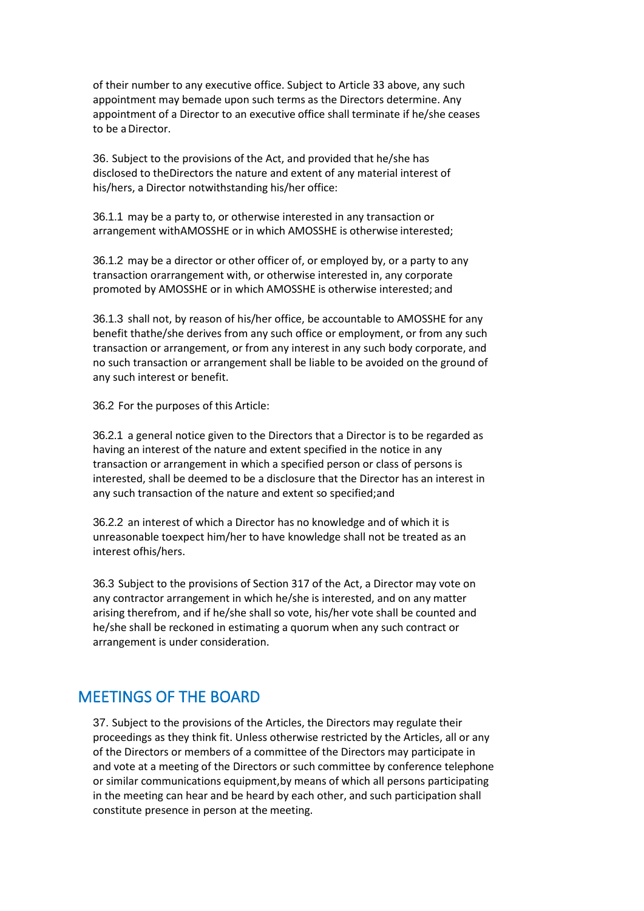of their number to any executive office. Subject to Article 33 above, any such appointment may bemade upon such terms as the Directors determine. Any appointment of a Director to an executive office shall terminate if he/she ceases to be a Director.

36. Subject to the provisions of the Act, and provided that he/she has disclosed to theDirectors the nature and extent of any material interest of his/hers, a Director notwithstanding his/her office:

36.1.1 may be a party to, or otherwise interested in any transaction or arrangement withAMOSSHE or in which AMOSSHE is otherwise interested;

36.1.2 may be a director or other officer of, or employed by, or a party to any transaction orarrangement with, or otherwise interested in, any corporate promoted by AMOSSHE or in which AMOSSHE is otherwise interested; and

36.1.3 shall not, by reason of his/her office, be accountable to AMOSSHE for any benefit thathe/she derives from any such office or employment, or from any such transaction or arrangement, or from any interest in any such body corporate, and no such transaction or arrangement shall be liable to be avoided on the ground of any such interest or benefit.

36.2 For the purposes of this Article:

36.2.1 a general notice given to the Directors that a Director is to be regarded as having an interest of the nature and extent specified in the notice in any transaction or arrangement in which a specified person or class of persons is interested, shall be deemed to be a disclosure that the Director has an interest in any such transaction of the nature and extent so specified;and

36.2.2 an interest of which a Director has no knowledge and of which it is unreasonable toexpect him/her to have knowledge shall not be treated as an interest ofhis/hers.

36.3 Subject to the provisions of Section 317 of the Act, a Director may vote on any contractor arrangement in which he/she is interested, and on any matter arising therefrom, and if he/she shall so vote, his/her vote shall be counted and he/she shall be reckoned in estimating a quorum when any such contract or arrangement is under consideration.

## MEETINGS OF THE BOARD

37. Subject to the provisions of the Articles, the Directors may regulate their proceedings as they think fit. Unless otherwise restricted by the Articles, all or any of the Directors or members of a committee of the Directors may participate in and vote at a meeting of the Directors or such committee by conference telephone or similar communications equipment,by means of which all persons participating in the meeting can hear and be heard by each other, and such participation shall constitute presence in person at the meeting.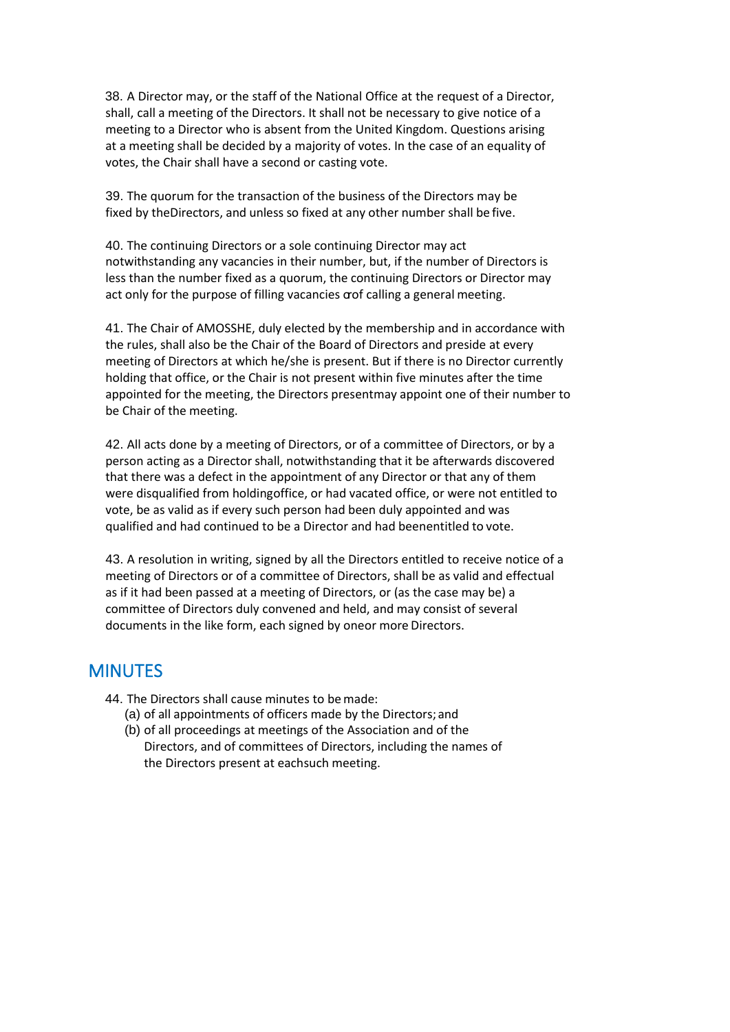38. A Director may, or the staff of the National Office at the request of a Director, shall, call a meeting of the Directors. It shall not be necessary to give notice of a meeting to a Director who is absent from the United Kingdom. Questions arising at a meeting shall be decided by a majority of votes. In the case of an equality of votes, the Chair shall have a second or casting vote.

39. The quorum for the transaction of the business of the Directors may be fixed by theDirectors, and unless so fixed at any other number shall be five.

40. The continuing Directors or a sole continuing Director may act notwithstanding any vacancies in their number, but, if the number of Directors is less than the number fixed as a quorum, the continuing Directors or Director may act only for the purpose of filling vacancies orof calling a general meeting.

41. The Chair of AMOSSHE, duly elected by the membership and in accordance with the rules, shall also be the Chair of the Board of Directors and preside at every meeting of Directors at which he/she is present. But if there is no Director currently holding that office, or the Chair is not present within five minutes after the time appointed for the meeting, the Directors presentmay appoint one of their number to be Chair of the meeting.

42. All acts done by a meeting of Directors, or of a committee of Directors, or by a person acting as a Director shall, notwithstanding that it be afterwards discovered that there was a defect in the appointment of any Director or that any of them were disqualified from holdingoffice, or had vacated office, or were not entitled to vote, be as valid as if every such person had been duly appointed and was qualified and had continued to be a Director and had beenentitled to vote.

43. A resolution in writing, signed by all the Directors entitled to receive notice of a meeting of Directors or of a committee of Directors, shall be as valid and effectual as if it had been passed at a meeting of Directors, or (as the case may be) a committee of Directors duly convened and held, and may consist of several documents in the like form, each signed by oneor more Directors.

## MINUTES

44. The Directors shall cause minutes to be made:
   (a) of all appointments of officers made by the Directors; and
   (b) of all proceedings at meetings of the Association and of the Directors, and of committees of Directors, including the names of the Directors present at eachsuch meeting.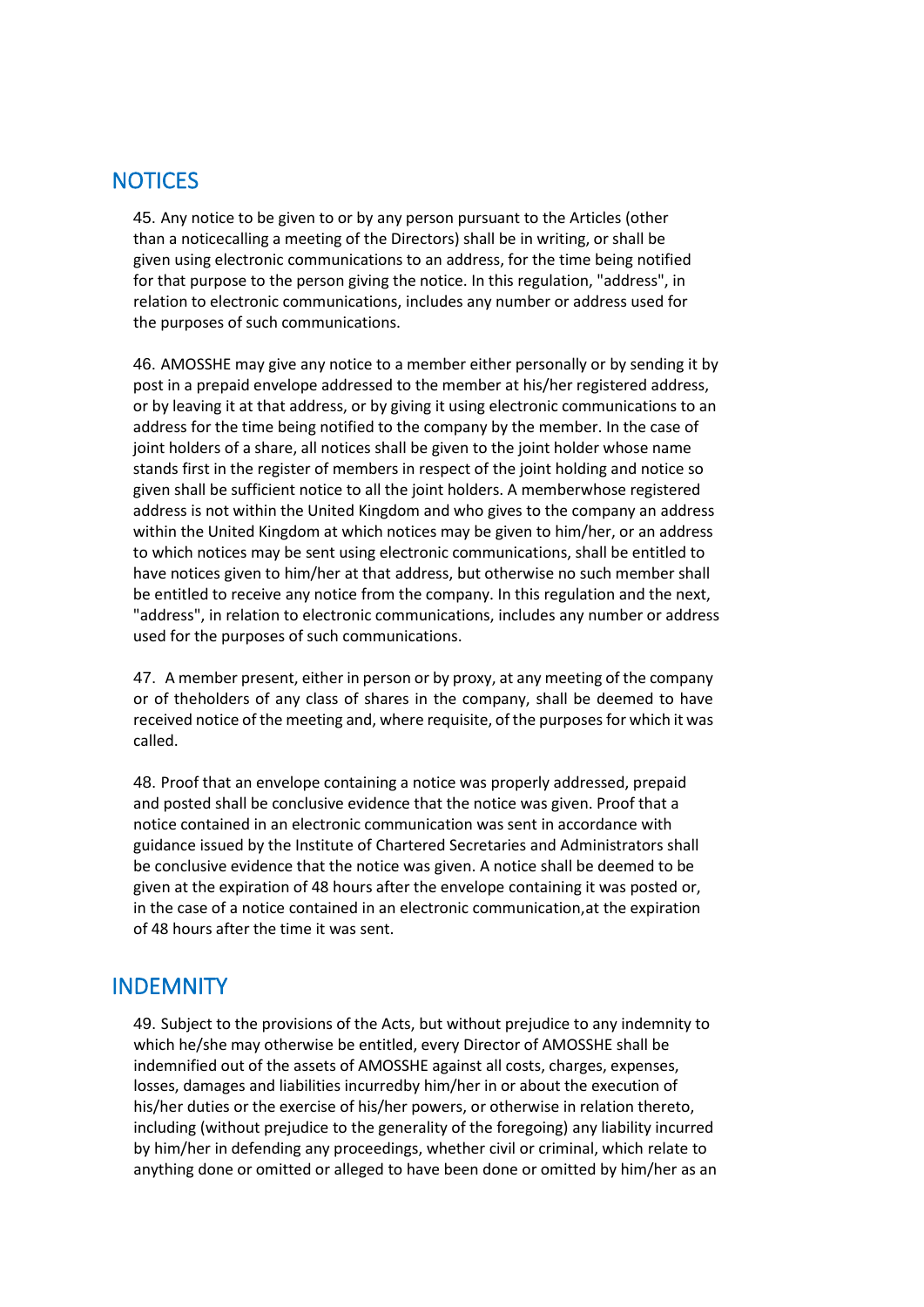## NOTICES

45. Any notice to be given to or by any person pursuant to the Articles (other than a noticecalling a meeting of the Directors) shall be in writing, or shall be given using electronic communications to an address, for the time being notified for that purpose to the person giving the notice. In this regulation, "address", in relation to electronic communications, includes any number or address used for the purposes of such communications.

46. AMOSSHE may give any notice to a member either personally or by sending it by post in a prepaid envelope addressed to the member at his/her registered address, or by leaving it at that address, or by giving it using electronic communications to an address for the time being notified to the company by the member. In the case of joint holders of a share, all notices shall be given to the joint holder whose name stands first in the register of members in respect of the joint holding and notice so given shall be sufficient notice to all the joint holders. A memberwhose registered address is not within the United Kingdom and who gives to the company an address within the United Kingdom at which notices may be given to him/her, or an address to which notices may be sent using electronic communications, shall be entitled to have notices given to him/her at that address, but otherwise no such member shall be entitled to receive any notice from the company. In this regulation and the next, "address", in relation to electronic communications, includes any number or address used for the purposes of such communications.

47. A member present, either in person or by proxy, at any meeting of the company or of theholders of any class of shares in the company, shall be deemed to have received notice of the meeting and, where requisite, of the purposes for which it was called.

48. Proof that an envelope containing a notice was properly addressed, prepaid and posted shall be conclusive evidence that the notice was given. Proof that a notice contained in an electronic communication was sent in accordance with guidance issued by the Institute of Chartered Secretaries and Administrators shall be conclusive evidence that the notice was given. A notice shall be deemed to be given at the expiration of 48 hours after the envelope containing it was posted or, in the case of a notice contained in an electronic communication,at the expiration of 48 hours after the time it was sent.

## INDEMNITY

49. Subject to the provisions of the Acts, but without prejudice to any indemnity to which he/she may otherwise be entitled, every Director of AMOSSHE shall be indemnified out of the assets of AMOSSHE against all costs, charges, expenses, losses, damages and liabilities incurredby him/her in or about the execution of his/her duties or the exercise of his/her powers, or otherwise in relation thereto, including (without prejudice to the generality of the foregoing) any liability incurred by him/her in defending any proceedings, whether civil or criminal, which relate to anything done or omitted or alleged to have been done or omitted by him/her as an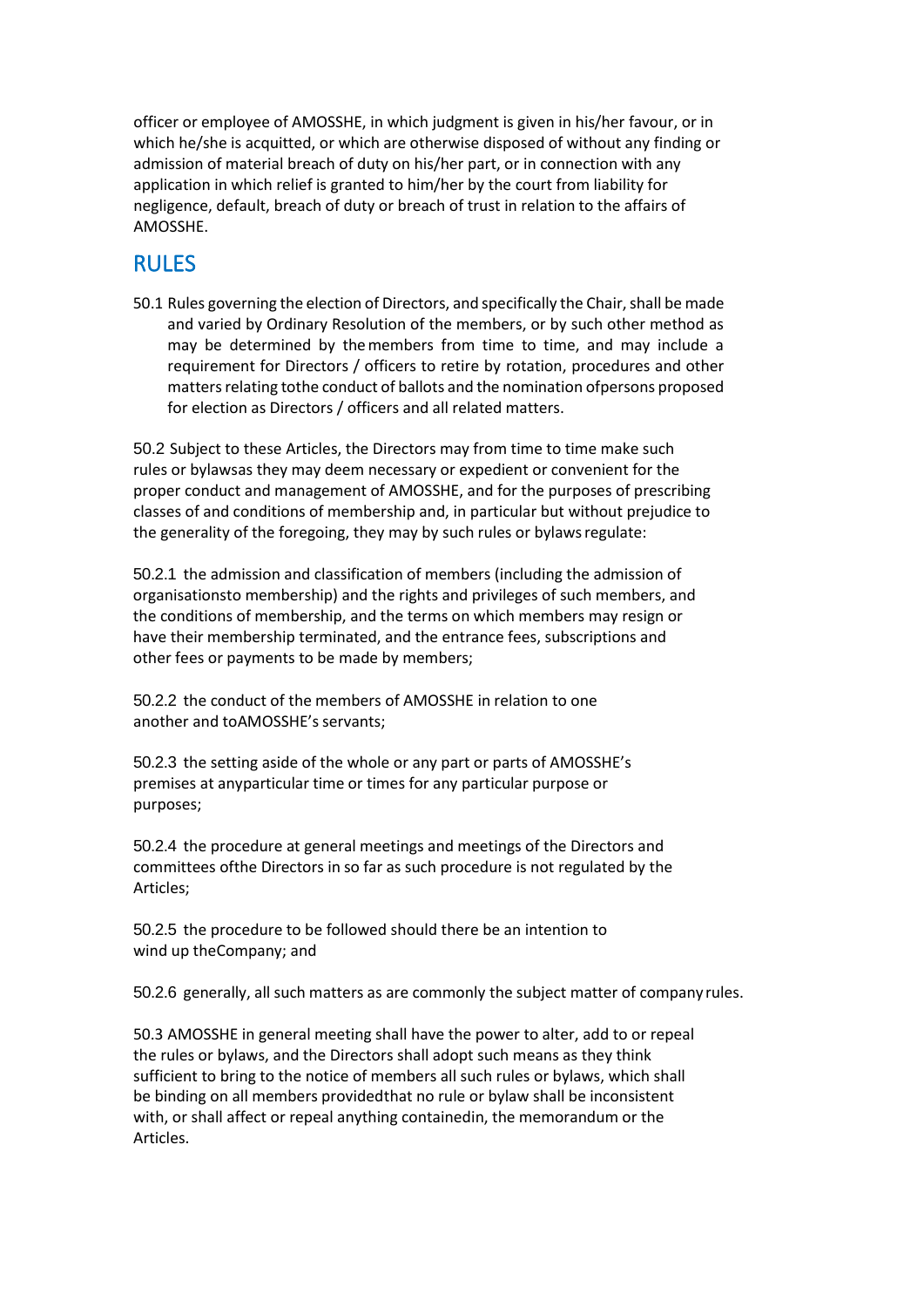officer or employee of AMOSSHE, in which judgment is given in his/her favour, or in which he/she is acquitted, or which are otherwise disposed of without any finding or admission of material breach of duty on his/her part, or in connection with any application in which relief is granted to him/her by the court from liability for negligence, default, breach of duty or breach of trust in relation to the affairs of AMOSSHE.

## RULES

50.1 Rules governing the election of Directors, and specifically the Chair, shall be made and varied by Ordinary Resolution of the members, or by such other method as may be determined by the members from time to time, and may include a requirement for Directors / officers to retire by rotation, procedures and other matters relating tothe conduct of ballots and the nomination ofpersons proposed for election as Directors / officers and all related matters.

50.2 Subject to these Articles, the Directors may from time to time make such rules or bylawsas they may deem necessary or expedient or convenient for the proper conduct and management of AMOSSHE, and for the purposes of prescribing classes of and conditions of membership and, in particular but without prejudice to the generality of the foregoing, they may by such rules or bylaws regulate:

50.2.1 the admission and classification of members (including the admission of organisationsto membership) and the rights and privileges of such members, and the conditions of membership, and the terms on which members may resign or have their membership terminated, and the entrance fees, subscriptions and other fees or payments to be made by members;

50.2.2 the conduct of the members of AMOSSHE in relation to one another and toAMOSSHE's servants;

50.2.3 the setting aside of the whole or any part or parts of AMOSSHE's premises at anyparticular time or times for any particular purpose or purposes;

50.2.4 the procedure at general meetings and meetings of the Directors and committees ofthe Directors in so far as such procedure is not regulated by the Articles;

50.2.5 the procedure to be followed should there be an intention to wind up theCompany; and

50.2.6 generally, all such matters as are commonly the subject matter of company rules.

50.3 AMOSSHE in general meeting shall have the power to alter, add to or repeal the rules or bylaws, and the Directors shall adopt such means as they think sufficient to bring to the notice of members all such rules or bylaws, which shall be binding on all members providedthat no rule or bylaw shall be inconsistent with, or shall affect or repeal anything containedin, the memorandum or the Articles.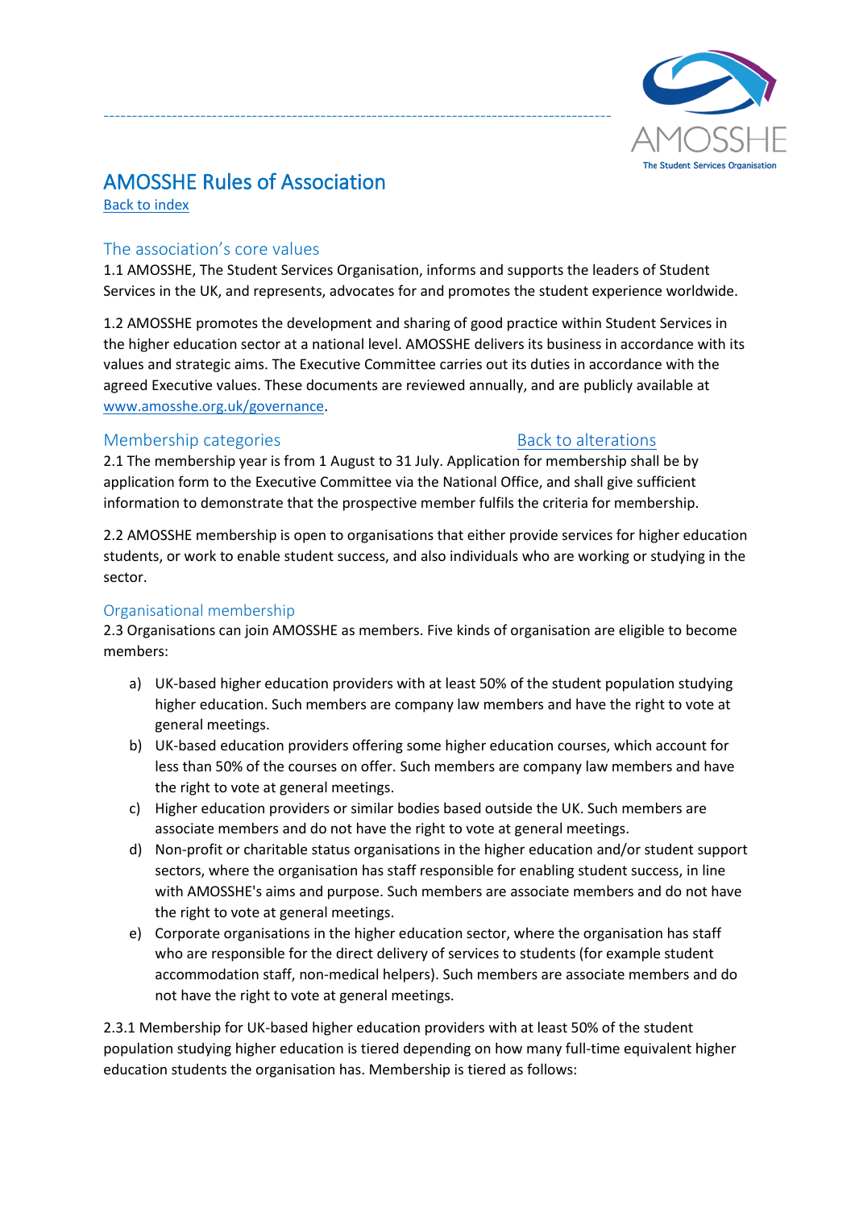# AMOSSHE Rules of Association

[Back to index]

## The association's core values

1.1 AMOSSHE, The Student Services Organisation, informs and supports the leaders of Student Services in the UK, and represents, advocates for and promotes the student experience worldwide.

1.2 AMOSSHE promotes the development and sharing of good practice within Student Services in the higher education sector at a national level. AMOSSHE delivers its business in accordance with its values and strategic aims. The Executive Committee carries out its duties in accordance with the agreed Executive values. These documents are reviewed annually, and are publicly available at www.amosshe.org.uk/governance.

## Membership categories

[Back to alterations]

2.1 The membership year is from 1 August to 31 July. Application for membership shall be by application form to the Executive Committee via the National Office, and shall give sufficient information to demonstrate that the prospective member fulfils the criteria for membership.

2.2 AMOSSHE membership is open to organisations that either provide services for higher education students, or work to enable student success, and also individuals who are working or studying in the sector.

### Organisational membership

2.3 Organisations can join AMOSSHE as members. Five kinds of organisation are eligible to become members:

a) UK-based higher education providers with at least 50% of the student population studying higher education. Such members are company law members and have the right to vote at general meetings.

b) UK-based education providers offering some higher education courses, which account for less than 50% of the courses on offer. Such members are company law members and have the right to vote at general meetings.

c) Higher education providers or similar bodies based outside the UK. Such members are associate members and do not have the right to vote at general meetings.

d) Non-profit or charitable status organisations in the higher education and/or student support sectors, where the organisation has staff responsible for enabling student success, in line with AMOSSHE's aims and purpose. Such members are associate members and do not have the right to vote at general meetings.

e) Corporate organisations in the higher education sector, where the organisation has staff who are responsible for the direct delivery of services to students (for example student accommodation staff, non-medical helpers). Such members are associate members and do not have the right to vote at general meetings.

2.3.1 Membership for UK-based higher education providers with at least 50% of the student population studying higher education is tiered depending on how many full-time equivalent higher education students the organisation has. Membership is tiered as follows: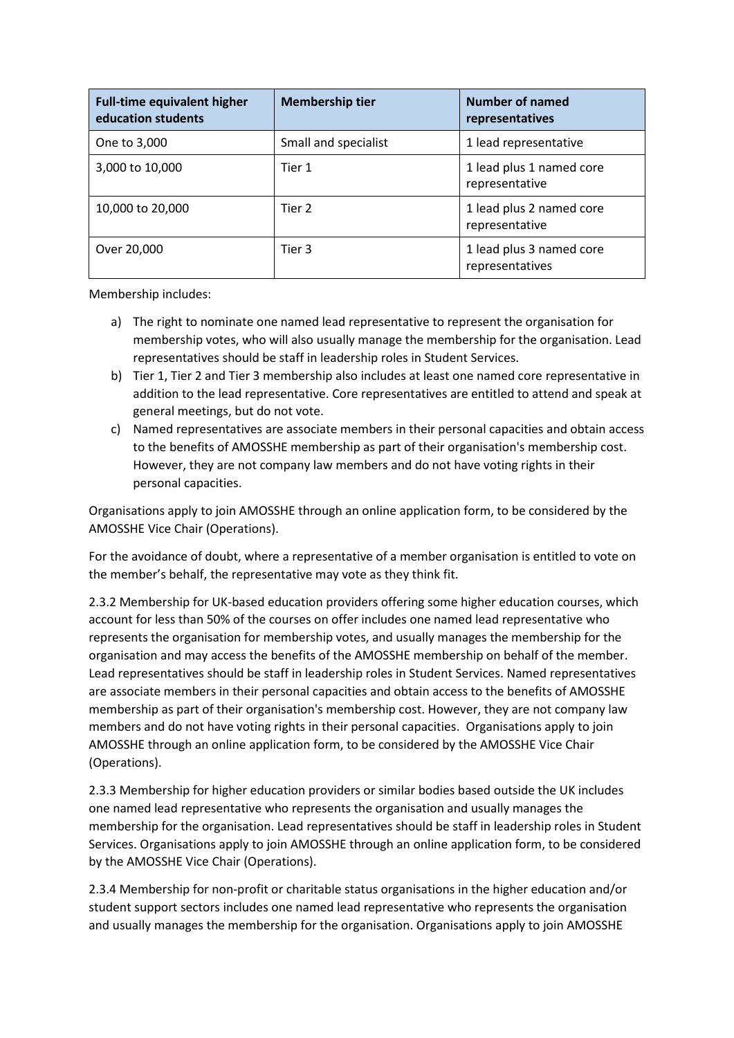| Full-time equivalent higher education students | Membership tier | Number of named representatives |
| --- | --- | --- |
| One to 3,000 | Small and specialist | 1 lead representative |
| 3,000 to 10,000 | Tier 1 | 1 lead plus 1 named core representative |
| 10,000 to 20,000 | Tier 2 | 1 lead plus 2 named core representative |
| Over 20,000 | Tier 3 | 1 lead plus 3 named core representatives |

Membership includes:

a) The right to nominate one named lead representative to represent the organisation for membership votes, who will also usually manage the membership for the organisation. Lead representatives should be staff in leadership roles in Student Services.

b) Tier 1, Tier 2 and Tier 3 membership also includes at least one named core representative in addition to the lead representative. Core representatives are entitled to attend and speak at general meetings, but do not vote.

c) Named representatives are associate members in their personal capacities and obtain access to the benefits of AMOSSHE membership as part of their organisation's membership cost. However, they are not company law members and do not have voting rights in their personal capacities.

Organisations apply to join AMOSSHE through an online application form, to be considered by the AMOSSHE Vice Chair (Operations).

For the avoidance of doubt, where a representative of a member organisation is entitled to vote on the member's behalf, the representative may vote as they think fit.

2.3.2 Membership for UK-based education providers offering some higher education courses, which account for less than 50% of the courses on offer includes one named lead representative who represents the organisation for membership votes, and usually manages the membership for the organisation and may access the benefits of the AMOSSHE membership on behalf of the member. Lead representatives should be staff in leadership roles in Student Services. Named representatives are associate members in their personal capacities and obtain access to the benefits of AMOSSHE membership as part of their organisation's membership cost. However, they are not company law members and do not have voting rights in their personal capacities. Organisations apply to join AMOSSHE through an online application form, to be considered by the AMOSSHE Vice Chair (Operations).

2.3.3 Membership for higher education providers or similar bodies based outside the UK includes one named lead representative who represents the organisation and usually manages the membership for the organisation. Lead representatives should be staff in leadership roles in Student Services. Organisations apply to join AMOSSHE through an online application form, to be considered by the AMOSSHE Vice Chair (Operations).

2.3.4 Membership for non-profit or charitable status organisations in the higher education and/or student support sectors includes one named lead representative who represents the organisation and usually manages the membership for the organisation. Organisations apply to join AMOSSHE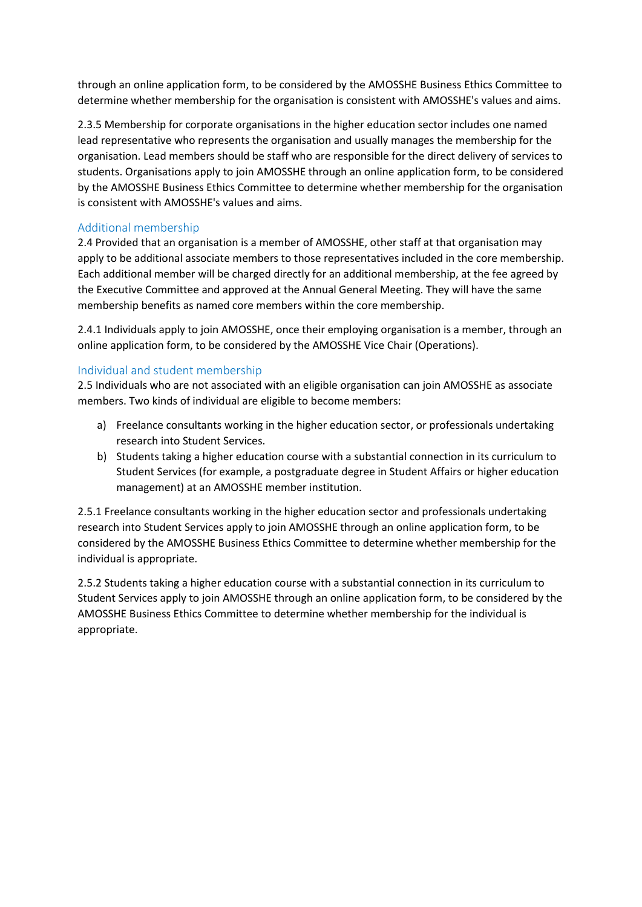through an online application form, to be considered by the AMOSSHE Business Ethics Committee to determine whether membership for the organisation is consistent with AMOSSHE's values and aims.

2.3.5 Membership for corporate organisations in the higher education sector includes one named lead representative who represents the organisation and usually manages the membership for the organisation. Lead members should be staff who are responsible for the direct delivery of services to students. Organisations apply to join AMOSSHE through an online application form, to be considered by the AMOSSHE Business Ethics Committee to determine whether membership for the organisation is consistent with AMOSSHE's values and aims.

### Additional membership

2.4 Provided that an organisation is a member of AMOSSHE, other staff at that organisation may apply to be additional associate members to those representatives included in the core membership. Each additional member will be charged directly for an additional membership, at the fee agreed by the Executive Committee and approved at the Annual General Meeting. They will have the same membership benefits as named core members within the core membership.

2.4.1 Individuals apply to join AMOSSHE, once their employing organisation is a member, through an online application form, to be considered by the AMOSSHE Vice Chair (Operations).

### Individual and student membership

2.5 Individuals who are not associated with an eligible organisation can join AMOSSHE as associate members. Two kinds of individual are eligible to become members:

a) Freelance consultants working in the higher education sector, or professionals undertaking research into Student Services.
b) Students taking a higher education course with a substantial connection in its curriculum to Student Services (for example, a postgraduate degree in Student Affairs or higher education management) at an AMOSSHE member institution.

2.5.1 Freelance consultants working in the higher education sector and professionals undertaking research into Student Services apply to join AMOSSHE through an online application form, to be considered by the AMOSSHE Business Ethics Committee to determine whether membership for the individual is appropriate.

2.5.2 Students taking a higher education course with a substantial connection in its curriculum to Student Services apply to join AMOSSHE through an online application form, to be considered by the AMOSSHE Business Ethics Committee to determine whether membership for the individual is appropriate.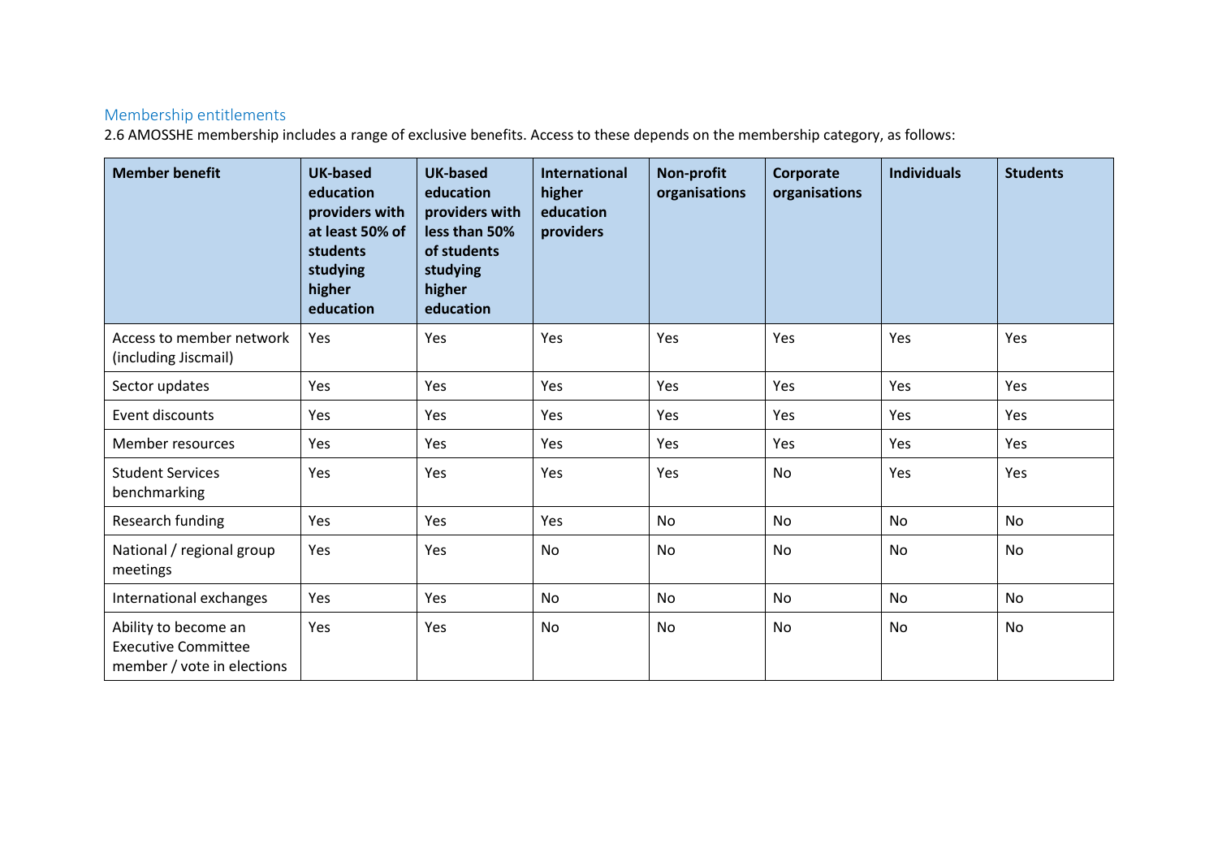### Membership entitlements

2.6 AMOSSHE membership includes a range of exclusive benefits. Access to these depends on the membership category, as follows:

| Member benefit | UK-based education providers with at least 50% of students studying higher education | UK-based education providers with less than 50% of students studying higher education | International higher education providers | Non-profit organisations | Corporate organisations | Individuals | Students |
|---|---|---|---|---|---|---|---|
| Access to member network (including Jiscmail) | Yes | Yes | Yes | Yes | Yes | Yes | Yes |
| Sector updates | Yes | Yes | Yes | Yes | Yes | Yes | Yes |
| Event discounts | Yes | Yes | Yes | Yes | Yes | Yes | Yes |
| Member resources | Yes | Yes | Yes | Yes | Yes | Yes | Yes |
| Student Services benchmarking | Yes | Yes | Yes | Yes | No | Yes | Yes |
| Research funding | Yes | Yes | Yes | No | No | No | No |
| National / regional group meetings | Yes | Yes | No | No | No | No | No |
| International exchanges | Yes | Yes | No | No | No | No | No |
| Ability to become an Executive Committee member / vote in elections | Yes | Yes | No | No | No | No | No |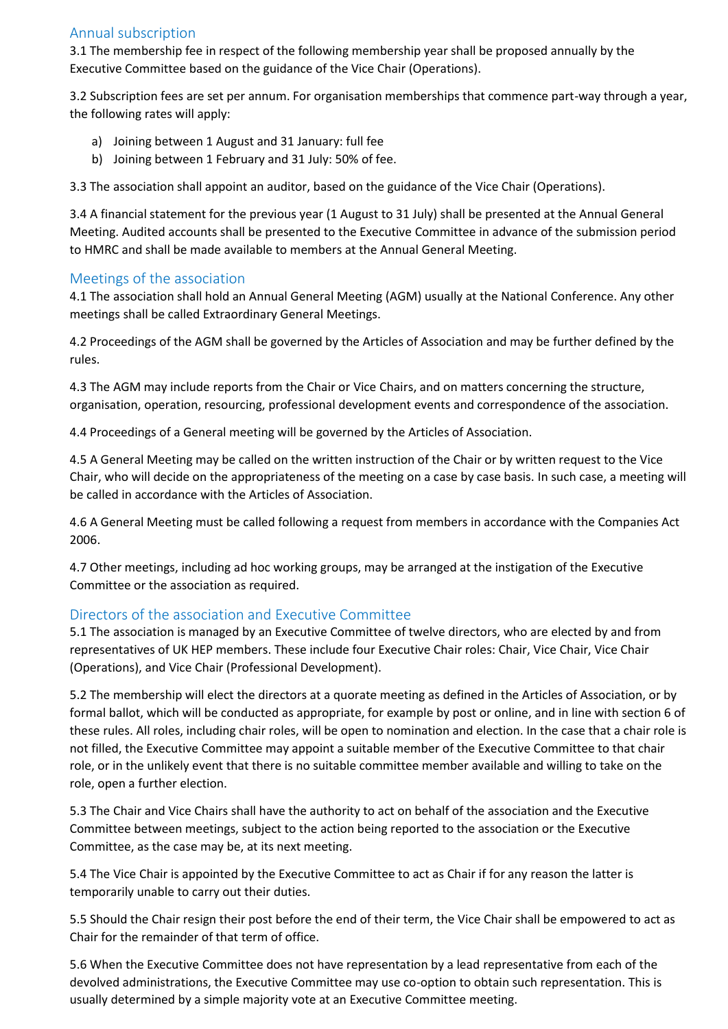## Annual subscription

3.1 The membership fee in respect of the following membership year shall be proposed annually by the Executive Committee based on the guidance of the Vice Chair (Operations).

3.2 Subscription fees are set per annum. For organisation memberships that commence part-way through a year, the following rates will apply:

a) Joining between 1 August and 31 January: full fee
b) Joining between 1 February and 31 July: 50% of fee.

3.3 The association shall appoint an auditor, based on the guidance of the Vice Chair (Operations).

3.4 A financial statement for the previous year (1 August to 31 July) shall be presented at the Annual General Meeting. Audited accounts shall be presented to the Executive Committee in advance of the submission period to HMRC and shall be made available to members at the Annual General Meeting.

## Meetings of the association

4.1 The association shall hold an Annual General Meeting (AGM) usually at the National Conference. Any other meetings shall be called Extraordinary General Meetings.

4.2 Proceedings of the AGM shall be governed by the Articles of Association and may be further defined by the rules.

4.3 The AGM may include reports from the Chair or Vice Chairs, and on matters concerning the structure, organisation, operation, resourcing, professional development events and correspondence of the association.

4.4 Proceedings of a General meeting will be governed by the Articles of Association.

4.5 A General Meeting may be called on the written instruction of the Chair or by written request to the Vice Chair, who will decide on the appropriateness of the meeting on a case by case basis. In such case, a meeting will be called in accordance with the Articles of Association.

4.6 A General Meeting must be called following a request from members in accordance with the Companies Act 2006.

4.7 Other meetings, including ad hoc working groups, may be arranged at the instigation of the Executive Committee or the association as required.

## Directors of the association and Executive Committee

5.1 The association is managed by an Executive Committee of twelve directors, who are elected by and from representatives of UK HEP members. These include four Executive Chair roles: Chair, Vice Chair, Vice Chair (Operations), and Vice Chair (Professional Development).

5.2 The membership will elect the directors at a quorate meeting as defined in the Articles of Association, or by formal ballot, which will be conducted as appropriate, for example by post or online, and in line with section 6 of these rules. All roles, including chair roles, will be open to nomination and election. In the case that a chair role is not filled, the Executive Committee may appoint a suitable member of the Executive Committee to that chair role, or in the unlikely event that there is no suitable committee member available and willing to take on the role, open a further election.

5.3 The Chair and Vice Chairs shall have the authority to act on behalf of the association and the Executive Committee between meetings, subject to the action being reported to the association or the Executive Committee, as the case may be, at its next meeting.

5.4 The Vice Chair is appointed by the Executive Committee to act as Chair if for any reason the latter is temporarily unable to carry out their duties.

5.5 Should the Chair resign their post before the end of their term, the Vice Chair shall be empowered to act as Chair for the remainder of that term of office.

5.6 When the Executive Committee does not have representation by a lead representative from each of the devolved administrations, the Executive Committee may use co-option to obtain such representation. This is usually determined by a simple majority vote at an Executive Committee meeting.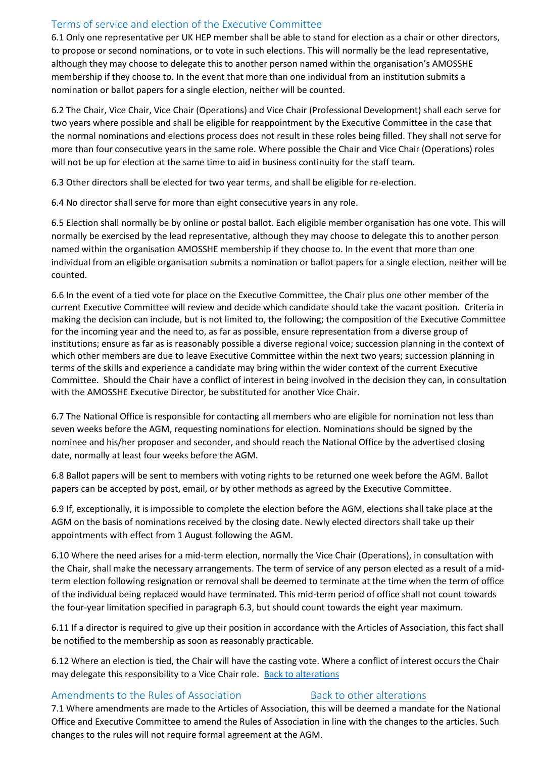## Terms of service and election of the Executive Committee

6.1 Only one representative per UK HEP member shall be able to stand for election as a chair or other directors, to propose or second nominations, or to vote in such elections. This will normally be the lead representative, although they may choose to delegate this to another person named within the organisation's AMOSSHE membership if they choose to. In the event that more than one individual from an institution submits a nomination or ballot papers for a single election, neither will be counted.

6.2 The Chair, Vice Chair, Vice Chair (Operations) and Vice Chair (Professional Development) shall each serve for two years where possible and shall be eligible for reappointment by the Executive Committee in the case that the normal nominations and elections process does not result in these roles being filled. They shall not serve for more than four consecutive years in the same role. Where possible the Chair and Vice Chair (Operations) roles will not be up for election at the same time to aid in business continuity for the staff team.

6.3 Other directors shall be elected for two year terms, and shall be eligible for re-election.

6.4 No director shall serve for more than eight consecutive years in any role.

6.5 Election shall normally be by online or postal ballot. Each eligible member organisation has one vote. This will normally be exercised by the lead representative, although they may choose to delegate this to another person named within the organisation AMOSSHE membership if they choose to. In the event that more than one individual from an eligible organisation submits a nomination or ballot papers for a single election, neither will be counted.

6.6 In the event of a tied vote for place on the Executive Committee, the Chair plus one other member of the current Executive Committee will review and decide which candidate should take the vacant position. Criteria in making the decision can include, but is not limited to, the following; the composition of the Executive Committee for the incoming year and the need to, as far as possible, ensure representation from a diverse group of institutions; ensure as far as is reasonably possible a diverse regional voice; succession planning in the context of which other members are due to leave Executive Committee within the next two years; succession planning in terms of the skills and experience a candidate may bring within the wider context of the current Executive Committee. Should the Chair have a conflict of interest in being involved in the decision they can, in consultation with the AMOSSHE Executive Director, be substituted for another Vice Chair.

6.7 The National Office is responsible for contacting all members who are eligible for nomination not less than seven weeks before the AGM, requesting nominations for election. Nominations should be signed by the nominee and his/her proposer and seconder, and should reach the National Office by the advertised closing date, normally at least four weeks before the AGM.

6.8 Ballot papers will be sent to members with voting rights to be returned one week before the AGM. Ballot papers can be accepted by post, email, or by other methods as agreed by the Executive Committee.

6.9 If, exceptionally, it is impossible to complete the election before the AGM, elections shall take place at the AGM on the basis of nominations received by the closing date. Newly elected directors shall take up their appointments with effect from 1 August following the AGM.

6.10 Where the need arises for a mid-term election, normally the Vice Chair (Operations), in consultation with the Chair, shall make the necessary arrangements. The term of service of any person elected as a result of a mid-term election following resignation or removal shall be deemed to terminate at the time when the term of office of the individual being replaced would have terminated. This mid-term period of office shall not count towards the four-year limitation specified in paragraph 6.3, but should count towards the eight year maximum.

6.11 If a director is required to give up their position in accordance with the Articles of Association, this fact shall be notified to the membership as soon as reasonably practicable.

6.12 Where an election is tied, the Chair will have the casting vote. Where a conflict of interest occurs the Chair may delegate this responsibility to a Vice Chair role. Back to alterations

## Amendments to the Rules of Association

Back to other alterations

7.1 Where amendments are made to the Articles of Association, this will be deemed a mandate for the National Office and Executive Committee to amend the Rules of Association in line with the changes to the articles. Such changes to the rules will not require formal agreement at the AGM.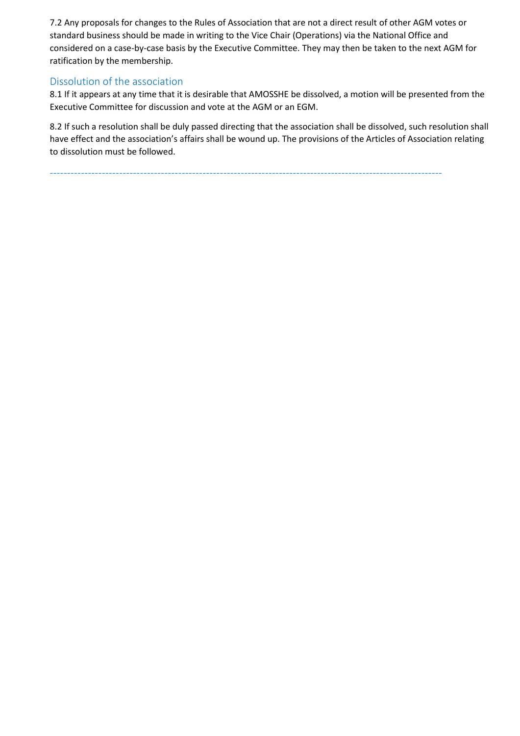7.2 Any proposals for changes to the Rules of Association that are not a direct result of other AGM votes or standard business should be made in writing to the Vice Chair (Operations) via the National Office and considered on a case-by-case basis by the Executive Committee. They may then be taken to the next AGM for ratification by the membership.

## Dissolution of the association

8.1 If it appears at any time that it is desirable that AMOSSHE be dissolved, a motion will be presented from the Executive Committee for discussion and vote at the AGM or an EGM.

8.2 If such a resolution shall be duly passed directing that the association shall be dissolved, such resolution shall have effect and the association's affairs shall be wound up. The provisions of the Articles of Association relating to dissolution must be followed.

---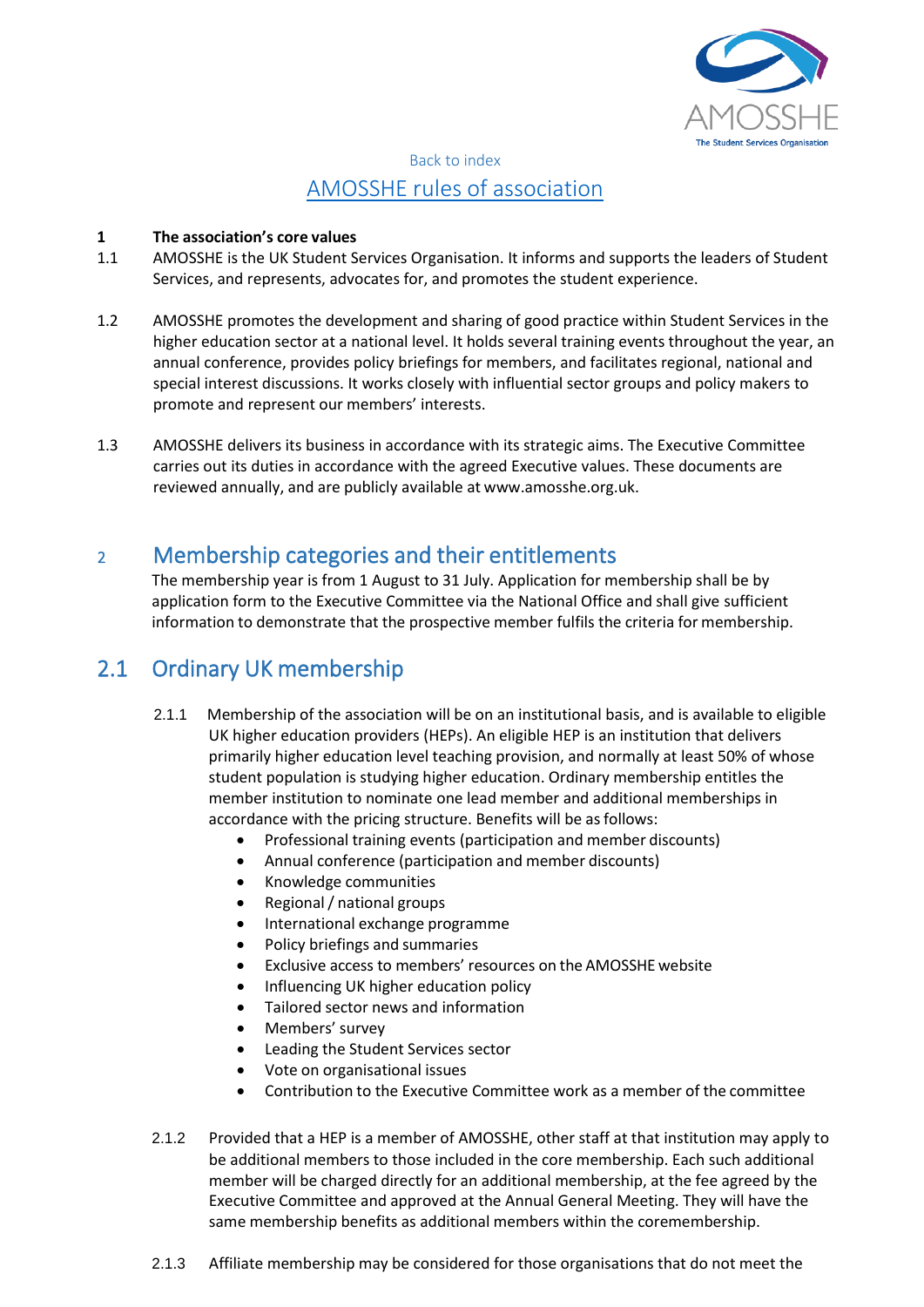Back to index

# AMOSSHE rules of association

**1 The association's core values**

1.1 AMOSSHE is the UK Student Services Organisation. It informs and supports the leaders of Student Services, and represents, advocates for, and promotes the student experience.

1.2 AMOSSHE promotes the development and sharing of good practice within Student Services in the higher education sector at a national level. It holds several training events throughout the year, an annual conference, provides policy briefings for members, and facilitates regional, national and special interest discussions. It works closely with influential sector groups and policy makers to promote and represent our members' interests.

1.3 AMOSSHE delivers its business in accordance with its strategic aims. The Executive Committee carries out its duties in accordance with the agreed Executive values. These documents are reviewed annually, and are publicly available at www.amosshe.org.uk.

## 2 Membership categories and their entitlements

The membership year is from 1 August to 31 July. Application for membership shall be by application form to the Executive Committee via the National Office and shall give sufficient information to demonstrate that the prospective member fulfils the criteria for membership.

## 2.1 Ordinary UK membership

2.1.1 Membership of the association will be on an institutional basis, and is available to eligible UK higher education providers (HEPs). An eligible HEP is an institution that delivers primarily higher education level teaching provision, and normally at least 50% of whose student population is studying higher education. Ordinary membership entitles the member institution to nominate one lead member and additional memberships in accordance with the pricing structure. Benefits will be as follows:

- Professional training events (participation and member discounts)
- Annual conference (participation and member discounts)
- Knowledge communities
- Regional / national groups
- International exchange programme
- Policy briefings and summaries
- Exclusive access to members' resources on the AMOSSHE website
- Influencing UK higher education policy
- Tailored sector news and information
- Members' survey
- Leading the Student Services sector
- Vote on organisational issues
- Contribution to the Executive Committee work as a member of the committee

2.1.2 Provided that a HEP is a member of AMOSSHE, other staff at that institution may apply to be additional members to those included in the core membership. Each such additional member will be charged directly for an additional membership, at the fee agreed by the Executive Committee and approved at the Annual General Meeting. They will have the same membership benefits as additional members within the coremembership.

2.1.3 Affiliate membership may be considered for those organisations that do not meet the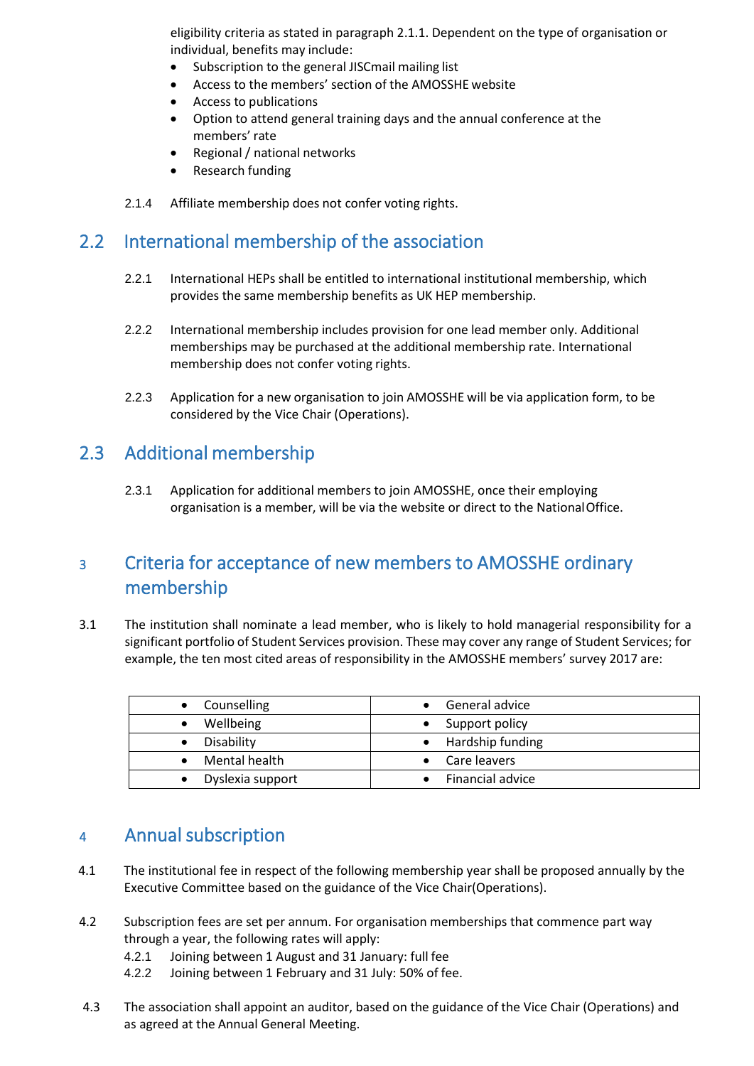eligibility criteria as stated in paragraph 2.1.1. Dependent on the type of organisation or individual, benefits may include:

- Subscription to the general JISCmail mailing list
- Access to the members' section of the AMOSSHE website
- Access to publications
- Option to attend general training days and the annual conference at the members' rate
- Regional / national networks
- Research funding

2.1.4 Affiliate membership does not confer voting rights.

## 2.2 International membership of the association

2.2.1 International HEPs shall be entitled to international institutional membership, which provides the same membership benefits as UK HEP membership.

2.2.2 International membership includes provision for one lead member only. Additional memberships may be purchased at the additional membership rate. International membership does not confer voting rights.

2.2.3 Application for a new organisation to join AMOSSHE will be via application form, to be considered by the Vice Chair (Operations).

## 2.3 Additional membership

2.3.1 Application for additional members to join AMOSSHE, once their employing organisation is a member, will be via the website or direct to the National Office.

# 3 Criteria for acceptance of new members to AMOSSHE ordinary membership

3.1 The institution shall nominate a lead member, who is likely to hold managerial responsibility for a significant portfolio of Student Services provision. These may cover any range of Student Services; for example, the ten most cited areas of responsibility in the AMOSSHE members' survey 2017 are:

| | |
|---|---|
| • Counselling | • General advice |
| • Wellbeing | • Support policy |
| • Disability | • Hardship funding |
| • Mental health | • Care leavers |
| • Dyslexia support | • Financial advice |

# 4 Annual subscription

4.1 The institutional fee in respect of the following membership year shall be proposed annually by the Executive Committee based on the guidance of the Vice Chair(Operations).

4.2 Subscription fees are set per annum. For organisation memberships that commence part way through a year, the following rates will apply:

4.2.1 Joining between 1 August and 31 January: full fee

4.2.2 Joining between 1 February and 31 July: 50% of fee.

4.3 The association shall appoint an auditor, based on the guidance of the Vice Chair (Operations) and as agreed at the Annual General Meeting.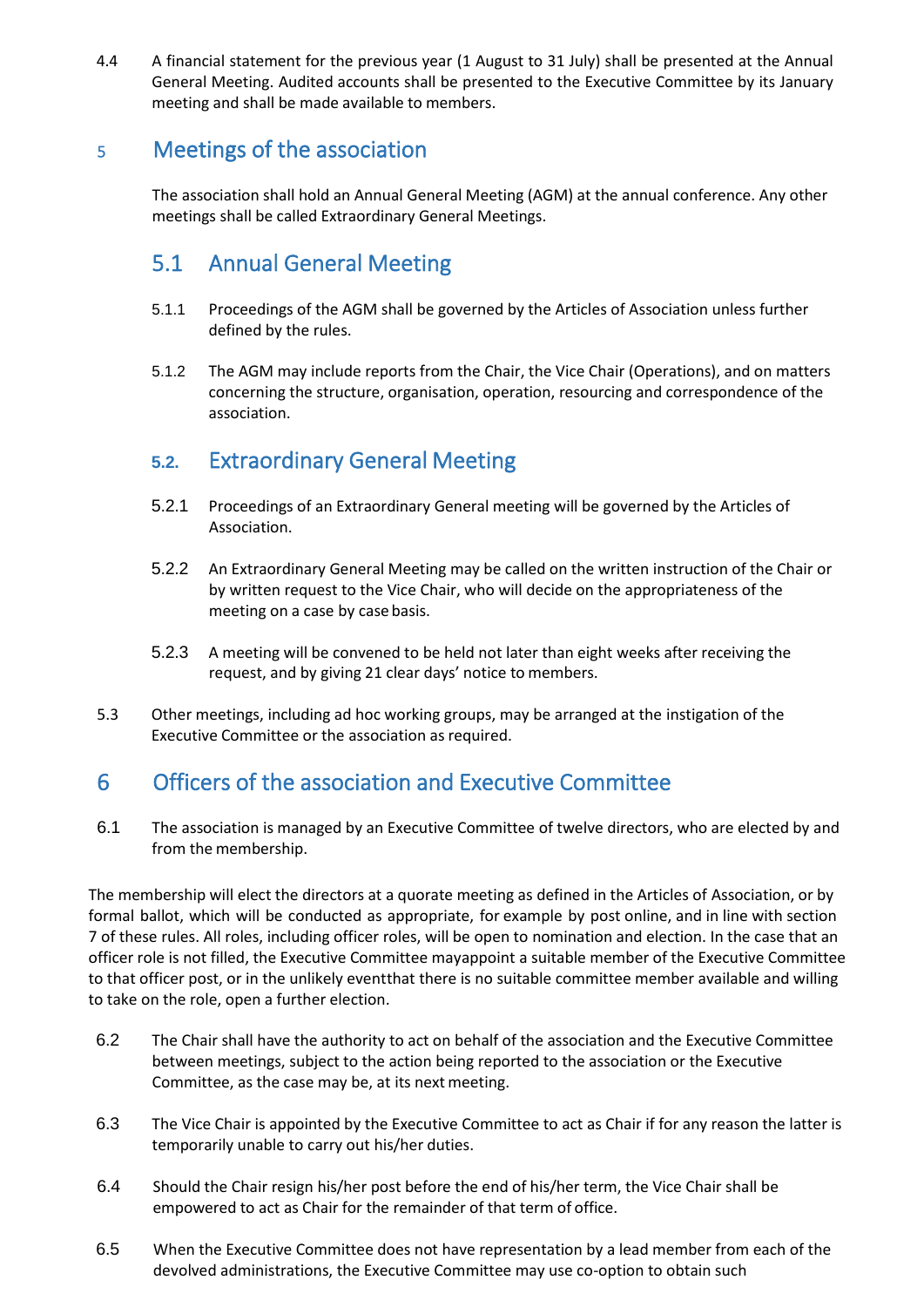4.4 A financial statement for the previous year (1 August to 31 July) shall be presented at the Annual General Meeting. Audited accounts shall be presented to the Executive Committee by its January meeting and shall be made available to members.

## 5 Meetings of the association

The association shall hold an Annual General Meeting (AGM) at the annual conference. Any other meetings shall be called Extraordinary General Meetings.

### 5.1 Annual General Meeting

5.1.1 Proceedings of the AGM shall be governed by the Articles of Association unless further defined by the rules.

5.1.2 The AGM may include reports from the Chair, the Vice Chair (Operations), and on matters concerning the structure, organisation, operation, resourcing and correspondence of the association.

### 5.2. Extraordinary General Meeting

5.2.1 Proceedings of an Extraordinary General meeting will be governed by the Articles of Association.

5.2.2 An Extraordinary General Meeting may be called on the written instruction of the Chair or by written request to the Vice Chair, who will decide on the appropriateness of the meeting on a case by case basis.

5.2.3 A meeting will be convened to be held not later than eight weeks after receiving the request, and by giving 21 clear days' notice to members.

5.3 Other meetings, including ad hoc working groups, may be arranged at the instigation of the Executive Committee or the association as required.

## 6 Officers of the association and Executive Committee

6.1 The association is managed by an Executive Committee of twelve directors, who are elected by and from the membership.

The membership will elect the directors at a quorate meeting as defined in the Articles of Association, or by formal ballot, which will be conducted as appropriate, for example by post online, and in line with section 7 of these rules. All roles, including officer roles, will be open to nomination and election. In the case that an officer role is not filled, the Executive Committee mayappoint a suitable member of the Executive Committee to that officer post, or in the unlikely eventthat there is no suitable committee member available and willing to take on the role, open a further election.

6.2 The Chair shall have the authority to act on behalf of the association and the Executive Committee between meetings, subject to the action being reported to the association or the Executive Committee, as the case may be, at its next meeting.

6.3 The Vice Chair is appointed by the Executive Committee to act as Chair if for any reason the latter is temporarily unable to carry out his/her duties.

6.4 Should the Chair resign his/her post before the end of his/her term, the Vice Chair shall be empowered to act as Chair for the remainder of that term of office.

6.5 When the Executive Committee does not have representation by a lead member from each of the devolved administrations, the Executive Committee may use co-option to obtain such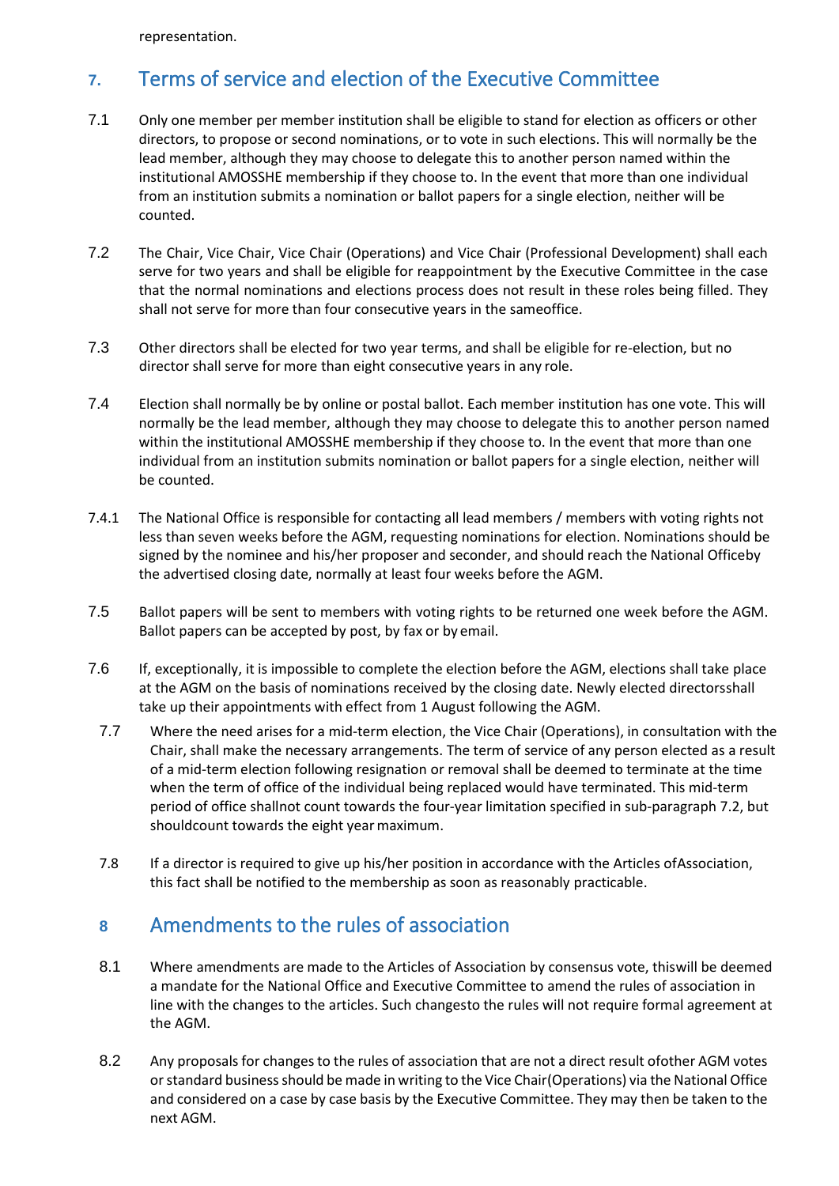representation.

## 7. Terms of service and election of the Executive Committee

7.1 Only one member per member institution shall be eligible to stand for election as officers or other directors, to propose or second nominations, or to vote in such elections. This will normally be the lead member, although they may choose to delegate this to another person named within the institutional AMOSSHE membership if they choose to. In the event that more than one individual from an institution submits a nomination or ballot papers for a single election, neither will be counted.

7.2 The Chair, Vice Chair, Vice Chair (Operations) and Vice Chair (Professional Development) shall each serve for two years and shall be eligible for reappointment by the Executive Committee in the case that the normal nominations and elections process does not result in these roles being filled. They shall not serve for more than four consecutive years in the sameoffice.

7.3 Other directors shall be elected for two year terms, and shall be eligible for re-election, but no director shall serve for more than eight consecutive years in any role.

7.4 Election shall normally be by online or postal ballot. Each member institution has one vote. This will normally be the lead member, although they may choose to delegate this to another person named within the institutional AMOSSHE membership if they choose to. In the event that more than one individual from an institution submits nomination or ballot papers for a single election, neither will be counted.

7.4.1 The National Office is responsible for contacting all lead members / members with voting rights not less than seven weeks before the AGM, requesting nominations for election. Nominations should be signed by the nominee and his/her proposer and seconder, and should reach the National Officeby the advertised closing date, normally at least four weeks before the AGM.

7.5 Ballot papers will be sent to members with voting rights to be returned one week before the AGM. Ballot papers can be accepted by post, by fax or by email.

7.6 If, exceptionally, it is impossible to complete the election before the AGM, elections shall take place at the AGM on the basis of nominations received by the closing date. Newly elected directorsshall take up their appointments with effect from 1 August following the AGM.

7.7 Where the need arises for a mid-term election, the Vice Chair (Operations), in consultation with the Chair, shall make the necessary arrangements. The term of service of any person elected as a result of a mid-term election following resignation or removal shall be deemed to terminate at the time when the term of office of the individual being replaced would have terminated. This mid-term period of office shallnot count towards the four-year limitation specified in sub-paragraph 7.2, but shouldcount towards the eight year maximum.

7.8 If a director is required to give up his/her position in accordance with the Articles ofAssociation, this fact shall be notified to the membership as soon as reasonably practicable.

## 8 Amendments to the rules of association

8.1 Where amendments are made to the Articles of Association by consensus vote, thiswill be deemed a mandate for the National Office and Executive Committee to amend the rules of association in line with the changes to the articles. Such changesto the rules will not require formal agreement at the AGM.

8.2 Any proposals for changes to the rules of association that are not a direct result ofother AGM votes or standard business should be made in writing to the Vice Chair(Operations) via the National Office and considered on a case by case basis by the Executive Committee. They may then be taken to the next AGM.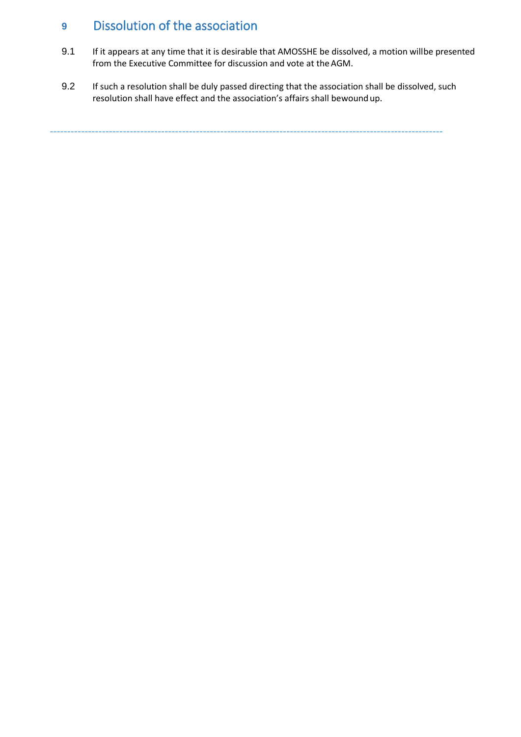## 9 Dissolution of the association

9.1 If it appears at any time that it is desirable that AMOSSHE be dissolved, a motion willbe presented from the Executive Committee for discussion and vote at the AGM.

9.2 If such a resolution shall be duly passed directing that the association shall be dissolved, such resolution shall have effect and the association's affairs shall bewound up.

---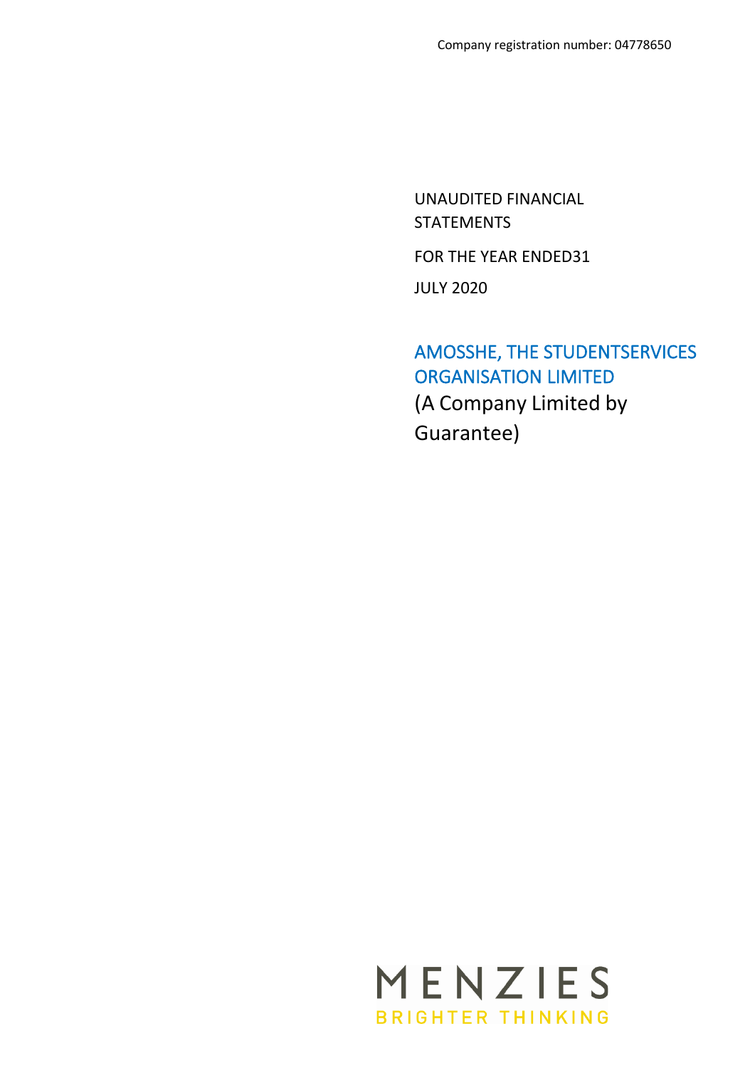Company registration number: 04778650

UNAUDITED FINANCIAL STATEMENTS

FOR THE YEAR ENDED31

JULY 2020

# AMOSSHE, THE STUDENTSERVICES ORGANISATION LIMITED

(A Company Limited by Guarantee)

MENZIES

BRIGHTER THINKING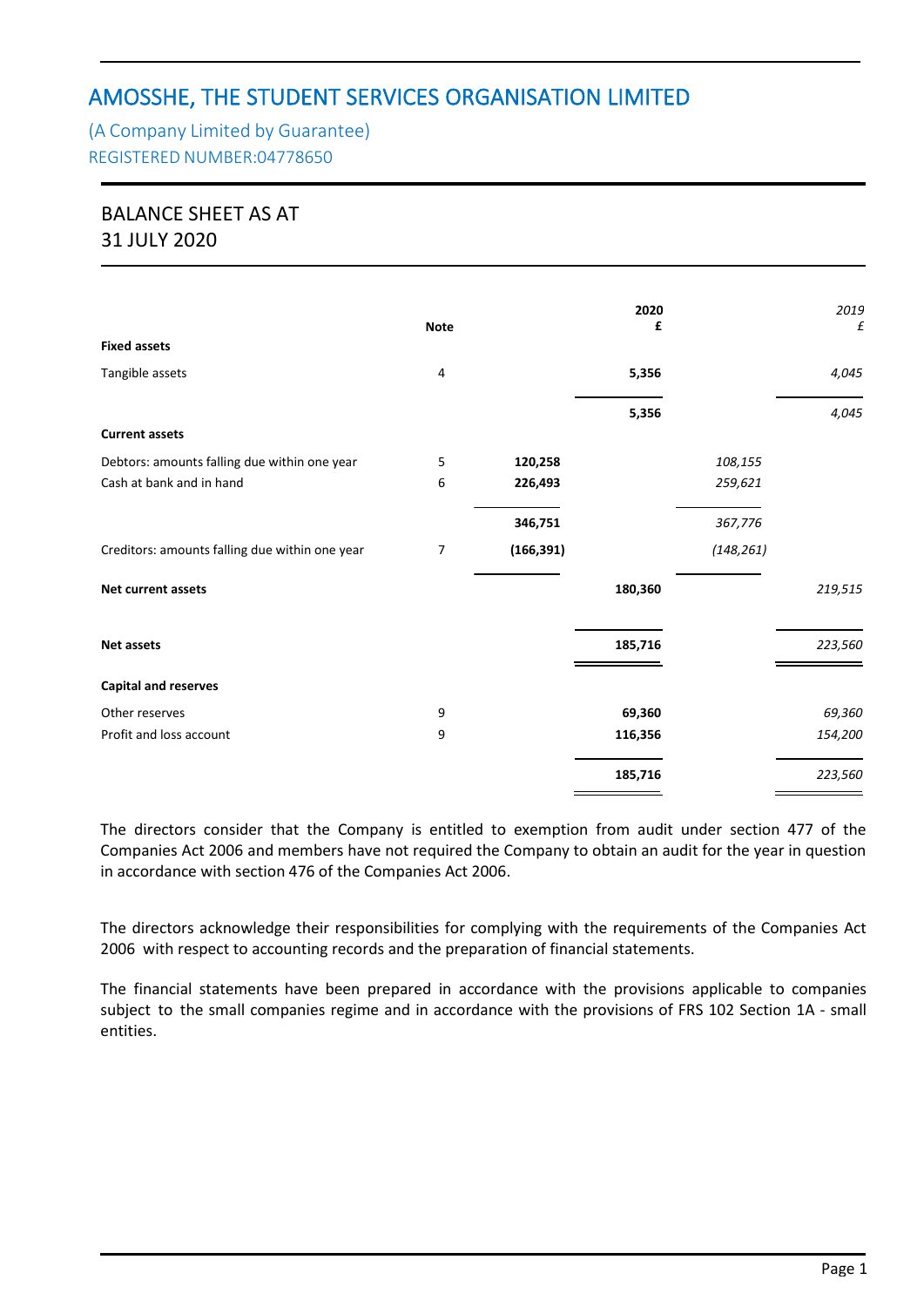# AMOSSHE, THE STUDENT SERVICES ORGANISATION LIMITED

(A Company Limited by Guarantee)
REGISTERED NUMBER:04778650

## BALANCE SHEET AS AT 31 JULY 2020

| | Note | | 2020 £ | | 2019 £ |
|---|---|---|---|---|---|
| **Fixed assets** | | | | | |
| Tangible assets | 4 | | **5,356** | | *4,045* |
| | | | **5,356** | | *4,045* |
| **Current assets** | | | | | |
| Debtors: amounts falling due within one year | 5 | **120,258** | | *108,155* | |
| Cash at bank and in hand | 6 | **226,493** | | *259,621* | |
| | | **346,751** | | *367,776* | |
| Creditors: amounts falling due within one year | 7 | **(166,391)** | | *(148,261)* | |
| **Net current assets** | | | **180,360** | | *219,515* |
| **Net assets** | | | **185,716** | | *223,560* |
| **Capital and reserves** | | | | | |
| Other reserves | 9 | | **69,360** | | *69,360* |
| Profit and loss account | 9 | | **116,356** | | *154,200* |
| | | | **185,716** | | *223,560* |

The directors consider that the Company is entitled to exemption from audit under section 477 of the Companies Act 2006 and members have not required the Company to obtain an audit for the year in question in accordance with section 476 of the Companies Act 2006.

The directors acknowledge their responsibilities for complying with the requirements of the Companies Act 2006 with respect to accounting records and the preparation of financial statements.

The financial statements have been prepared in accordance with the provisions applicable to companies subject to the small companies regime and in accordance with the provisions of FRS 102 Section 1A - small entities.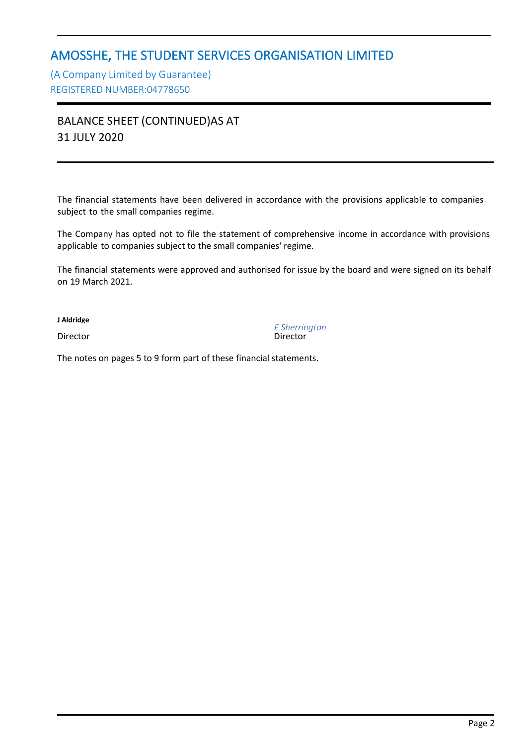# AMOSSHE, THE STUDENT SERVICES ORGANISATION LIMITED

(A Company Limited by Guarantee)
REGISTERED NUMBER:04778650

## BALANCE SHEET (CONTINUED)AS AT 31 JULY 2020

The financial statements have been delivered in accordance with the provisions applicable to companies subject to the small companies regime.

The Company has opted not to file the statement of comprehensive income in accordance with provisions applicable to companies subject to the small companies' regime.

The financial statements were approved and authorised for issue by the board and were signed on its behalf on 19 March 2021.

**J Aldridge**
Director

*F Sherrington*
Director

The notes on pages 5 to 9 form part of these financial statements.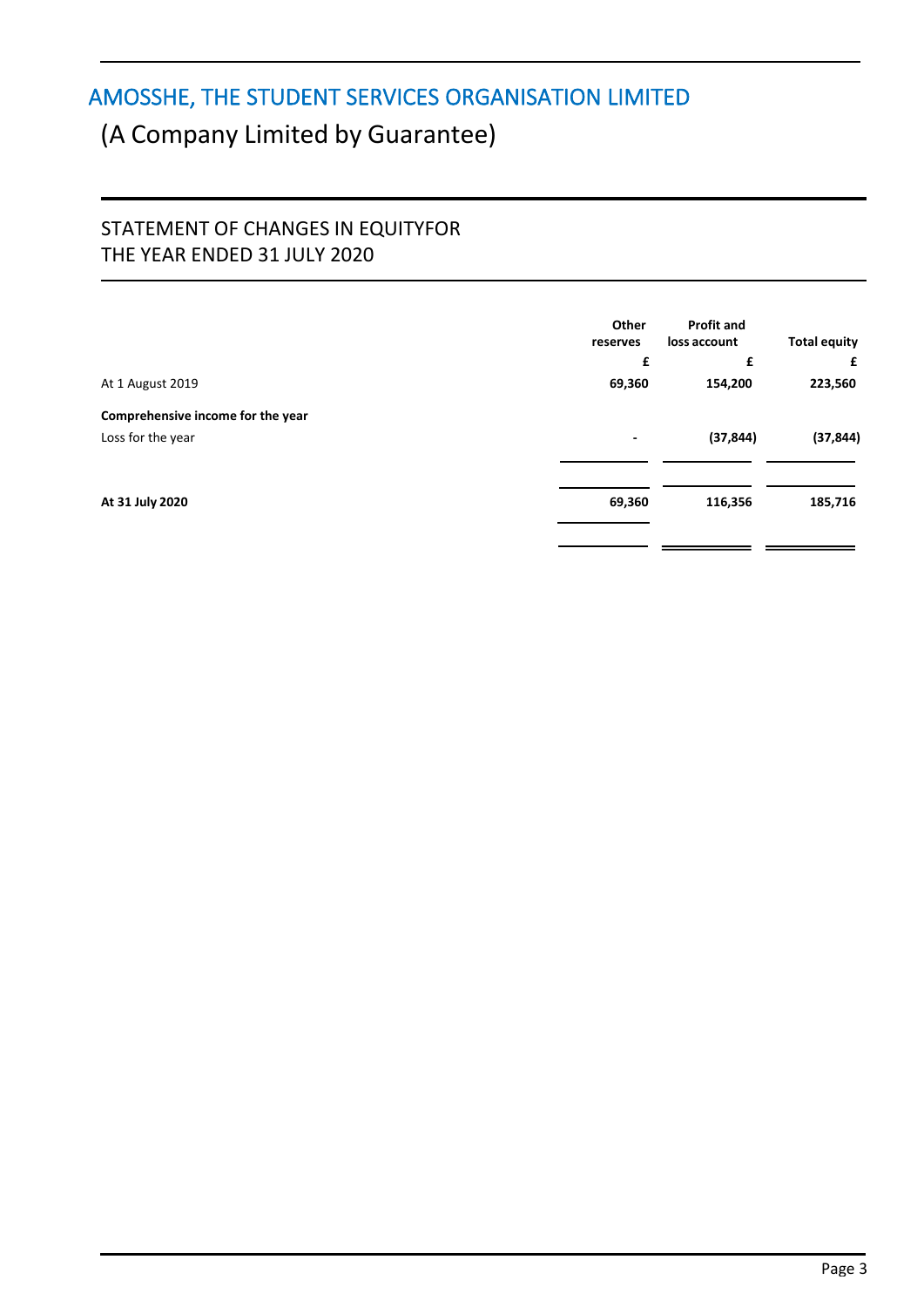# AMOSSHE, THE STUDENT SERVICES ORGANISATION LIMITED

## (A Company Limited by Guarantee)

## STATEMENT OF CHANGES IN EQUITYFOR THE YEAR ENDED 31 JULY 2020

| | Other reserves | Profit and loss account | Total equity |
|---|---|---|---|
| | £ | £ | £ |
| At 1 August 2019 | **69,360** | **154,200** | **223,560** |
| **Comprehensive income for the year** | | | |
| Loss for the year | - | **(37,844)** | **(37,844)** |
| **At 31 July 2020** | **69,360** | **116,356** | **185,716** |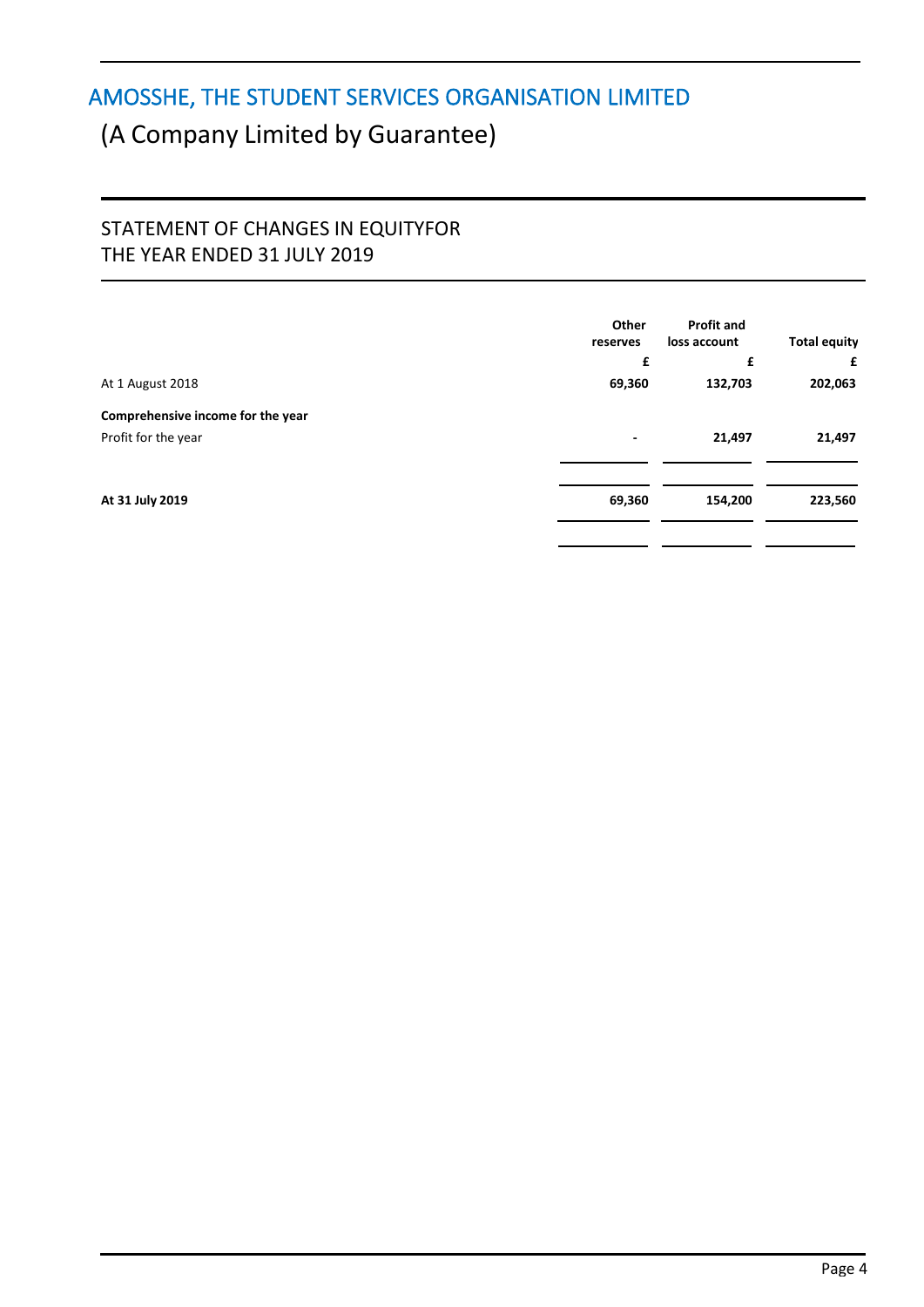# AMOSSHE, THE STUDENT SERVICES ORGANISATION LIMITED

# (A Company Limited by Guarantee)

## STATEMENT OF CHANGES IN EQUITYFOR THE YEAR ENDED 31 JULY 2019

| | Other reserves | Profit and loss account | Total equity |
|---|---|---|---|
| | £ | £ | £ |
| At 1 August 2018 | **69,360** | **132,703** | **202,063** |
| **Comprehensive income for the year** | | | |
| Profit for the year | - | **21,497** | **21,497** |
| **At 31 July 2019** | **69,360** | **154,200** | **223,560** |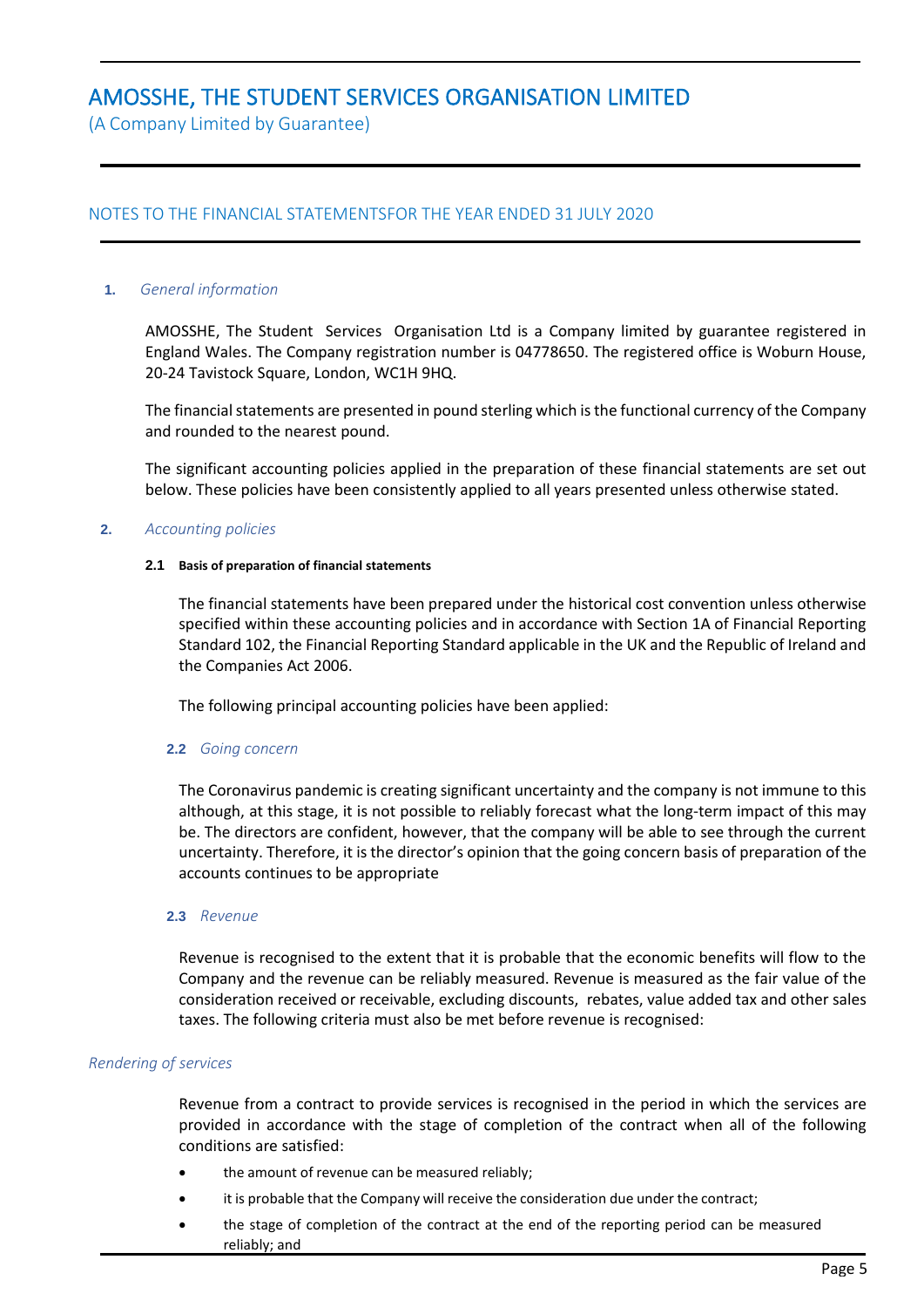# AMOSSHE, THE STUDENT SERVICES ORGANISATION LIMITED

(A Company Limited by Guarantee)

## NOTES TO THE FINANCIAL STATEMENTSFOR THE YEAR ENDED 31 JULY 2020

**1.** *General information*

AMOSSHE, The Student Services Organisation Ltd is a Company limited by guarantee registered in England Wales. The Company registration number is 04778650. The registered office is Woburn House, 20-24 Tavistock Square, London, WC1H 9HQ.

The financial statements are presented in pound sterling which is the functional currency of the Company and rounded to the nearest pound.

The significant accounting policies applied in the preparation of these financial statements are set out below. These policies have been consistently applied to all years presented unless otherwise stated.

**2.** *Accounting policies*

**2.1 Basis of preparation of financial statements**

The financial statements have been prepared under the historical cost convention unless otherwise specified within these accounting policies and in accordance with Section 1A of Financial Reporting Standard 102, the Financial Reporting Standard applicable in the UK and the Republic of Ireland and the Companies Act 2006.

The following principal accounting policies have been applied:

**2.2** *Going concern*

The Coronavirus pandemic is creating significant uncertainty and the company is not immune to this although, at this stage, it is not possible to reliably forecast what the long-term impact of this may be. The directors are confident, however, that the company will be able to see through the current uncertainty. Therefore, it is the director's opinion that the going concern basis of preparation of the accounts continues to be appropriate

**2.3** *Revenue*

Revenue is recognised to the extent that it is probable that the economic benefits will flow to the Company and the revenue can be reliably measured. Revenue is measured as the fair value of the consideration received or receivable, excluding discounts, rebates, value added tax and other sales taxes. The following criteria must also be met before revenue is recognised:

*Rendering of services*

Revenue from a contract to provide services is recognised in the period in which the services are provided in accordance with the stage of completion of the contract when all of the following conditions are satisfied:

- the amount of revenue can be measured reliably;
- it is probable that the Company will receive the consideration due under the contract;
- the stage of completion of the contract at the end of the reporting period can be measured reliably; and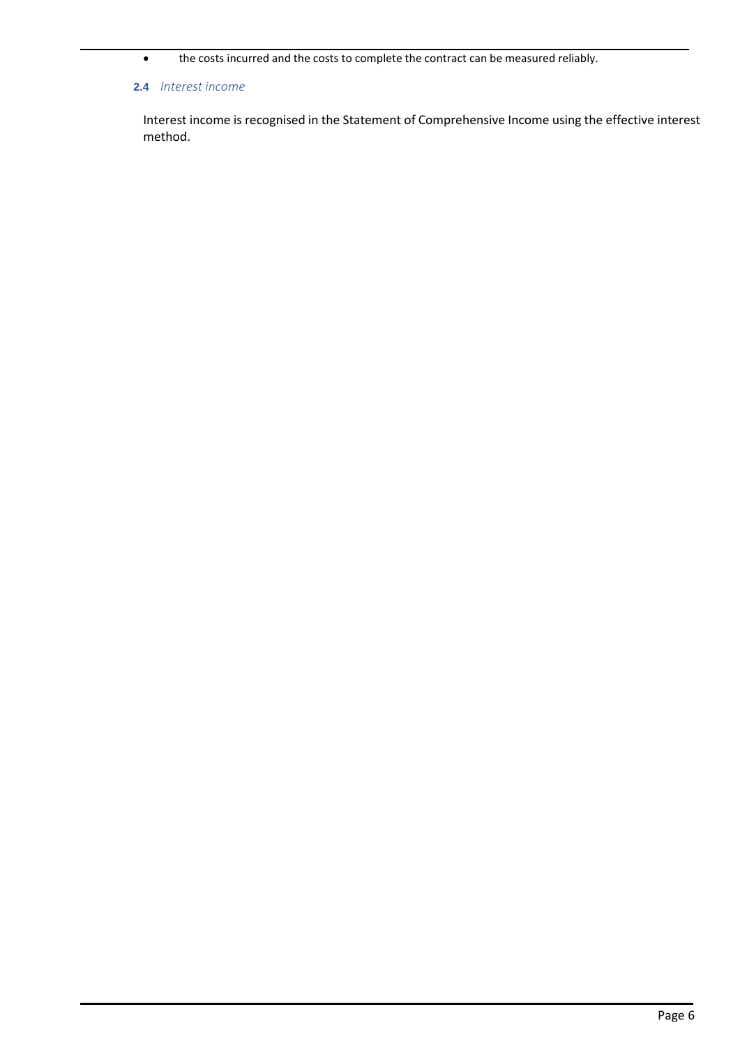- the costs incurred and the costs to complete the contract can be measured reliably.

### 2.4 *Interest income*

Interest income is recognised in the Statement of Comprehensive Income using the effective interest method.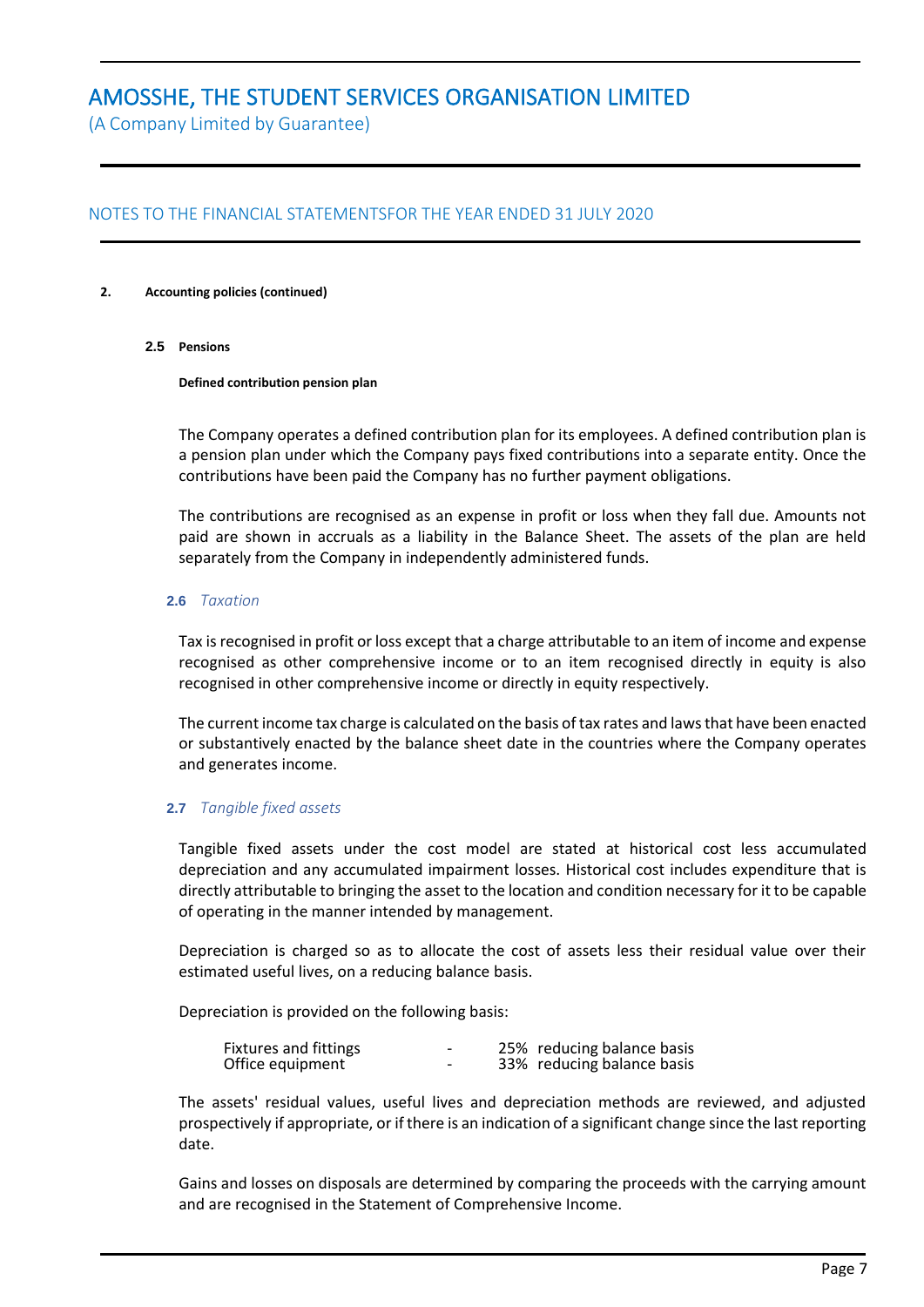# AMOSSHE, THE STUDENT SERVICES ORGANISATION LIMITED

(A Company Limited by Guarantee)

NOTES TO THE FINANCIAL STATEMENTSFOR THE YEAR ENDED 31 JULY 2020

**2. Accounting policies (continued)**

**2.5 Pensions**

**Defined contribution pension plan**

The Company operates a defined contribution plan for its employees. A defined contribution plan is a pension plan under which the Company pays fixed contributions into a separate entity. Once the contributions have been paid the Company has no further payment obligations.

The contributions are recognised as an expense in profit or loss when they fall due. Amounts not paid are shown in accruals as a liability in the Balance Sheet. The assets of the plan are held separately from the Company in independently administered funds.

**2.6** *Taxation*

Tax is recognised in profit or loss except that a charge attributable to an item of income and expense recognised as other comprehensive income or to an item recognised directly in equity is also recognised in other comprehensive income or directly in equity respectively.

The current income tax charge is calculated on the basis of tax rates and laws that have been enacted or substantively enacted by the balance sheet date in the countries where the Company operates and generates income.

**2.7** *Tangible fixed assets*

Tangible fixed assets under the cost model are stated at historical cost less accumulated depreciation and any accumulated impairment losses. Historical cost includes expenditure that is directly attributable to bringing the asset to the location and condition necessary for it to be capable of operating in the manner intended by management.

Depreciation is charged so as to allocate the cost of assets less their residual value over their estimated useful lives, on a reducing balance basis.

Depreciation is provided on the following basis:

| | | |
|---|---|---|
| Fixtures and fittings | - | 25% reducing balance basis |
| Office equipment | - | 33% reducing balance basis |

The assets' residual values, useful lives and depreciation methods are reviewed, and adjusted prospectively if appropriate, or if there is an indication of a significant change since the last reporting date.

Gains and losses on disposals are determined by comparing the proceeds with the carrying amount and are recognised in the Statement of Comprehensive Income.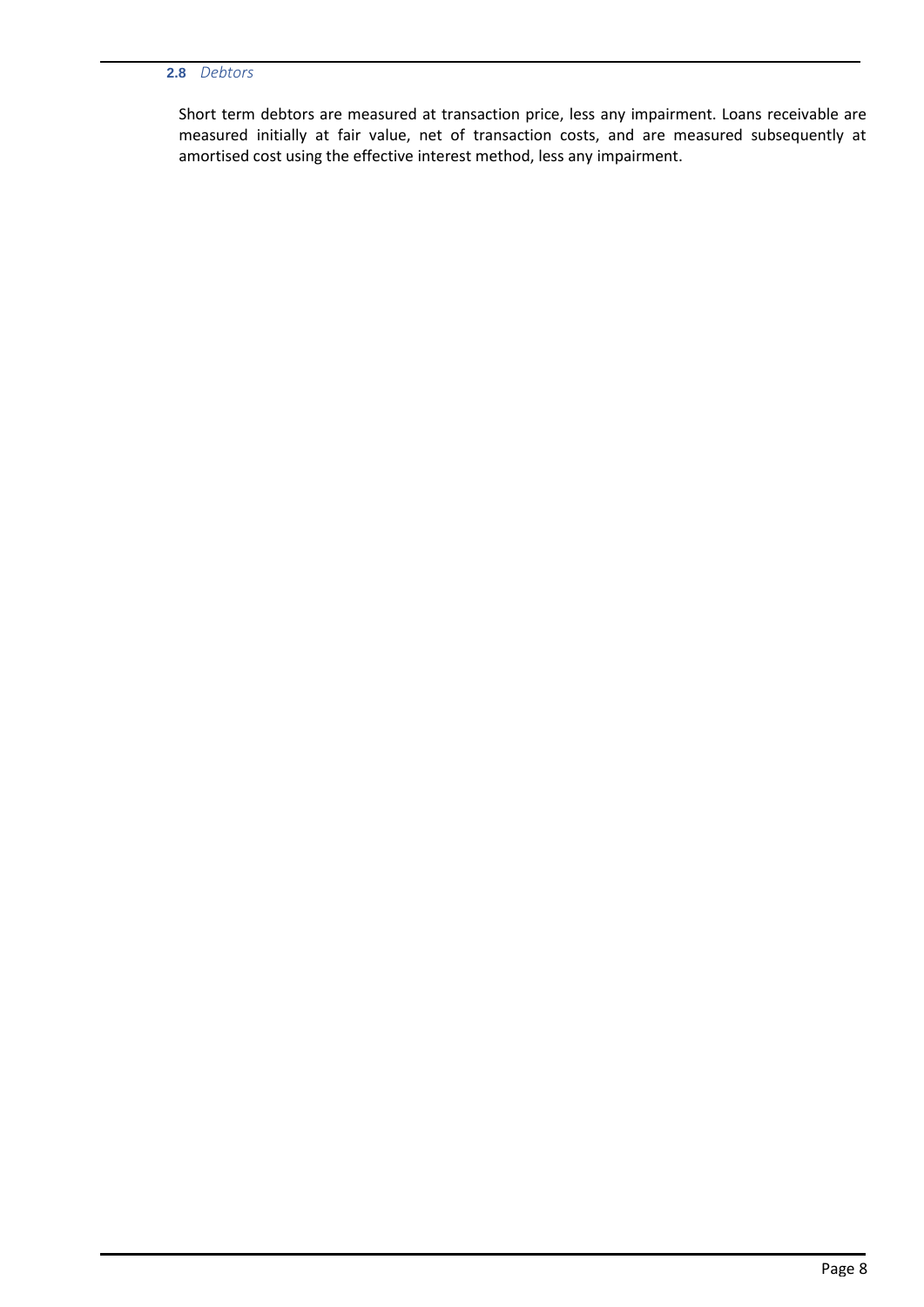### 2.8 *Debtors*

Short term debtors are measured at transaction price, less any impairment. Loans receivable are measured initially at fair value, net of transaction costs, and are measured subsequently at amortised cost using the effective interest method, less any impairment.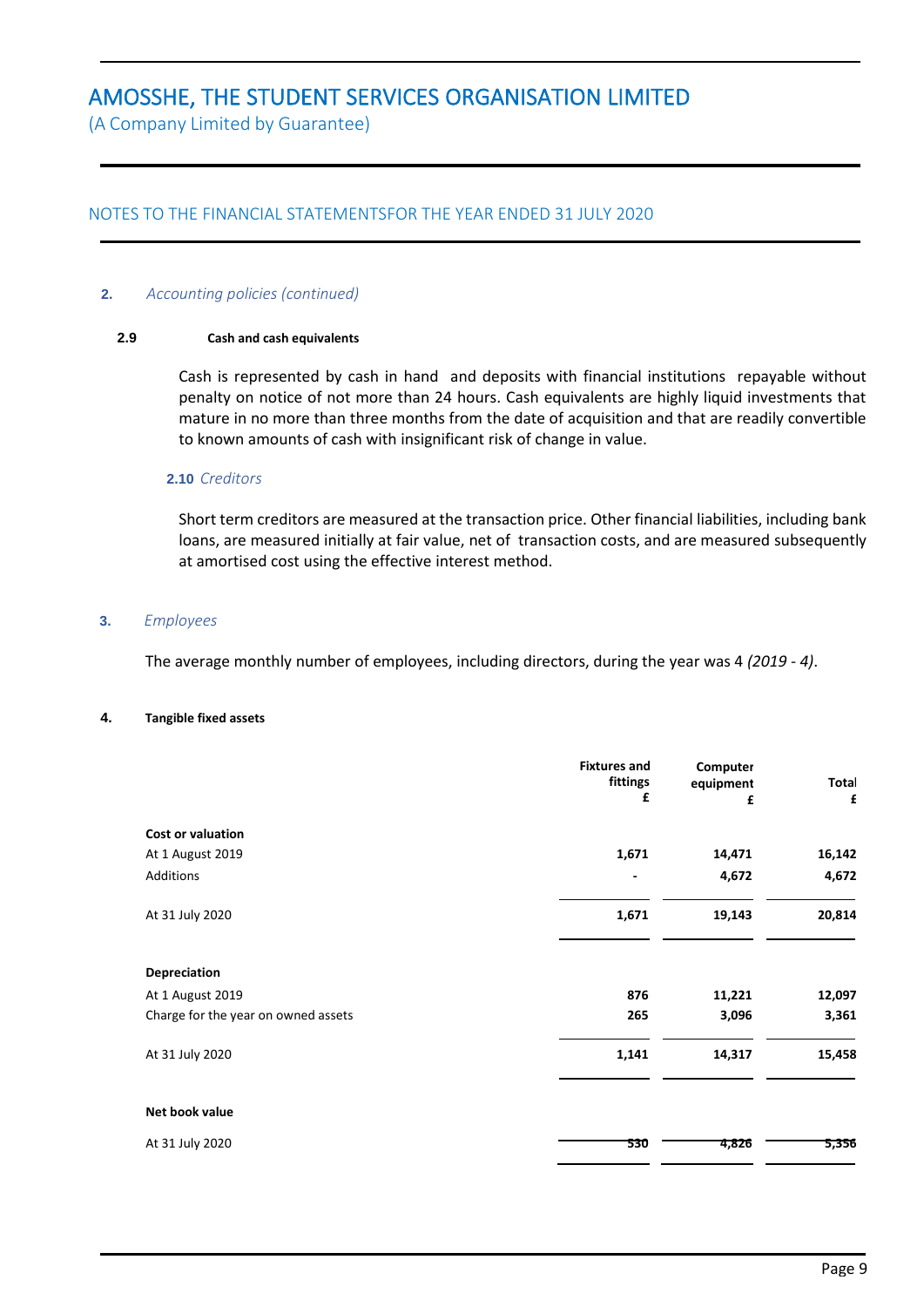# AMOSSHE, THE STUDENT SERVICES ORGANISATION LIMITED

(A Company Limited by Guarantee)

## NOTES TO THE FINANCIAL STATEMENTSFOR THE YEAR ENDED 31 JULY 2020

**2.** *Accounting policies (continued)*

**2.9 Cash and cash equivalents**

Cash is represented by cash in hand and deposits with financial institutions repayable without penalty on notice of not more than 24 hours. Cash equivalents are highly liquid investments that mature in no more than three months from the date of acquisition and that are readily convertible to known amounts of cash with insignificant risk of change in value.

**2.10** *Creditors*

Short term creditors are measured at the transaction price. Other financial liabilities, including bank loans, are measured initially at fair value, net of transaction costs, and are measured subsequently at amortised cost using the effective interest method.

**3.** *Employees*

The average monthly number of employees, including directors, during the year was 4 *(2019 - 4)*.

**4. Tangible fixed assets**

| | Fixtures and fittings £ | Computer equipment £ | Total £ |
|---|---|---|---|
| **Cost or valuation** | | | |
| At 1 August 2019 | 1,671 | 14,471 | 16,142 |
| Additions | - | 4,672 | 4,672 |
| At 31 July 2020 | 1,671 | 19,143 | 20,814 |
| **Depreciation** | | | |
| At 1 August 2019 | 876 | 11,221 | 12,097 |
| Charge for the year on owned assets | 265 | 3,096 | 3,361 |
| At 31 July 2020 | 1,141 | 14,317 | 15,458 |
| **Net book value** | | | |
| At 31 July 2020 | 530 | 4,826 | 5,356 |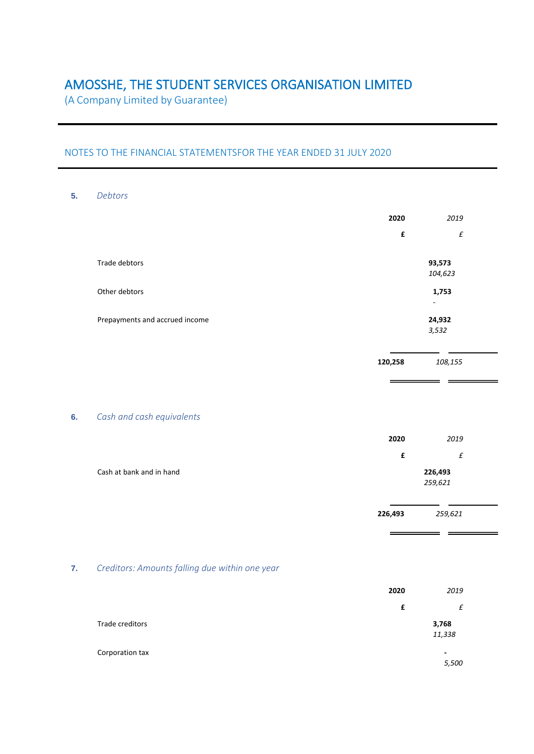## AMOSSHE, THE STUDENT SERVICES ORGANISATION LIMITED

(A Company Limited by Guarantee)

### NOTES TO THE FINANCIAL STATEMENTSFOR THE YEAR ENDED 31 JULY 2020

**5.** *Debtors*

| | **2020** | *2019* |
|---|---|---|
| | **£** | *£* |
| Trade debtors | **93,573** | *104,623* |
| Other debtors | **1,753** | - |
| Prepayments and accrued income | **24,932** | *3,532* |
| | **120,258** | *108,155* |

**6.** *Cash and cash equivalents*

| | **2020** | *2019* |
|---|---|---|
| | **£** | *£* |
| Cash at bank and in hand | **226,493** | *259,621* |
| | **226,493** | *259,621* |

**7.** *Creditors: Amounts falling due within one year*

| | **2020** | *2019* |
|---|---|---|
| | **£** | *£* |
| Trade creditors | **3,768** | *11,338* |
| Corporation tax | **-** | *5,500* |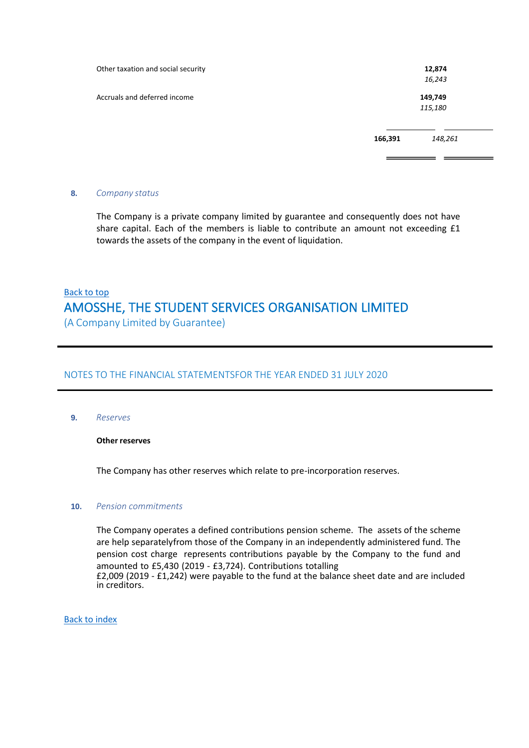| | 2020 | 2019 |
|---|---|---|
| Other taxation and social security | **12,874** | *16,243* |
| Accruals and deferred income | **149,749** | *115,180* |
| | **166,391** | *148,261* |

**8.** *Company status*

The Company is a private company limited by guarantee and consequently does not have share capital. Each of the members is liable to contribute an amount not exceeding £1 towards the assets of the company in the event of liquidation.

Back to top

# AMOSSHE, THE STUDENT SERVICES ORGANISATION LIMITED

(A Company Limited by Guarantee)

## NOTES TO THE FINANCIAL STATEMENTSFOR THE YEAR ENDED 31 JULY 2020

**9.** *Reserves*

**Other reserves**

The Company has other reserves which relate to pre-incorporation reserves.

**10.** *Pension commitments*

The Company operates a defined contributions pension scheme. The assets of the scheme are help separatelyfrom those of the Company in an independently administered fund. The pension cost charge represents contributions payable by the Company to the fund and amounted to £5,430 (2019 - £3,724). Contributions totalling £2,009 (2019 - £1,242) were payable to the fund at the balance sheet date and are included in creditors.

Back to index